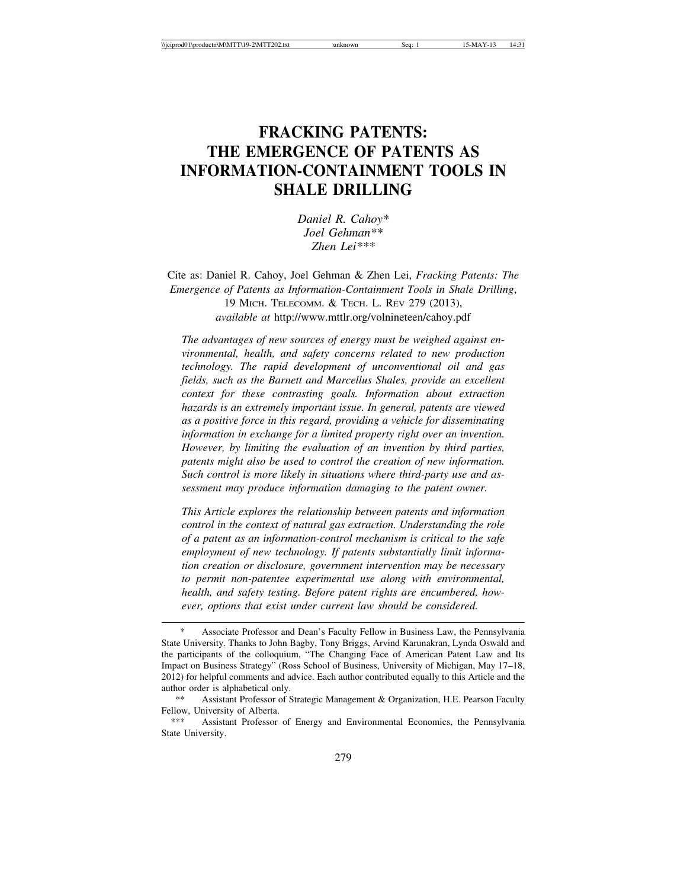# FRACKING PATENTS: THE EMERGENCE OF PATENTS AS INFORMATION-CONTAINMENT TOOLS IN SHALE DRILLING

*Daniel R. Cahoy\**
*Joel Gehman\*\**
*Zhen Lei\*\*\**

Cite as: Daniel R. Cahoy, Joel Gehman & Zhen Lei, *Fracking Patents: The Emergence of Patents as Information-Containment Tools in Shale Drilling*, 19 MICH. TELECOMM. & TECH. L. REV 279 (2013), *available at* http://www.mttlr.org/volnineteen/cahoy.pdf

*The advantages of new sources of energy must be weighed against environmental, health, and safety concerns related to new production technology. The rapid development of unconventional oil and gas fields, such as the Barnett and Marcellus Shales, provide an excellent context for these contrasting goals. Information about extraction hazards is an extremely important issue. In general, patents are viewed as a positive force in this regard, providing a vehicle for disseminating information in exchange for a limited property right over an invention. However, by limiting the evaluation of an invention by third parties, patents might also be used to control the creation of new information. Such control is more likely in situations where third-party use and assessment may produce information damaging to the patent owner.*

*This Article explores the relationship between patents and information control in the context of natural gas extraction. Understanding the role of a patent as an information-control mechanism is critical to the safe employment of new technology. If patents substantially limit information creation or disclosure, government intervention may be necessary to permit non-patentee experimental use along with environmental, health, and safety testing. Before patent rights are encumbered, however, options that exist under current law should be considered.*

---

\* Associate Professor and Dean's Faculty Fellow in Business Law, the Pennsylvania State University. Thanks to John Bagby, Tony Briggs, Arvind Karunakran, Lynda Oswald and the participants of the colloquium, "The Changing Face of American Patent Law and Its Impact on Business Strategy" (Ross School of Business, University of Michigan, May 17–18, 2012) for helpful comments and advice. Each author contributed equally to this Article and the author order is alphabetical only.

\*\* Assistant Professor of Strategic Management & Organization, H.E. Pearson Faculty Fellow, University of Alberta.

\*\*\* Assistant Professor of Energy and Environmental Economics, the Pennsylvania State University.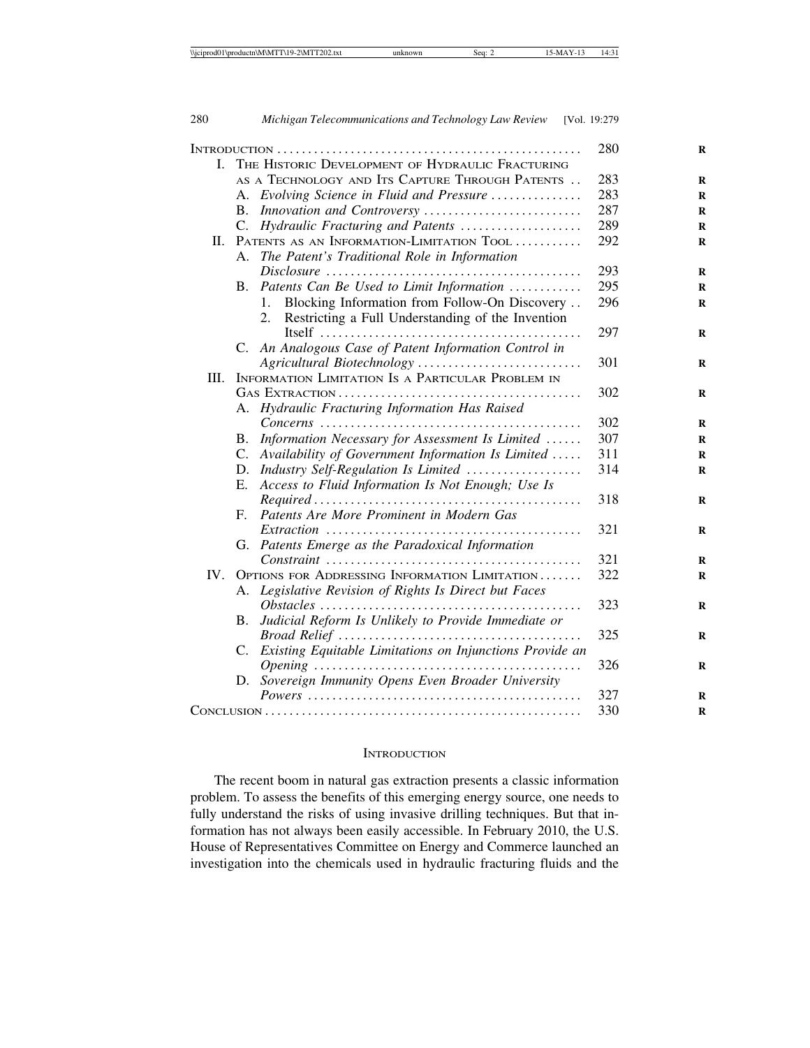| | |
|---|---|
| INTRODUCTION | 280 |
| I. THE HISTORIC DEVELOPMENT OF HYDRAULIC FRACTURING AS A TECHNOLOGY AND ITS CAPTURE THROUGH PATENTS | 283 |
| A. *Evolving Science in Fluid and Pressure* | 283 |
| B. *Innovation and Controversy* | 287 |
| C. *Hydraulic Fracturing and Patents* | 289 |
| II. PATENTS AS AN INFORMATION-LIMITATION TOOL | 292 |
| A. *The Patent's Traditional Role in Information Disclosure* | 293 |
| B. *Patents Can Be Used to Limit Information* | 295 |
| 1. Blocking Information from Follow-On Discovery | 296 |
| 2. Restricting a Full Understanding of the Invention Itself | 297 |
| C. *An Analogous Case of Patent Information Control in Agricultural Biotechnology* | 301 |
| III. INFORMATION LIMITATION IS A PARTICULAR PROBLEM IN GAS EXTRACTION | 302 |
| A. *Hydraulic Fracturing Information Has Raised Concerns* | 302 |
| B. *Information Necessary for Assessment Is Limited* | 307 |
| C. *Availability of Government Information Is Limited* | 311 |
| D. *Industry Self-Regulation Is Limited* | 314 |
| E. *Access to Fluid Information Is Not Enough; Use Is Required* | 318 |
| F. *Patents Are More Prominent in Modern Gas Extraction* | 321 |
| G. *Patents Emerge as the Paradoxical Information Constraint* | 321 |
| IV. OPTIONS FOR ADDRESSING INFORMATION LIMITATION | 322 |
| A. *Legislative Revision of Rights Is Direct but Faces Obstacles* | 323 |
| B. *Judicial Reform Is Unlikely to Provide Immediate or Broad Relief* | 325 |
| C. *Existing Equitable Limitations on Injunctions Provide an Opening* | 326 |
| D. *Sovereign Immunity Opens Even Broader University Powers* | 327 |
| CONCLUSION | 330 |

## INTRODUCTION

The recent boom in natural gas extraction presents a classic information problem. To assess the benefits of this emerging energy source, one needs to fully understand the risks of using invasive drilling techniques. But that information has not always been easily accessible. In February 2010, the U.S. House of Representatives Committee on Energy and Commerce launched an investigation into the chemicals used in hydraulic fracturing fluids and the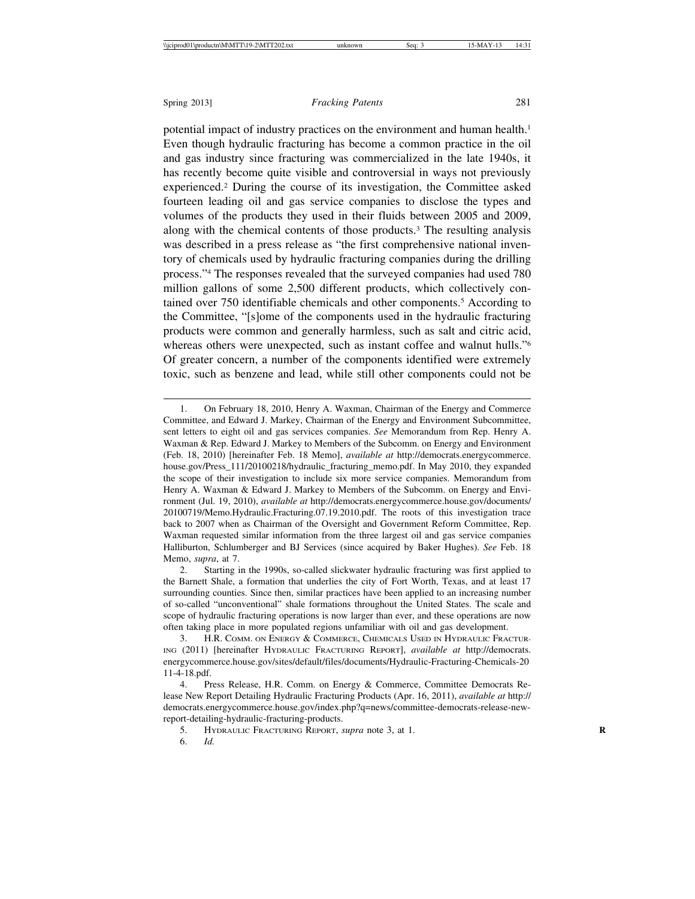potential impact of industry practices on the environment and human health.[1] Even though hydraulic fracturing has become a common practice in the oil and gas industry since fracturing was commercialized in the late 1940s, it has recently become quite visible and controversial in ways not previously experienced.[2] During the course of its investigation, the Committee asked fourteen leading oil and gas service companies to disclose the types and volumes of the products they used in their fluids between 2005 and 2009, along with the chemical contents of those products.[3] The resulting analysis was described in a press release as "the first comprehensive national inventory of chemicals used by hydraulic fracturing companies during the drilling process."[4] The responses revealed that the surveyed companies had used 780 million gallons of some 2,500 different products, which collectively contained over 750 identifiable chemicals and other components.[5] According to the Committee, "[s]ome of the components used in the hydraulic fracturing products were common and generally harmless, such as salt and citric acid, whereas others were unexpected, such as instant coffee and walnut hulls."[6] Of greater concern, a number of the components identified were extremely toxic, such as benzene and lead, while still other components could not be

---

1. On February 18, 2010, Henry A. Waxman, Chairman of the Energy and Commerce Committee, and Edward J. Markey, Chairman of the Energy and Environment Subcommittee, sent letters to eight oil and gas services companies. *See* Memorandum from Rep. Henry A. Waxman & Rep. Edward J. Markey to Members of the Subcomm. on Energy and Environment (Feb. 18, 2010) [hereinafter Feb. 18 Memo], *available at* http://democrats.energycommerce.house.gov/Press_111/20100218/hydraulic_fracturing_memo.pdf. In May 2010, they expanded the scope of their investigation to include six more service companies. Memorandum from Henry A. Waxman & Edward J. Markey to Members of the Subcomm. on Energy and Environment (Jul. 19, 2010), *available at* http://democrats.energycommerce.house.gov/documents/20100719/Memo.Hydraulic.Fracturing.07.19.2010.pdf. The roots of this investigation trace back to 2007 when as Chairman of the Oversight and Government Reform Committee, Rep. Waxman requested similar information from the three largest oil and gas service companies Halliburton, Schlumberger and BJ Services (since acquired by Baker Hughes). *See* Feb. 18 Memo, *supra*, at 7.

2. Starting in the 1990s, so-called slickwater hydraulic fracturing was first applied to the Barnett Shale, a formation that underlies the city of Fort Worth, Texas, and at least 17 surrounding counties. Since then, similar practices have been applied to an increasing number of so-called "unconventional" shale formations throughout the United States. The scale and scope of hydraulic fracturing operations is now larger than ever, and these operations are now often taking place in more populated regions unfamiliar with oil and gas development.

3. H.R. Comm. on Energy & Commerce, Chemicals Used in Hydraulic Fracturing (2011) [hereinafter Hydraulic Fracturing Report], *available at* http://democrats.energycommerce.house.gov/sites/default/files/documents/Hydraulic-Fracturing-Chemicals-2011-4-18.pdf.

4. Press Release, H.R. Comm. on Energy & Commerce, Committee Democrats Release New Report Detailing Hydraulic Fracturing Products (Apr. 16, 2011), *available at* http://democrats.energycommerce.house.gov/index.php?q=news/committee-democrats-release-new-report-detailing-hydraulic-fracturing-products.

5. Hydraulic Fracturing Report, *supra* note 3, at 1.

6. *Id.*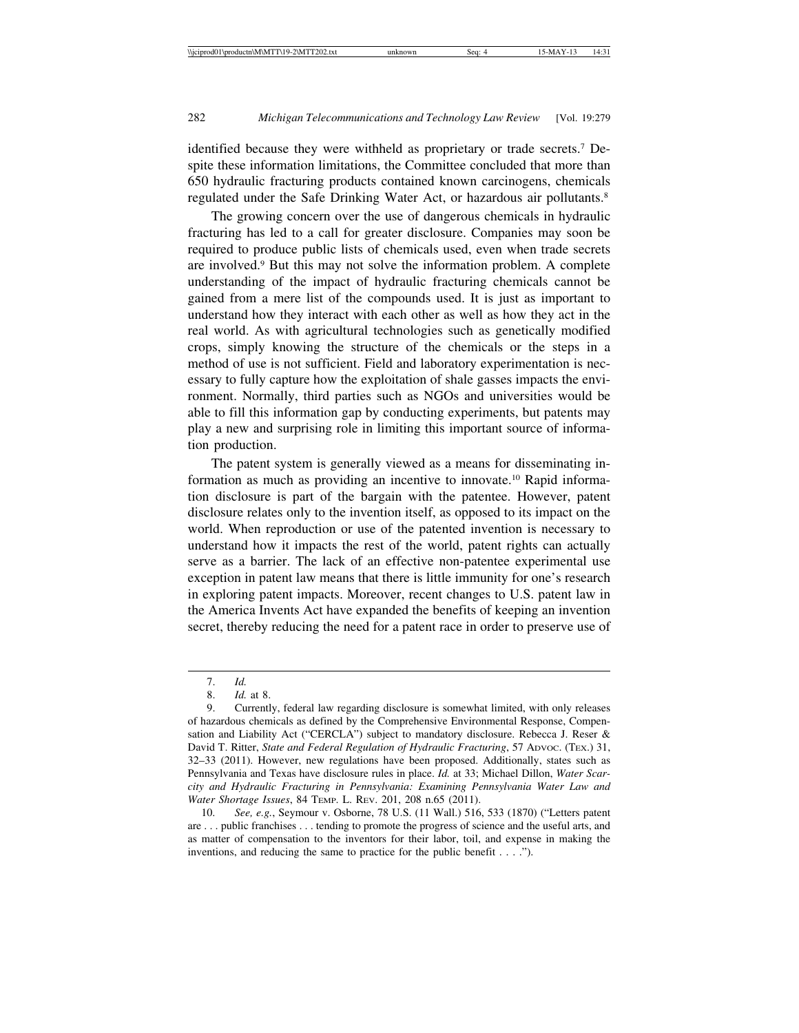identified because they were withheld as proprietary or trade secrets.[7] Despite these information limitations, the Committee concluded that more than 650 hydraulic fracturing products contained known carcinogens, chemicals regulated under the Safe Drinking Water Act, or hazardous air pollutants.[8]

The growing concern over the use of dangerous chemicals in hydraulic fracturing has led to a call for greater disclosure. Companies may soon be required to produce public lists of chemicals used, even when trade secrets are involved.[9] But this may not solve the information problem. A complete understanding of the impact of hydraulic fracturing chemicals cannot be gained from a mere list of the compounds used. It is just as important to understand how they interact with each other as well as how they act in the real world. As with agricultural technologies such as genetically modified crops, simply knowing the structure of the chemicals or the steps in a method of use is not sufficient. Field and laboratory experimentation is necessary to fully capture how the exploitation of shale gasses impacts the environment. Normally, third parties such as NGOs and universities would be able to fill this information gap by conducting experiments, but patents may play a new and surprising role in limiting this important source of information production.

The patent system is generally viewed as a means for disseminating information as much as providing an incentive to innovate.[10] Rapid information disclosure is part of the bargain with the patentee. However, patent disclosure relates only to the invention itself, as opposed to its impact on the world. When reproduction or use of the patented invention is necessary to understand how it impacts the rest of the world, patent rights can actually serve as a barrier. The lack of an effective non-patentee experimental use exception in patent law means that there is little immunity for one's research in exploring patent impacts. Moreover, recent changes to U.S. patent law in the America Invents Act have expanded the benefits of keeping an invention secret, thereby reducing the need for a patent race in order to preserve use of

---

7. *Id.*

8. *Id.* at 8.

9. Currently, federal law regarding disclosure is somewhat limited, with only releases of hazardous chemicals as defined by the Comprehensive Environmental Response, Compensation and Liability Act ("CERCLA") subject to mandatory disclosure. Rebecca J. Reser & David T. Ritter, *State and Federal Regulation of Hydraulic Fracturing*, 57 ADVOC. (TEX.) 31, 32–33 (2011). However, new regulations have been proposed. Additionally, states such as Pennsylvania and Texas have disclosure rules in place. *Id.* at 33; Michael Dillon, *Water Scarcity and Hydraulic Fracturing in Pennsylvania: Examining Pennsylvania Water Law and Water Shortage Issues*, 84 TEMP. L. REV. 201, 208 n.65 (2011).

10. *See, e.g.*, Seymour v. Osborne, 78 U.S. (11 Wall.) 516, 533 (1870) ("Letters patent are . . . public franchises . . . tending to promote the progress of science and the useful arts, and as matter of compensation to the inventors for their labor, toil, and expense in making the inventions, and reducing the same to practice for the public benefit . . . .").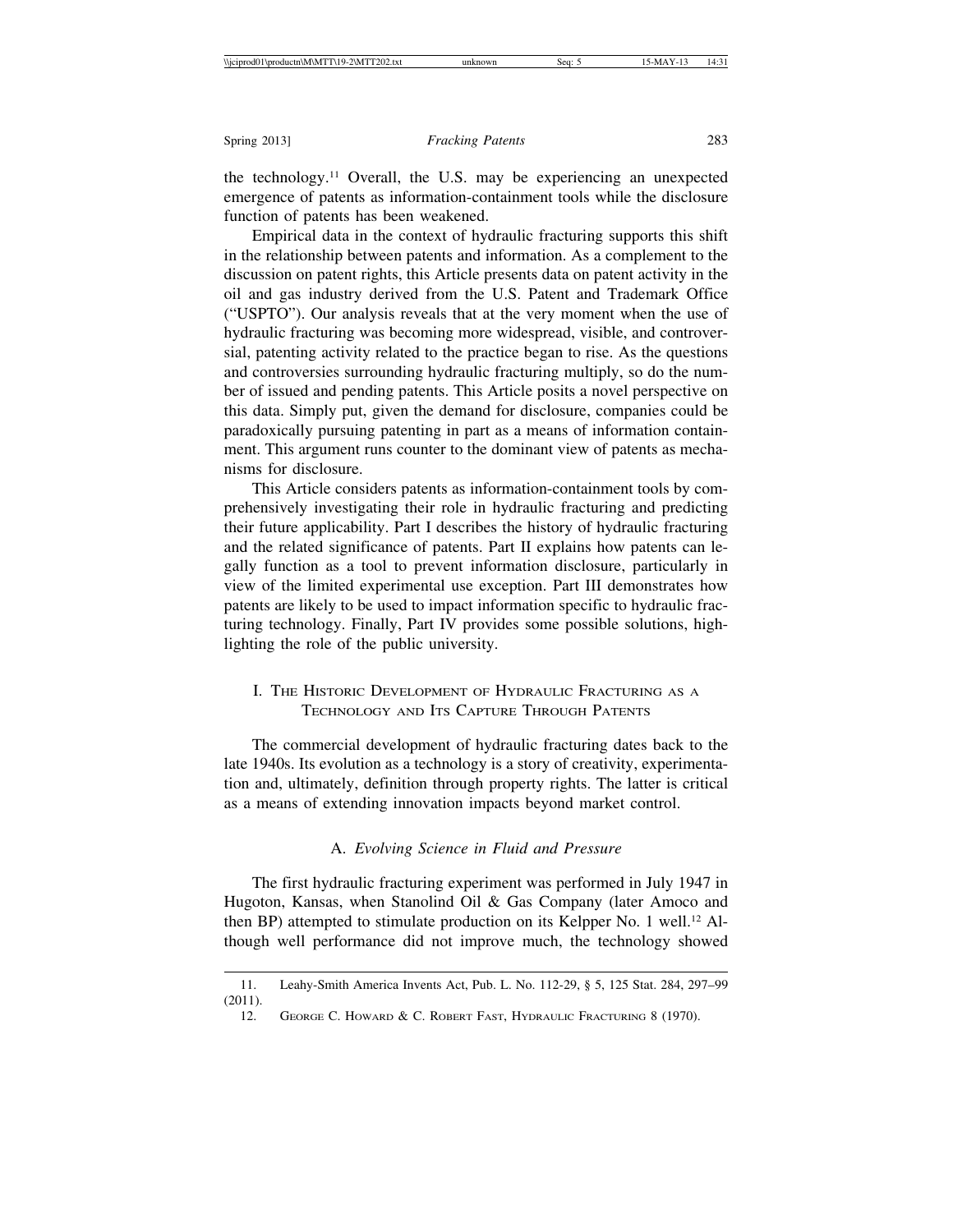the technology.[11] Overall, the U.S. may be experiencing an unexpected emergence of patents as information-containment tools while the disclosure function of patents has been weakened.

Empirical data in the context of hydraulic fracturing supports this shift in the relationship between patents and information. As a complement to the discussion on patent rights, this Article presents data on patent activity in the oil and gas industry derived from the U.S. Patent and Trademark Office ("USPTO"). Our analysis reveals that at the very moment when the use of hydraulic fracturing was becoming more widespread, visible, and controversial, patenting activity related to the practice began to rise. As the questions and controversies surrounding hydraulic fracturing multiply, so do the number of issued and pending patents. This Article posits a novel perspective on this data. Simply put, given the demand for disclosure, companies could be paradoxically pursuing patenting in part as a means of information containment. This argument runs counter to the dominant view of patents as mechanisms for disclosure.

This Article considers patents as information-containment tools by comprehensively investigating their role in hydraulic fracturing and predicting their future applicability. Part I describes the history of hydraulic fracturing and the related significance of patents. Part II explains how patents can legally function as a tool to prevent information disclosure, particularly in view of the limited experimental use exception. Part III demonstrates how patents are likely to be used to impact information specific to hydraulic fracturing technology. Finally, Part IV provides some possible solutions, highlighting the role of the public university.

## I. The Historic Development of Hydraulic Fracturing as a Technology and Its Capture Through Patents

The commercial development of hydraulic fracturing dates back to the late 1940s. Its evolution as a technology is a story of creativity, experimentation and, ultimately, definition through property rights. The latter is critical as a means of extending innovation impacts beyond market control.

### A. *Evolving Science in Fluid and Pressure*

The first hydraulic fracturing experiment was performed in July 1947 in Hugoton, Kansas, when Stanolind Oil & Gas Company (later Amoco and then BP) attempted to stimulate production on its Kelpper No. 1 well.[12] Although well performance did not improve much, the technology showed

---

11. Leahy-Smith America Invents Act, Pub. L. No. 112-29, § 5, 125 Stat. 284, 297–99 (2011).

12. George C. Howard & C. Robert Fast, Hydraulic Fracturing 8 (1970).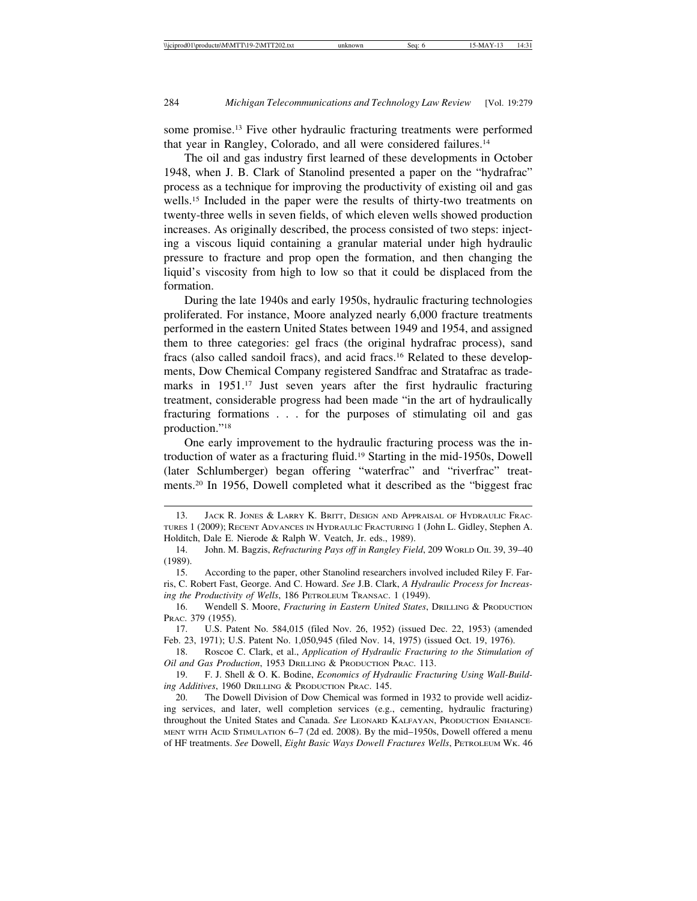some promise.[13] Five other hydraulic fracturing treatments were performed that year in Rangley, Colorado, and all were considered failures.[14]

The oil and gas industry first learned of these developments in October 1948, when J. B. Clark of Stanolind presented a paper on the "hydrafrac" process as a technique for improving the productivity of existing oil and gas wells.[15] Included in the paper were the results of thirty-two treatments on twenty-three wells in seven fields, of which eleven wells showed production increases. As originally described, the process consisted of two steps: injecting a viscous liquid containing a granular material under high hydraulic pressure to fracture and prop open the formation, and then changing the liquid's viscosity from high to low so that it could be displaced from the formation.

During the late 1940s and early 1950s, hydraulic fracturing technologies proliferated. For instance, Moore analyzed nearly 6,000 fracture treatments performed in the eastern United States between 1949 and 1954, and assigned them to three categories: gel fracs (the original hydrafrac process), sand fracs (also called sandoil fracs), and acid fracs.[16] Related to these developments, Dow Chemical Company registered Sandfrac and Stratafrac as trademarks in 1951.[17] Just seven years after the first hydraulic fracturing treatment, considerable progress had been made "in the art of hydraulically fracturing formations . . . for the purposes of stimulating oil and gas production."[18]

One early improvement to the hydraulic fracturing process was the introduction of water as a fracturing fluid.[19] Starting in the mid-1950s, Dowell (later Schlumberger) began offering "waterfrac" and "riverfrac" treatments.[20] In 1956, Dowell completed what it described as the "biggest frac

---

13. Jack R. Jones & Larry K. Britt, Design and Appraisal of Hydraulic Fractures 1 (2009); Recent Advances in Hydraulic Fracturing 1 (John L. Gidley, Stephen A. Holditch, Dale E. Nierode & Ralph W. Veatch, Jr. eds., 1989).

14. John. M. Bagzis, *Refracturing Pays off in Rangley Field*, 209 World Oil 39, 39–40 (1989).

15. According to the paper, other Stanolind researchers involved included Riley F. Farris, C. Robert Fast, George. And C. Howard. *See* J.B. Clark, *A Hydraulic Process for Increasing the Productivity of Wells*, 186 Petroleum Transac. 1 (1949).

16. Wendell S. Moore, *Fracturing in Eastern United States*, Drilling & Production Prac. 379 (1955).

17. U.S. Patent No. 584,015 (filed Nov. 26, 1952) (issued Dec. 22, 1953) (amended Feb. 23, 1971); U.S. Patent No. 1,050,945 (filed Nov. 14, 1975) (issued Oct. 19, 1976).

18. Roscoe C. Clark, et al., *Application of Hydraulic Fracturing to the Stimulation of Oil and Gas Production*, 1953 Drilling & Production Prac. 113.

19. F. J. Shell & O. K. Bodine, *Economics of Hydraulic Fracturing Using Wall-Building Additives*, 1960 Drilling & Production Prac. 145.

20. The Dowell Division of Dow Chemical was formed in 1932 to provide well acidizing services, and later, well completion services (e.g., cementing, hydraulic fracturing) throughout the United States and Canada. *See* Leonard Kalfayan, Production Enhancement with Acid Stimulation 6–7 (2d ed. 2008). By the mid–1950s, Dowell offered a menu of HF treatments. *See* Dowell, *Eight Basic Ways Dowell Fractures Wells*, Petroleum Wk. 46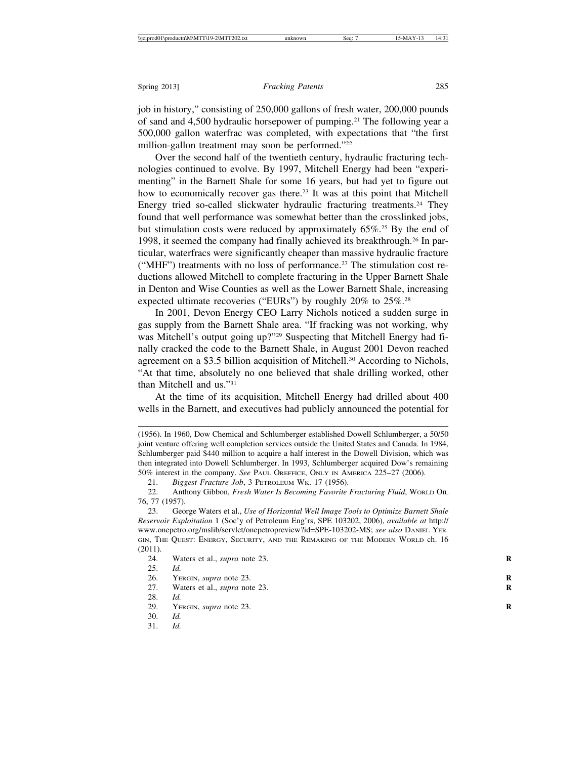job in history," consisting of 250,000 gallons of fresh water, 200,000 pounds of sand and 4,500 hydraulic horsepower of pumping.[21] The following year a 500,000 gallon waterfrac was completed, with expectations that "the first million-gallon treatment may soon be performed."[22]

Over the second half of the twentieth century, hydraulic fracturing technologies continued to evolve. By 1997, Mitchell Energy had been "experimenting" in the Barnett Shale for some 16 years, but had yet to figure out how to economically recover gas there.[23] It was at this point that Mitchell Energy tried so-called slickwater hydraulic fracturing treatments.[24] They found that well performance was somewhat better than the crosslinked jobs, but stimulation costs were reduced by approximately 65%.[25] By the end of 1998, it seemed the company had finally achieved its breakthrough.[26] In particular, waterfracs were significantly cheaper than massive hydraulic fracture ("MHF") treatments with no loss of performance.[27] The stimulation cost reductions allowed Mitchell to complete fracturing in the Upper Barnett Shale in Denton and Wise Counties as well as the Lower Barnett Shale, increasing expected ultimate recoveries ("EURs") by roughly 20% to 25%.[28]

In 2001, Devon Energy CEO Larry Nichols noticed a sudden surge in gas supply from the Barnett Shale area. "If fracking was not working, why was Mitchell's output going up?"[29] Suspecting that Mitchell Energy had finally cracked the code to the Barnett Shale, in August 2001 Devon reached agreement on a $3.5 billion acquisition of Mitchell.[30] According to Nichols, "At that time, absolutely no one believed that shale drilling worked, other than Mitchell and us."[31]

At the time of its acquisition, Mitchell Energy had drilled about 400 wells in the Barnett, and executives had publicly announced the potential for

---

(1956). In 1960, Dow Chemical and Schlumberger established Dowell Schlumberger, a 50/50 joint venture offering well completion services outside the United States and Canada. In 1984, Schlumberger paid $440 million to acquire a half interest in the Dowell Division, which was then integrated into Dowell Schlumberger. In 1993, Schlumberger acquired Dow's remaining 50% interest in the company. *See* Paul Oreffice, Only in America 225–27 (2006).

21. *Biggest Fracture Job*, 3 Petroleum Wk. 17 (1956).

22. Anthony Gibbon, *Fresh Water Is Becoming Favorite Fracturing Fluid*, World Oil 76, 77 (1957).

23. George Waters et al., *Use of Horizontal Well Image Tools to Optimize Barnett Shale Reservoir Exploitation* 1 (Soc'y of Petroleum Eng'rs, SPE 103202, 2006), *available at* http://www.onepetro.org/mslib/servlet/onepetropreview?id=SPE-103202-MS; *see also* Daniel Yergin, The Quest: Energy, Security, and the Remaking of the Modern World ch. 16 (2011).

24. Waters et al., *supra* note 23.

25. *Id.*

26. Yergin, *supra* note 23.

27. Waters et al., *supra* note 23.

28. *Id.*

29. Yergin, *supra* note 23.

30. *Id.*

31. *Id.*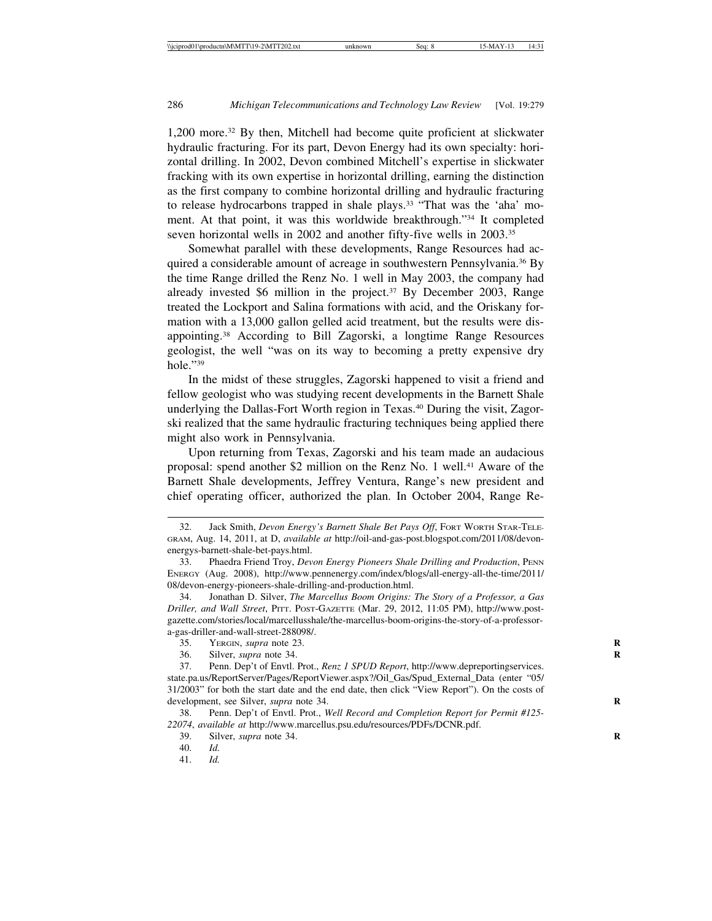1,200 more.[32] By then, Mitchell had become quite proficient at slickwater hydraulic fracturing. For its part, Devon Energy had its own specialty: horizontal drilling. In 2002, Devon combined Mitchell's expertise in slickwater fracking with its own expertise in horizontal drilling, earning the distinction as the first company to combine horizontal drilling and hydraulic fracturing to release hydrocarbons trapped in shale plays.[33] "That was the 'aha' moment. At that point, it was this worldwide breakthrough."[34] It completed seven horizontal wells in 2002 and another fifty-five wells in 2003.[35]

Somewhat parallel with these developments, Range Resources had acquired a considerable amount of acreage in southwestern Pennsylvania.[36] By the time Range drilled the Renz No. 1 well in May 2003, the company had already invested $6 million in the project.[37] By December 2003, Range treated the Lockport and Salina formations with acid, and the Oriskany formation with a 13,000 gallon gelled acid treatment, but the results were disappointing.[38] According to Bill Zagorski, a longtime Range Resources geologist, the well "was on its way to becoming a pretty expensive dry hole."[39]

In the midst of these struggles, Zagorski happened to visit a friend and fellow geologist who was studying recent developments in the Barnett Shale underlying the Dallas-Fort Worth region in Texas.[40] During the visit, Zagorski realized that the same hydraulic fracturing techniques being applied there might also work in Pennsylvania.

Upon returning from Texas, Zagorski and his team made an audacious proposal: spend another $2 million on the Renz No. 1 well.[41] Aware of the Barnett Shale developments, Jeffrey Ventura, Range's new president and chief operating officer, authorized the plan. In October 2004, Range Re-

---

32. Jack Smith, *Devon Energy's Barnett Shale Bet Pays Off*, Fort Worth Star-Telegram, Aug. 14, 2011, at D, *available at* http://oil-and-gas-post.blogspot.com/2011/08/devon-energys-barnett-shale-bet-pays.html.

33. Phaedra Friend Troy, *Devon Energy Pioneers Shale Drilling and Production*, Penn Energy (Aug. 2008), http://www.pennenergy.com/index/blogs/all-energy-all-the-time/2011/08/devon-energy-pioneers-shale-drilling-and-production.html.

34. Jonathan D. Silver, *The Marcellus Boom Origins: The Story of a Professor, a Gas Driller, and Wall Street*, Pitt. Post-Gazette (Mar. 29, 2012, 11:05 PM), http://www.post-gazette.com/stories/local/marcellusshale/the-marcellus-boom-origins-the-story-of-a-professor-a-gas-driller-and-wall-street-288098/.

35. Yergin, *supra* note 23.

36. Silver, *supra* note 34.

37. Penn. Dep't of Envtl. Prot., *Renz 1 SPUD Report*, http://www.depreportingservices.state.pa.us/ReportServer/Pages/ReportViewer.aspx?/Oil_Gas/Spud_External_Data (enter "05/31/2003" for both the start date and the end date, then click "View Report"). On the costs of development, see Silver, *supra* note 34.

38. Penn. Dep't of Envtl. Prot., *Well Record and Completion Report for Permit #125-22074*, *available at* http://www.marcellus.psu.edu/resources/PDFs/DCNR.pdf.

39. Silver, *supra* note 34.

40. *Id.*

41. *Id.*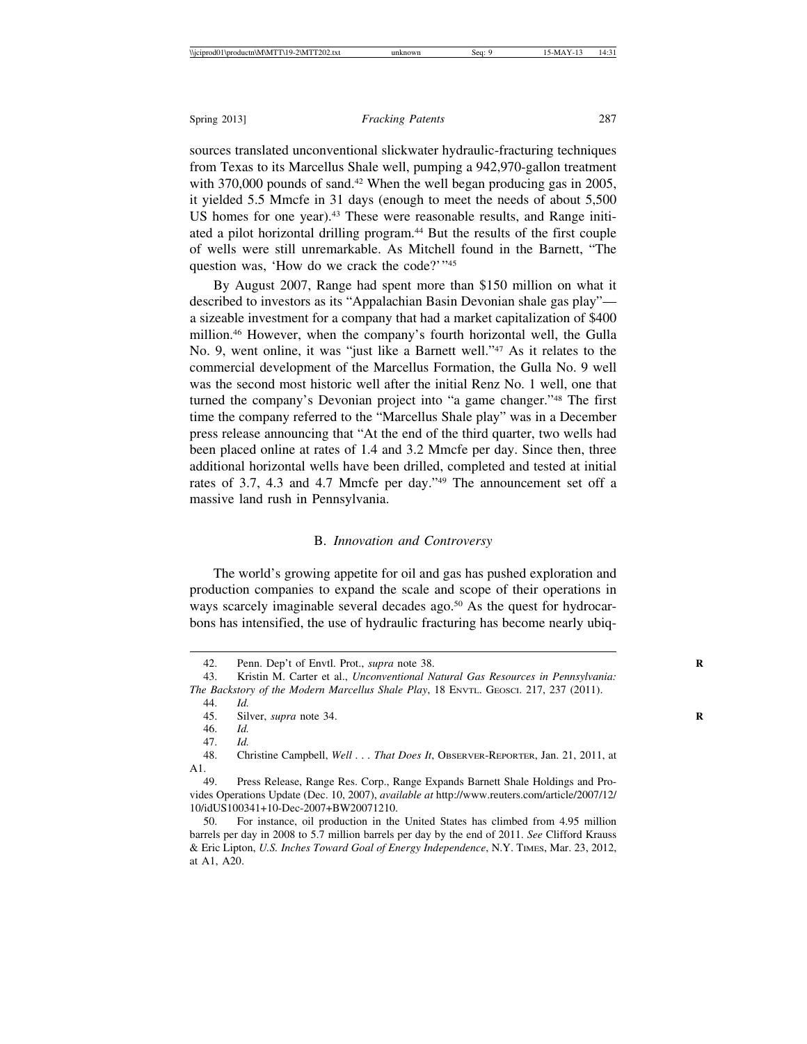sources translated unconventional slickwater hydraulic-fracturing techniques from Texas to its Marcellus Shale well, pumping a 942,970-gallon treatment with 370,000 pounds of sand.[42] When the well began producing gas in 2005, it yielded 5.5 Mmcfe in 31 days (enough to meet the needs of about 5,500 US homes for one year).[43] These were reasonable results, and Range initiated a pilot horizontal drilling program.[44] But the results of the first couple of wells were still unremarkable. As Mitchell found in the Barnett, "The question was, 'How do we crack the code?'"[45]

By August 2007, Range had spent more than $150 million on what it described to investors as its "Appalachian Basin Devonian shale gas play"—a sizeable investment for a company that had a market capitalization of $400 million.[46] However, when the company's fourth horizontal well, the Gulla No. 9, went online, it was "just like a Barnett well."[47] As it relates to the commercial development of the Marcellus Formation, the Gulla No. 9 well was the second most historic well after the initial Renz No. 1 well, one that turned the company's Devonian project into "a game changer."[48] The first time the company referred to the "Marcellus Shale play" was in a December press release announcing that "At the end of the third quarter, two wells had been placed online at rates of 1.4 and 3.2 Mmcfe per day. Since then, three additional horizontal wells have been drilled, completed and tested at initial rates of 3.7, 4.3 and 4.7 Mmcfe per day."[49] The announcement set off a massive land rush in Pennsylvania.

### B. *Innovation and Controversy*

The world's growing appetite for oil and gas has pushed exploration and production companies to expand the scale and scope of their operations in ways scarcely imaginable several decades ago.[50] As the quest for hydrocarbons has intensified, the use of hydraulic fracturing has become nearly ubiq-

---

42. Penn. Dep't of Envtl. Prot., *supra* note 38.

43. Kristin M. Carter et al., *Unconventional Natural Gas Resources in Pennsylvania: The Backstory of the Modern Marcellus Shale Play*, 18 Envtl. Geosci. 217, 237 (2011).

44. *Id.*

45. Silver, *supra* note 34.

46. *Id.*

47. *Id.*

48. Christine Campbell, *Well . . . That Does It*, Observer-Reporter, Jan. 21, 2011, at A1.

49. Press Release, Range Res. Corp., Range Expands Barnett Shale Holdings and Provides Operations Update (Dec. 10, 2007), *available at* http://www.reuters.com/article/2007/12/10/idUS100341+10-Dec-2007+BW20071210.

50. For instance, oil production in the United States has climbed from 4.95 million barrels per day in 2008 to 5.7 million barrels per day by the end of 2011. *See* Clifford Krauss & Eric Lipton, *U.S. Inches Toward Goal of Energy Independence*, N.Y. Times, Mar. 23, 2012, at A1, A20.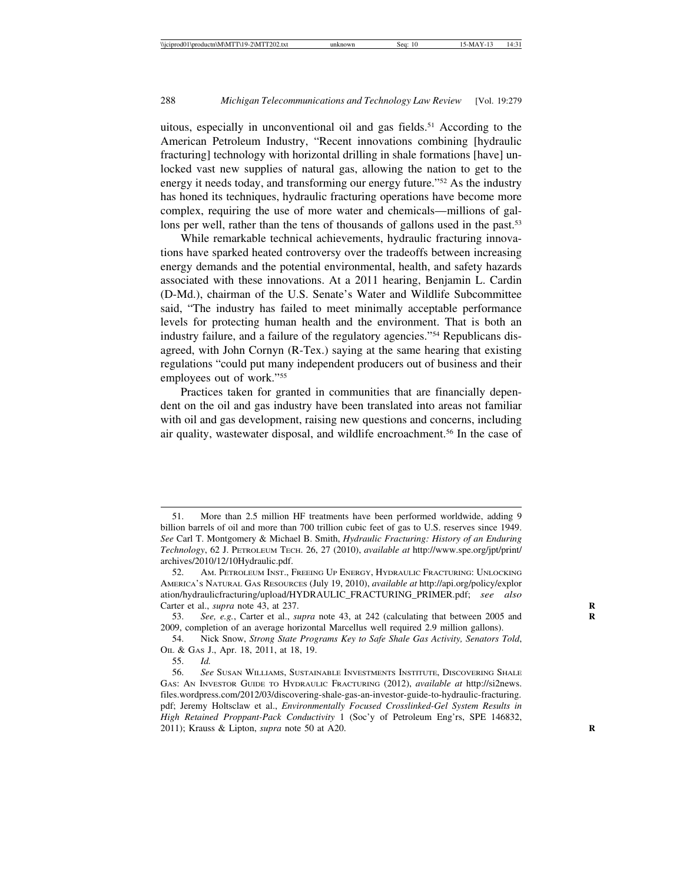uitous, especially in unconventional oil and gas fields.[51] According to the American Petroleum Industry, "Recent innovations combining [hydraulic fracturing] technology with horizontal drilling in shale formations [have] unlocked vast new supplies of natural gas, allowing the nation to get to the energy it needs today, and transforming our energy future."[52] As the industry has honed its techniques, hydraulic fracturing operations have become more complex, requiring the use of more water and chemicals—millions of gallons per well, rather than the tens of thousands of gallons used in the past.[53]

While remarkable technical achievements, hydraulic fracturing innovations have sparked heated controversy over the tradeoffs between increasing energy demands and the potential environmental, health, and safety hazards associated with these innovations. At a 2011 hearing, Benjamin L. Cardin (D-Md.), chairman of the U.S. Senate's Water and Wildlife Subcommittee said, "The industry has failed to meet minimally acceptable performance levels for protecting human health and the environment. That is both an industry failure, and a failure of the regulatory agencies."[54] Republicans disagreed, with John Cornyn (R-Tex.) saying at the same hearing that existing regulations "could put many independent producers out of business and their employees out of work."[55]

Practices taken for granted in communities that are financially dependent on the oil and gas industry have been translated into areas not familiar with oil and gas development, raising new questions and concerns, including air quality, wastewater disposal, and wildlife encroachment.[56] In the case of

---

51. More than 2.5 million HF treatments have been performed worldwide, adding 9 billion barrels of oil and more than 700 trillion cubic feet of gas to U.S. reserves since 1949. *See* Carl T. Montgomery & Michael B. Smith, *Hydraulic Fracturing: History of an Enduring Technology*, 62 J. Petroleum Tech. 26, 27 (2010), *available at* http://www.spe.org/jpt/print/archives/2010/12/10Hydraulic.pdf.

52. Am. Petroleum Inst., Freeing Up Energy, Hydraulic Fracturing: Unlocking America's Natural Gas Resources (July 19, 2010), *available at* http://api.org/policy/exploration/hydraulicfracturing/upload/HYDRAULIC_FRACTURING_PRIMER.pdf; *see also* Carter et al., *supra* note 43, at 237.

53. *See, e.g.*, Carter et al., *supra* note 43, at 242 (calculating that between 2005 and 2009, completion of an average horizontal Marcellus well required 2.9 million gallons).

54. Nick Snow, *Strong State Programs Key to Safe Shale Gas Activity, Senators Told*, Oil & Gas J., Apr. 18, 2011, at 18, 19.

55. *Id.*

56. *See* Susan Williams, Sustainable Investments Institute, Discovering Shale Gas: An Investor Guide to Hydraulic Fracturing (2012), *available at* http://si2news.files.wordpress.com/2012/03/discovering-shale-gas-an-investor-guide-to-hydraulic-fracturing.pdf; Jeremy Holtsclaw et al., *Environmentally Focused Crosslinked-Gel System Results in High Retained Proppant-Pack Conductivity* 1 (Soc'y of Petroleum Eng'rs, SPE 146832, 2011); Krauss & Lipton, *supra* note 50 at A20.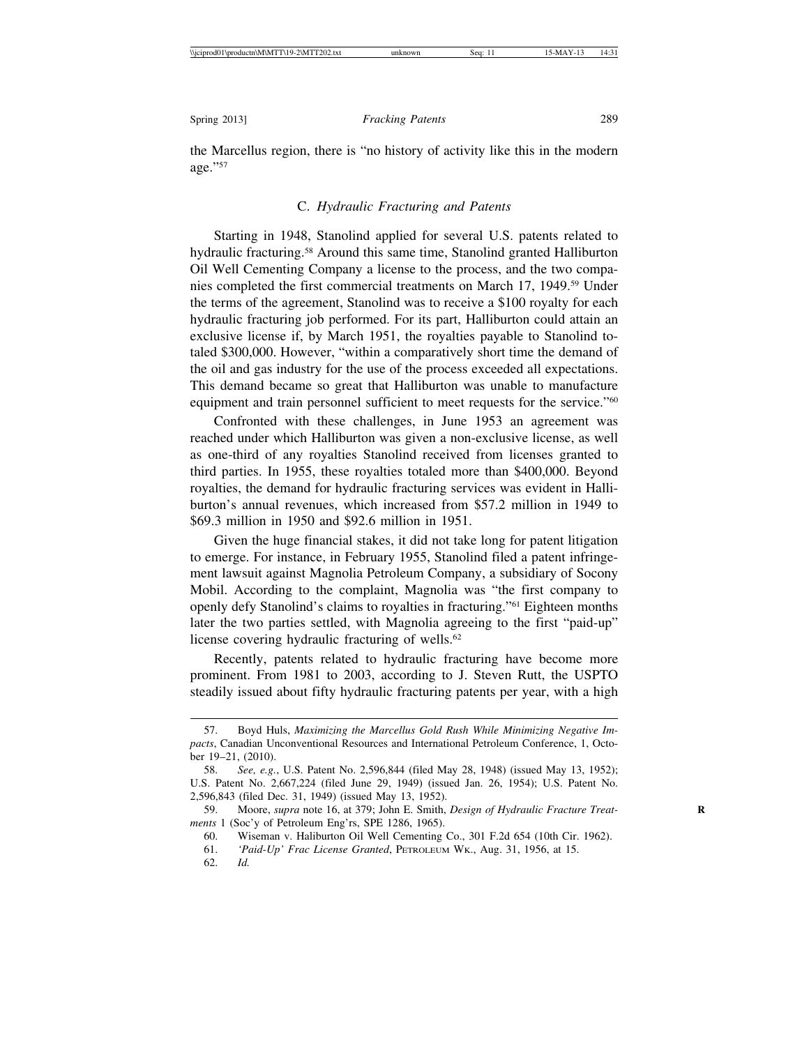the Marcellus region, there is "no history of activity like this in the modern age."[57]

### C. *Hydraulic Fracturing and Patents*

Starting in 1948, Stanolind applied for several U.S. patents related to hydraulic fracturing.[58] Around this same time, Stanolind granted Halliburton Oil Well Cementing Company a license to the process, and the two companies completed the first commercial treatments on March 17, 1949.[59] Under the terms of the agreement, Stanolind was to receive a $100 royalty for each hydraulic fracturing job performed. For its part, Halliburton could attain an exclusive license if, by March 1951, the royalties payable to Stanolind totaled $300,000. However, "within a comparatively short time the demand of the oil and gas industry for the use of the process exceeded all expectations. This demand became so great that Halliburton was unable to manufacture equipment and train personnel sufficient to meet requests for the service."[60]

Confronted with these challenges, in June 1953 an agreement was reached under which Halliburton was given a non-exclusive license, as well as one-third of any royalties Stanolind received from licenses granted to third parties. In 1955, these royalties totaled more than $400,000. Beyond royalties, the demand for hydraulic fracturing services was evident in Halliburton's annual revenues, which increased from $57.2 million in 1949 to $69.3 million in 1950 and $92.6 million in 1951.

Given the huge financial stakes, it did not take long for patent litigation to emerge. For instance, in February 1955, Stanolind filed a patent infringement lawsuit against Magnolia Petroleum Company, a subsidiary of Socony Mobil. According to the complaint, Magnolia was "the first company to openly defy Stanolind's claims to royalties in fracturing."[61] Eighteen months later the two parties settled, with Magnolia agreeing to the first "paid-up" license covering hydraulic fracturing of wells.[62]

Recently, patents related to hydraulic fracturing have become more prominent. From 1981 to 2003, according to J. Steven Rutt, the USPTO steadily issued about fifty hydraulic fracturing patents per year, with a high

---

57. Boyd Huls, *Maximizing the Marcellus Gold Rush While Minimizing Negative Impacts*, Canadian Unconventional Resources and International Petroleum Conference, 1, October 19–21, (2010).

58. *See, e.g.*, U.S. Patent No. 2,596,844 (filed May 28, 1948) (issued May 13, 1952); U.S. Patent No. 2,667,224 (filed June 29, 1949) (issued Jan. 26, 1954); U.S. Patent No. 2,596,843 (filed Dec. 31, 1949) (issued May 13, 1952).

59. Moore, *supra* note 16, at 379; John E. Smith, *Design of Hydraulic Fracture Treatments* 1 (Soc'y of Petroleum Eng'rs, SPE 1286, 1965).

60. Wiseman v. Haliburton Oil Well Cementing Co., 301 F.2d 654 (10th Cir. 1962).

61. *'Paid-Up' Frac License Granted*, PETROLEUM WK., Aug. 31, 1956, at 15.

62. *Id.*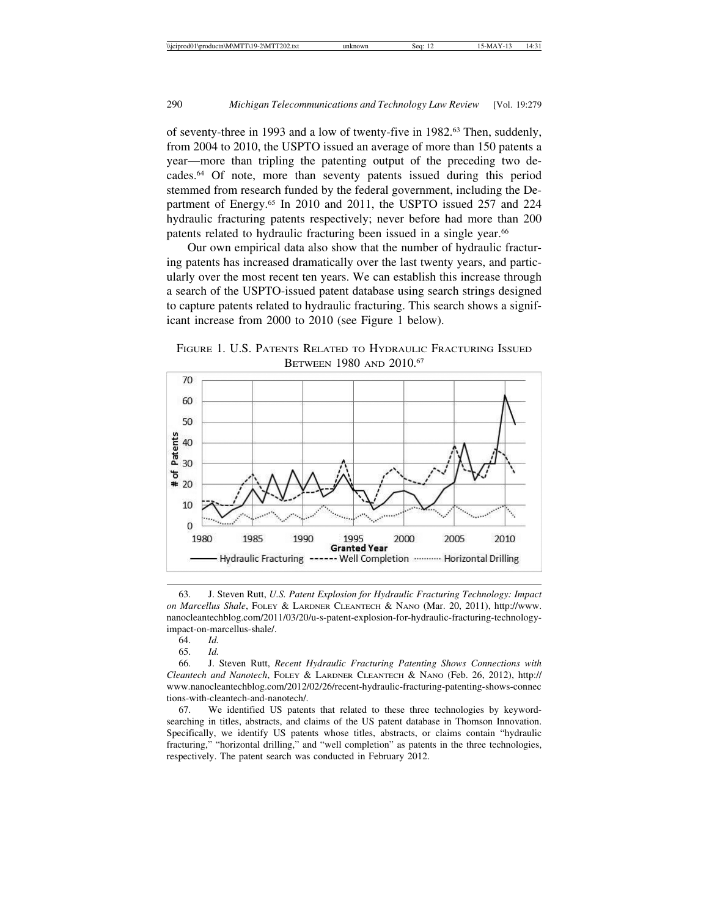of seventy-three in 1993 and a low of twenty-five in 1982.[63] Then, suddenly, from 2004 to 2010, the USPTO issued an average of more than 150 patents a year—more than tripling the patenting output of the preceding two decades.[64] Of note, more than seventy patents issued during this period stemmed from research funded by the federal government, including the Department of Energy.[65] In 2010 and 2011, the USPTO issued 257 and 224 hydraulic fracturing patents respectively; never before had more than 200 patents related to hydraulic fracturing been issued in a single year.[66]

Our own empirical data also show that the number of hydraulic fracturing patents has increased dramatically over the last twenty years, and particularly over the most recent ten years. We can establish this increase through a search of the USPTO-issued patent database using search strings designed to capture patents related to hydraulic fracturing. This search shows a significant increase from 2000 to 2010 (see Figure 1 below).

FIGURE 1. U.S. PATENTS RELATED TO HYDRAULIC FRACTURING ISSUED BETWEEN 1980 AND 2010.[67]

---

63. J. Steven Rutt, *U.S. Patent Explosion for Hydraulic Fracturing Technology: Impact on Marcellus Shale*, FOLEY & LARDNER CLEANTECH & NANO (Mar. 20, 2011), http://www.nanocleantechblog.com/2011/03/20/u-s-patent-explosion-for-hydraulic-fracturing-technology-impact-on-marcellus-shale/.

64. *Id.*

65. *Id.*

66. J. Steven Rutt, *Recent Hydraulic Fracturing Patenting Shows Connections with Cleantech and Nanotech*, FOLEY & LARDNER CLEANTECH & NANO (Feb. 26, 2012), http://www.nanocleantechblog.com/2012/02/26/recent-hydraulic-fracturing-patenting-shows-connections-with-cleantech-and-nanotech/.

67. We identified US patents that related to these three technologies by keyword-searching in titles, abstracts, and claims of the US patent database in Thomson Innovation. Specifically, we identify US patents whose titles, abstracts, or claims contain "hydraulic fracturing," "horizontal drilling," and "well completion" as patents in the three technologies, respectively. The patent search was conducted in February 2012.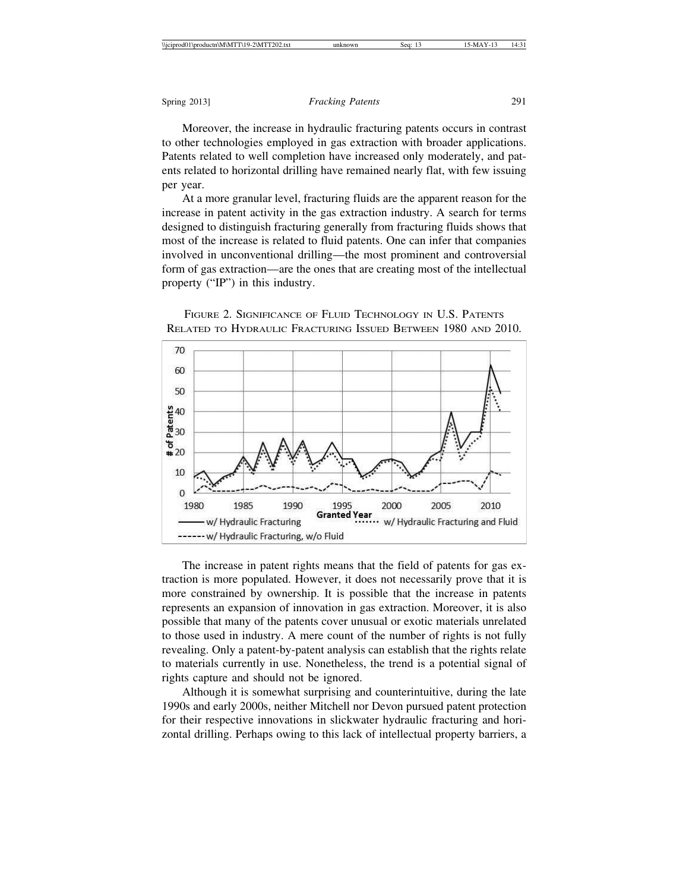Moreover, the increase in hydraulic fracturing patents occurs in contrast to other technologies employed in gas extraction with broader applications. Patents related to well completion have increased only moderately, and patents related to horizontal drilling have remained nearly flat, with few issuing per year.

At a more granular level, fracturing fluids are the apparent reason for the increase in patent activity in the gas extraction industry. A search for terms designed to distinguish fracturing generally from fracturing fluids shows that most of the increase is related to fluid patents. One can infer that companies involved in unconventional drilling—the most prominent and controversial form of gas extraction—are the ones that are creating most of the intellectual property ("IP") in this industry.

FIGURE 2. SIGNIFICANCE OF FLUID TECHNOLOGY IN U.S. PATENTS RELATED TO HYDRAULIC FRACTURING ISSUED BETWEEN 1980 AND 2010.

The increase in patent rights means that the field of patents for gas extraction is more populated. However, it does not necessarily prove that it is more constrained by ownership. It is possible that the increase in patents represents an expansion of innovation in gas extraction. Moreover, it is also possible that many of the patents cover unusual or exotic materials unrelated to those used in industry. A mere count of the number of rights is not fully revealing. Only a patent-by-patent analysis can establish that the rights relate to materials currently in use. Nonetheless, the trend is a potential signal of rights capture and should not be ignored.

Although it is somewhat surprising and counterintuitive, during the late 1990s and early 2000s, neither Mitchell nor Devon pursued patent protection for their respective innovations in slickwater hydraulic fracturing and horizontal drilling. Perhaps owing to this lack of intellectual property barriers, a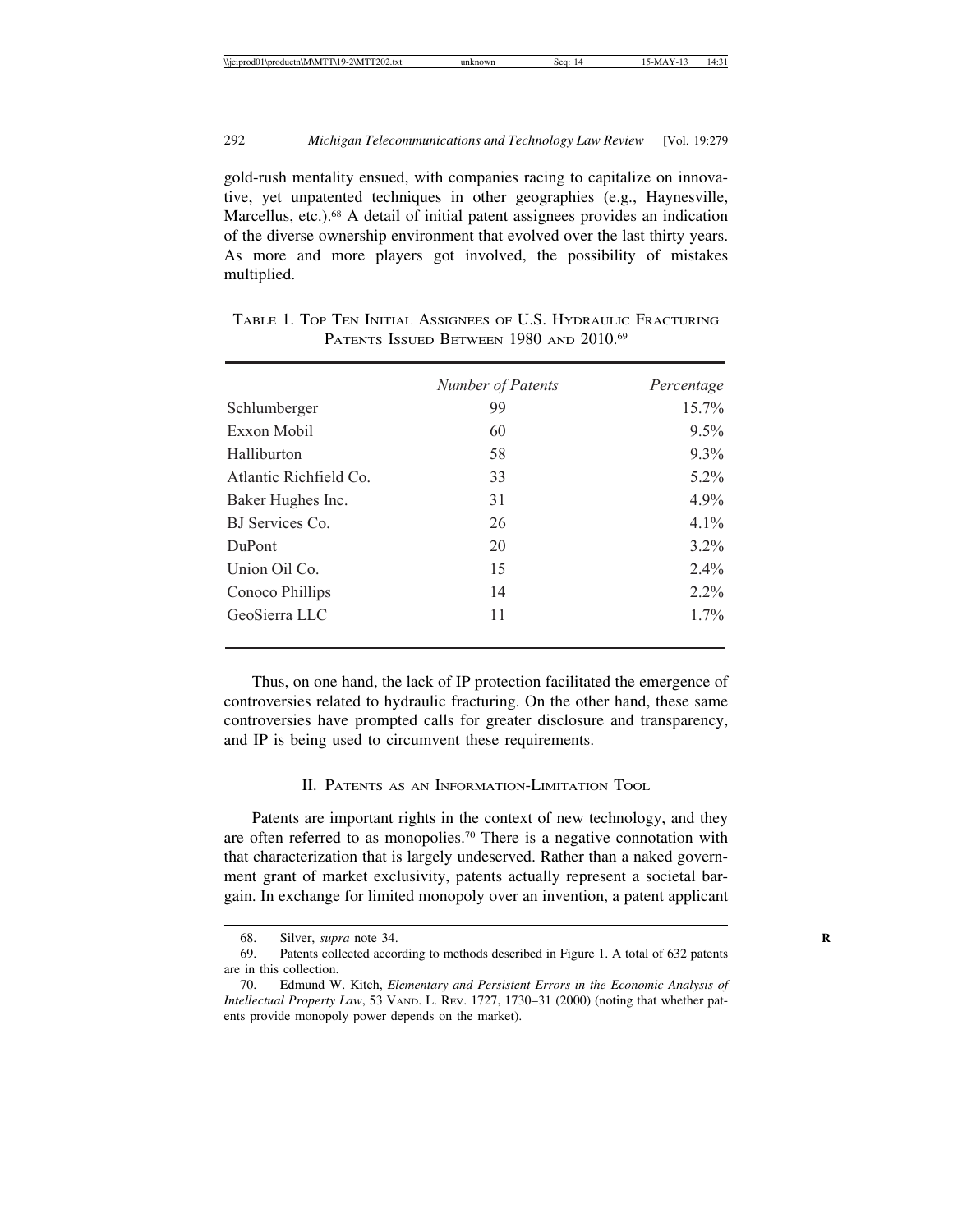gold-rush mentality ensued, with companies racing to capitalize on innovative, yet unpatented techniques in other geographies (e.g., Haynesville, Marcellus, etc.).[68] A detail of initial patent assignees provides an indication of the diverse ownership environment that evolved over the last thirty years. As more and more players got involved, the possibility of mistakes multiplied.

TABLE 1. TOP TEN INITIAL ASSIGNEES OF U.S. HYDRAULIC FRACTURING PATENTS ISSUED BETWEEN 1980 AND 2010.[69]

| | *Number of Patents* | *Percentage* |
|---|---|---|
| Schlumberger | 99 | 15.7% |
| Exxon Mobil | 60 | 9.5% |
| Halliburton | 58 | 9.3% |
| Atlantic Richfield Co. | 33 | 5.2% |
| Baker Hughes Inc. | 31 | 4.9% |
| BJ Services Co. | 26 | 4.1% |
| DuPont | 20 | 3.2% |
| Union Oil Co. | 15 | 2.4% |
| Conoco Phillips | 14 | 2.2% |
| GeoSierra LLC | 11 | 1.7% |

Thus, on one hand, the lack of IP protection facilitated the emergence of controversies related to hydraulic fracturing. On the other hand, these same controversies have prompted calls for greater disclosure and transparency, and IP is being used to circumvent these requirements.

## II. PATENTS AS AN INFORMATION-LIMITATION TOOL

Patents are important rights in the context of new technology, and they are often referred to as monopolies.[70] There is a negative connotation with that characterization that is largely undeserved. Rather than a naked government grant of market exclusivity, patents actually represent a societal bargain. In exchange for limited monopoly over an invention, a patent applicant

---

68. Silver, *supra* note 34.

69. Patents collected according to methods described in Figure 1. A total of 632 patents are in this collection.

70. Edmund W. Kitch, *Elementary and Persistent Errors in the Economic Analysis of Intellectual Property Law*, 53 VAND. L. REV. 1727, 1730–31 (2000) (noting that whether patents provide monopoly power depends on the market).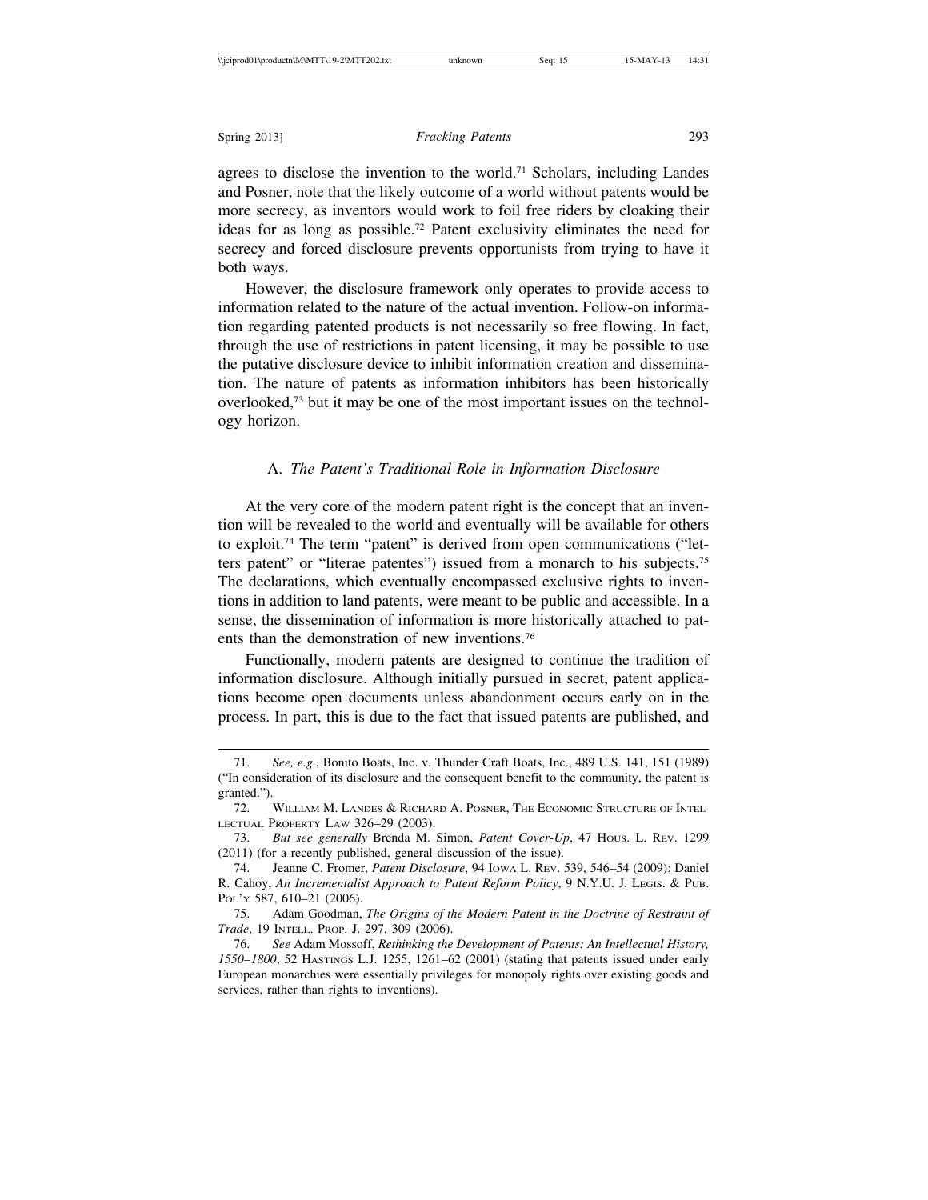agrees to disclose the invention to the world.[71] Scholars, including Landes and Posner, note that the likely outcome of a world without patents would be more secrecy, as inventors would work to foil free riders by cloaking their ideas for as long as possible.[72] Patent exclusivity eliminates the need for secrecy and forced disclosure prevents opportunists from trying to have it both ways.

However, the disclosure framework only operates to provide access to information related to the nature of the actual invention. Follow-on information regarding patented products is not necessarily so free flowing. In fact, through the use of restrictions in patent licensing, it may be possible to use the putative disclosure device to inhibit information creation and dissemination. The nature of patents as information inhibitors has been historically overlooked,[73] but it may be one of the most important issues on the technology horizon.

### A. *The Patent's Traditional Role in Information Disclosure*

At the very core of the modern patent right is the concept that an invention will be revealed to the world and eventually will be available for others to exploit.[74] The term "patent" is derived from open communications ("letters patent" or "literae patentes") issued from a monarch to his subjects.[75] The declarations, which eventually encompassed exclusive rights to inventions in addition to land patents, were meant to be public and accessible. In a sense, the dissemination of information is more historically attached to patents than the demonstration of new inventions.[76]

Functionally, modern patents are designed to continue the tradition of information disclosure. Although initially pursued in secret, patent applications become open documents unless abandonment occurs early on in the process. In part, this is due to the fact that issued patents are published, and

---

71. *See, e.g.*, Bonito Boats, Inc. v. Thunder Craft Boats, Inc., 489 U.S. 141, 151 (1989) ("In consideration of its disclosure and the consequent benefit to the community, the patent is granted.").

72. William M. Landes & Richard A. Posner, The Economic Structure of Intellectual Property Law 326–29 (2003).

73. *But see generally* Brenda M. Simon, *Patent Cover-Up*, 47 Hous. L. Rev. 1299 (2011) (for a recently published, general discussion of the issue).

74. Jeanne C. Fromer, *Patent Disclosure*, 94 Iowa L. Rev. 539, 546–54 (2009); Daniel R. Cahoy, *An Incrementalist Approach to Patent Reform Policy*, 9 N.Y.U. J. Legis. & Pub. Pol'y 587, 610–21 (2006).

75. Adam Goodman, *The Origins of the Modern Patent in the Doctrine of Restraint of Trade*, 19 Intell. Prop. J. 297, 309 (2006).

76. *See* Adam Mossoff, *Rethinking the Development of Patents: An Intellectual History, 1550–1800*, 52 Hastings L.J. 1255, 1261–62 (2001) (stating that patents issued under early European monarchies were essentially privileges for monopoly rights over existing goods and services, rather than rights to inventions).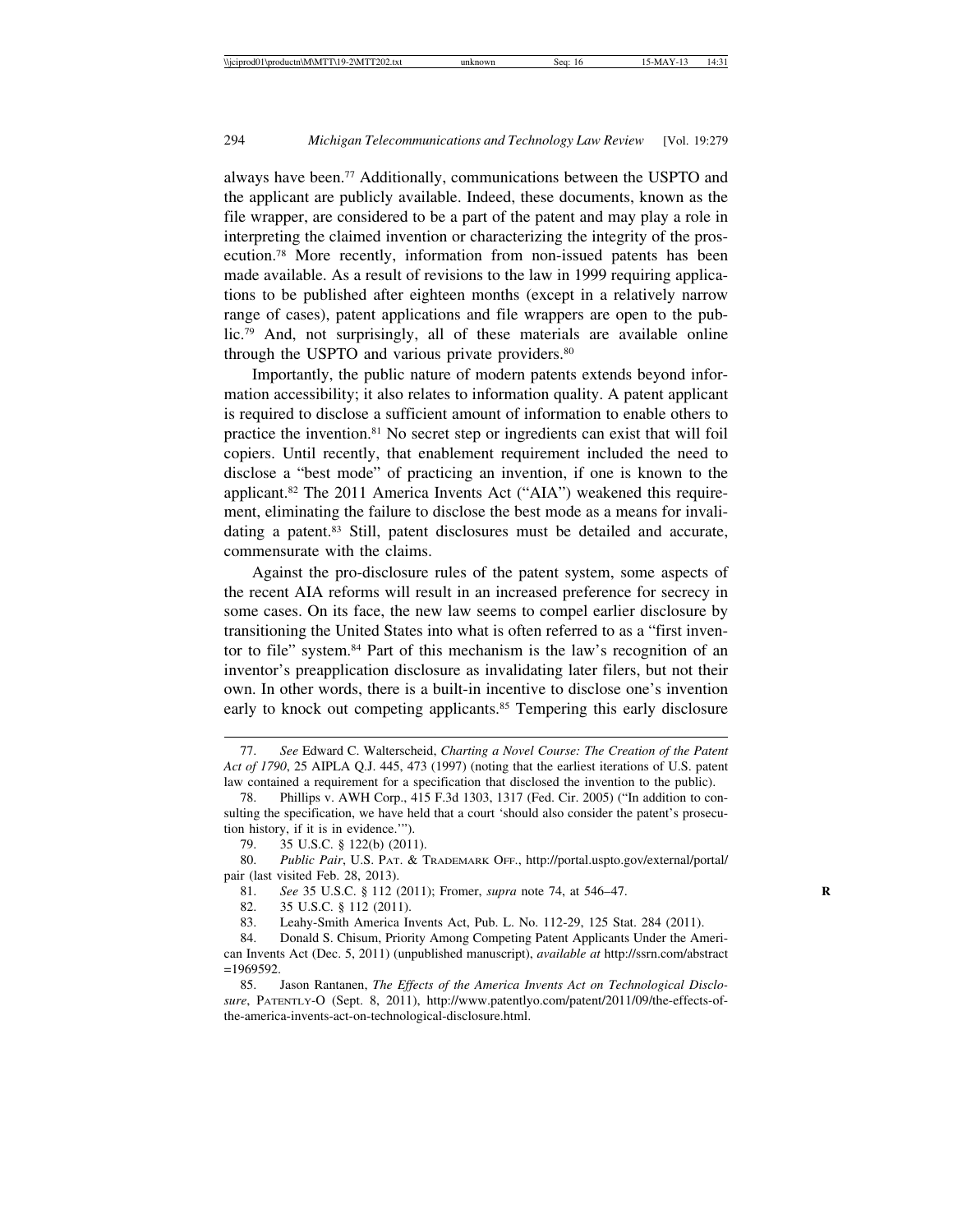always have been.[77] Additionally, communications between the USPTO and the applicant are publicly available. Indeed, these documents, known as the file wrapper, are considered to be a part of the patent and may play a role in interpreting the claimed invention or characterizing the integrity of the prosecution.[78] More recently, information from non-issued patents has been made available. As a result of revisions to the law in 1999 requiring applications to be published after eighteen months (except in a relatively narrow range of cases), patent applications and file wrappers are open to the public.[79] And, not surprisingly, all of these materials are available online through the USPTO and various private providers.[80]

Importantly, the public nature of modern patents extends beyond information accessibility; it also relates to information quality. A patent applicant is required to disclose a sufficient amount of information to enable others to practice the invention.[81] No secret step or ingredients can exist that will foil copiers. Until recently, that enablement requirement included the need to disclose a "best mode" of practicing an invention, if one is known to the applicant.[82] The 2011 America Invents Act ("AIA") weakened this requirement, eliminating the failure to disclose the best mode as a means for invalidating a patent.[83] Still, patent disclosures must be detailed and accurate, commensurate with the claims.

Against the pro-disclosure rules of the patent system, some aspects of the recent AIA reforms will result in an increased preference for secrecy in some cases. On its face, the new law seems to compel earlier disclosure by transitioning the United States into what is often referred to as a "first inventor to file" system.[84] Part of this mechanism is the law's recognition of an inventor's preapplication disclosure as invalidating later filers, but not their own. In other words, there is a built-in incentive to disclose one's invention early to knock out competing applicants.[85] Tempering this early disclosure

---

77. *See* Edward C. Walterscheid, *Charting a Novel Course: The Creation of the Patent Act of 1790*, 25 AIPLA Q.J. 445, 473 (1997) (noting that the earliest iterations of U.S. patent law contained a requirement for a specification that disclosed the invention to the public).

78. Phillips v. AWH Corp., 415 F.3d 1303, 1317 (Fed. Cir. 2005) ("In addition to consulting the specification, we have held that a court 'should also consider the patent's prosecution history, if it is in evidence.'").

79. 35 U.S.C. § 122(b) (2011).

80. *Public Pair*, U.S. PAT. & TRADEMARK OFF., http://portal.uspto.gov/external/portal/pair (last visited Feb. 28, 2013).

81. *See* 35 U.S.C. § 112 (2011); Fromer, *supra* note 74, at 546–47.

82. 35 U.S.C. § 112 (2011).

83. Leahy-Smith America Invents Act, Pub. L. No. 112-29, 125 Stat. 284 (2011).

84. Donald S. Chisum, Priority Among Competing Patent Applicants Under the American Invents Act (Dec. 5, 2011) (unpublished manuscript), *available at* http://ssrn.com/abstract=1969592.

85. Jason Rantanen, *The Effects of the America Invents Act on Technological Disclosure*, PATENTLY-O (Sept. 8, 2011), http://www.patentlyo.com/patent/2011/09/the-effects-of-the-america-invents-act-on-technological-disclosure.html.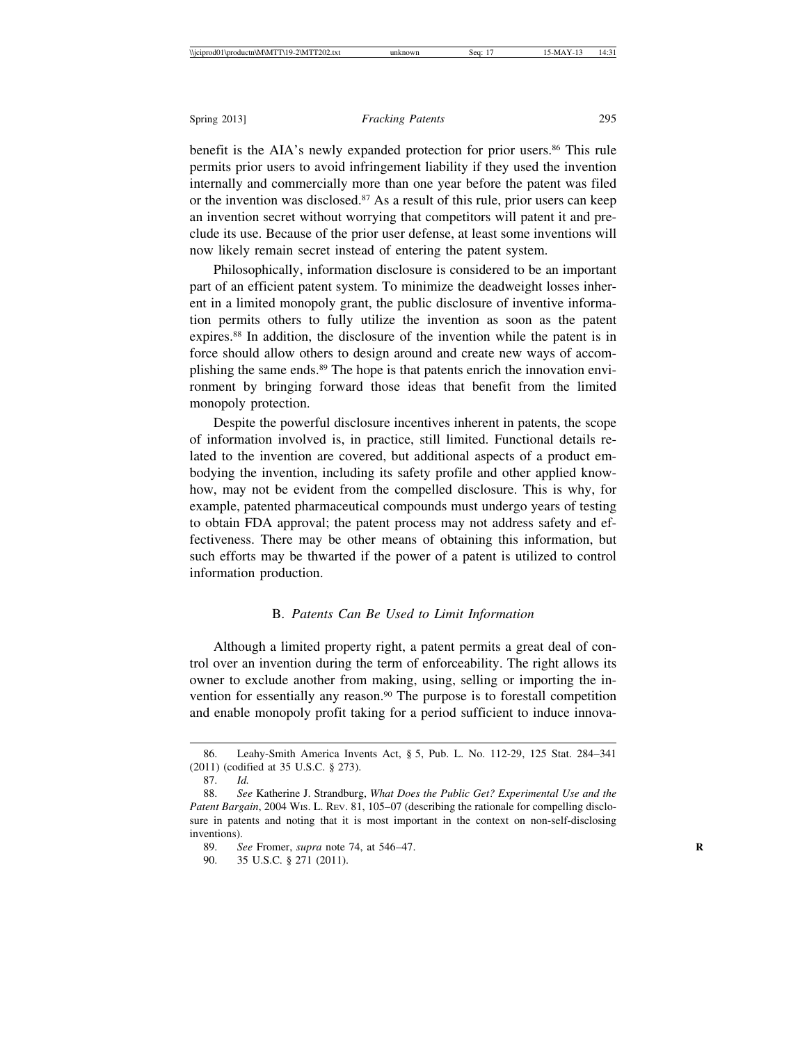benefit is the AIA's newly expanded protection for prior users.[86] This rule permits prior users to avoid infringement liability if they used the invention internally and commercially more than one year before the patent was filed or the invention was disclosed.[87] As a result of this rule, prior users can keep an invention secret without worrying that competitors will patent it and preclude its use. Because of the prior user defense, at least some inventions will now likely remain secret instead of entering the patent system.

Philosophically, information disclosure is considered to be an important part of an efficient patent system. To minimize the deadweight losses inherent in a limited monopoly grant, the public disclosure of inventive information permits others to fully utilize the invention as soon as the patent expires.[88] In addition, the disclosure of the invention while the patent is in force should allow others to design around and create new ways of accomplishing the same ends.[89] The hope is that patents enrich the innovation environment by bringing forward those ideas that benefit from the limited monopoly protection.

Despite the powerful disclosure incentives inherent in patents, the scope of information involved is, in practice, still limited. Functional details related to the invention are covered, but additional aspects of a product embodying the invention, including its safety profile and other applied know-how, may not be evident from the compelled disclosure. This is why, for example, patented pharmaceutical compounds must undergo years of testing to obtain FDA approval; the patent process may not address safety and effectiveness. There may be other means of obtaining this information, but such efforts may be thwarted if the power of a patent is utilized to control information production.

### B. *Patents Can Be Used to Limit Information*

Although a limited property right, a patent permits a great deal of control over an invention during the term of enforceability. The right allows its owner to exclude another from making, using, selling or importing the invention for essentially any reason.[90] The purpose is to forestall competition and enable monopoly profit taking for a period sufficient to induce innova-

---

86. Leahy-Smith America Invents Act, § 5, Pub. L. No. 112-29, 125 Stat. 284–341 (2011) (codified at 35 U.S.C. § 273).

87. *Id.*

88. *See* Katherine J. Strandburg, *What Does the Public Get? Experimental Use and the Patent Bargain*, 2004 Wis. L. Rev. 81, 105–07 (describing the rationale for compelling disclosure in patents and noting that it is most important in the context on non-self-disclosing inventions).

89. *See* Fromer, *supra* note 74, at 546–47.

90. 35 U.S.C. § 271 (2011).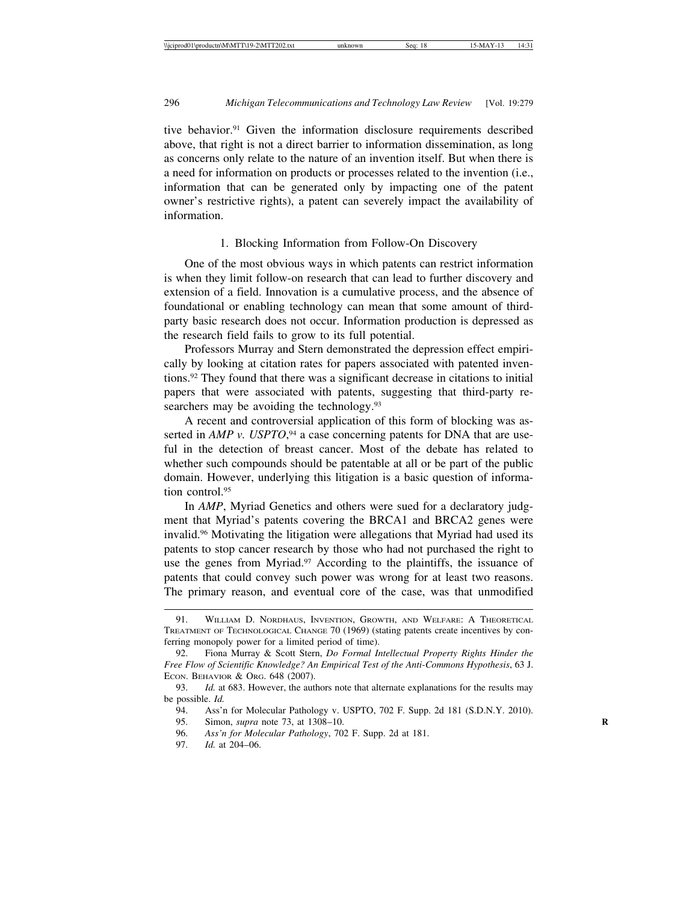tive behavior.[91] Given the information disclosure requirements described above, that right is not a direct barrier to information dissemination, as long as concerns only relate to the nature of an invention itself. But when there is a need for information on products or processes related to the invention (i.e., information that can be generated only by impacting one of the patent owner's restrictive rights), a patent can severely impact the availability of information.

### 1. Blocking Information from Follow-On Discovery

One of the most obvious ways in which patents can restrict information is when they limit follow-on research that can lead to further discovery and extension of a field. Innovation is a cumulative process, and the absence of foundational or enabling technology can mean that some amount of third-party basic research does not occur. Information production is depressed as the research field fails to grow to its full potential.

Professors Murray and Stern demonstrated the depression effect empirically by looking at citation rates for papers associated with patented inventions.[92] They found that there was a significant decrease in citations to initial papers that were associated with patents, suggesting that third-party researchers may be avoiding the technology.[93]

A recent and controversial application of this form of blocking was asserted in *AMP v. USPTO*,[94] a case concerning patents for DNA that are useful in the detection of breast cancer. Most of the debate has related to whether such compounds should be patentable at all or be part of the public domain. However, underlying this litigation is a basic question of information control.[95]

In *AMP*, Myriad Genetics and others were sued for a declaratory judgment that Myriad's patents covering the BRCA1 and BRCA2 genes were invalid.[96] Motivating the litigation were allegations that Myriad had used its patents to stop cancer research by those who had not purchased the right to use the genes from Myriad.[97] According to the plaintiffs, the issuance of patents that could convey such power was wrong for at least two reasons. The primary reason, and eventual core of the case, was that unmodified

---

91. William D. Nordhaus, Invention, Growth, and Welfare: A Theoretical Treatment of Technological Change 70 (1969) (stating patents create incentives by conferring monopoly power for a limited period of time).

92. Fiona Murray & Scott Stern, *Do Formal Intellectual Property Rights Hinder the Free Flow of Scientific Knowledge? An Empirical Test of the Anti-Commons Hypothesis*, 63 J. Econ. Behavior & Org. 648 (2007).

93. *Id.* at 683. However, the authors note that alternate explanations for the results may be possible. *Id.*

94. Ass'n for Molecular Pathology v. USPTO, 702 F. Supp. 2d 181 (S.D.N.Y. 2010).

95. Simon, *supra* note 73, at 1308–10.

96. *Ass'n for Molecular Pathology*, 702 F. Supp. 2d at 181.

97. *Id.* at 204–06.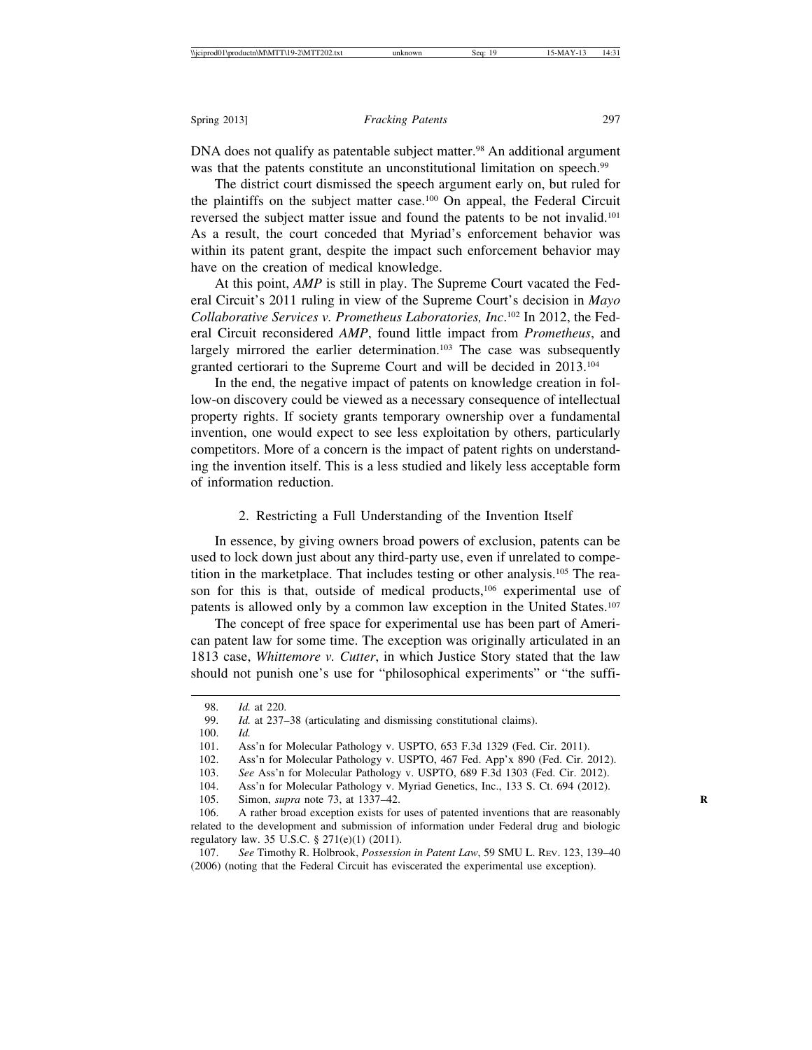DNA does not qualify as patentable subject matter.[98] An additional argument was that the patents constitute an unconstitutional limitation on speech.[99]

The district court dismissed the speech argument early on, but ruled for the plaintiffs on the subject matter case.[100] On appeal, the Federal Circuit reversed the subject matter issue and found the patents to be not invalid.[101] As a result, the court conceded that Myriad's enforcement behavior was within its patent grant, despite the impact such enforcement behavior may have on the creation of medical knowledge.

At this point, *AMP* is still in play. The Supreme Court vacated the Federal Circuit's 2011 ruling in view of the Supreme Court's decision in *Mayo Collaborative Services v. Prometheus Laboratories, Inc*.[102] In 2012, the Federal Circuit reconsidered *AMP*, found little impact from *Prometheus*, and largely mirrored the earlier determination.[103] The case was subsequently granted certiorari to the Supreme Court and will be decided in 2013.[104]

In the end, the negative impact of patents on knowledge creation in follow-on discovery could be viewed as a necessary consequence of intellectual property rights. If society grants temporary ownership over a fundamental invention, one would expect to see less exploitation by others, particularly competitors. More of a concern is the impact of patent rights on understanding the invention itself. This is a less studied and likely less acceptable form of information reduction.

### 2. Restricting a Full Understanding of the Invention Itself

In essence, by giving owners broad powers of exclusion, patents can be used to lock down just about any third-party use, even if unrelated to competition in the marketplace. That includes testing or other analysis.[105] The reason for this is that, outside of medical products,[106] experimental use of patents is allowed only by a common law exception in the United States.[107]

The concept of free space for experimental use has been part of American patent law for some time. The exception was originally articulated in an 1813 case, *Whittemore v. Cutter*, in which Justice Story stated that the law should not punish one's use for "philosophical experiments" or "the suffi-

---

98. *Id.* at 220.

99. *Id.* at 237–38 (articulating and dismissing constitutional claims).

100. *Id.*

101. Ass'n for Molecular Pathology v. USPTO, 653 F.3d 1329 (Fed. Cir. 2011).

102. Ass'n for Molecular Pathology v. USPTO, 467 Fed. App'x 890 (Fed. Cir. 2012).

103. *See* Ass'n for Molecular Pathology v. USPTO, 689 F.3d 1303 (Fed. Cir. 2012).

104. Ass'n for Molecular Pathology v. Myriad Genetics, Inc., 133 S. Ct. 694 (2012).

105. Simon, *supra* note 73, at 1337–42.

106. A rather broad exception exists for uses of patented inventions that are reasonably related to the development and submission of information under Federal drug and biologic regulatory law. 35 U.S.C. § 271(e)(1) (2011).

107. *See* Timothy R. Holbrook, *Possession in Patent Law*, 59 SMU L. REV. 123, 139–40 (2006) (noting that the Federal Circuit has eviscerated the experimental use exception).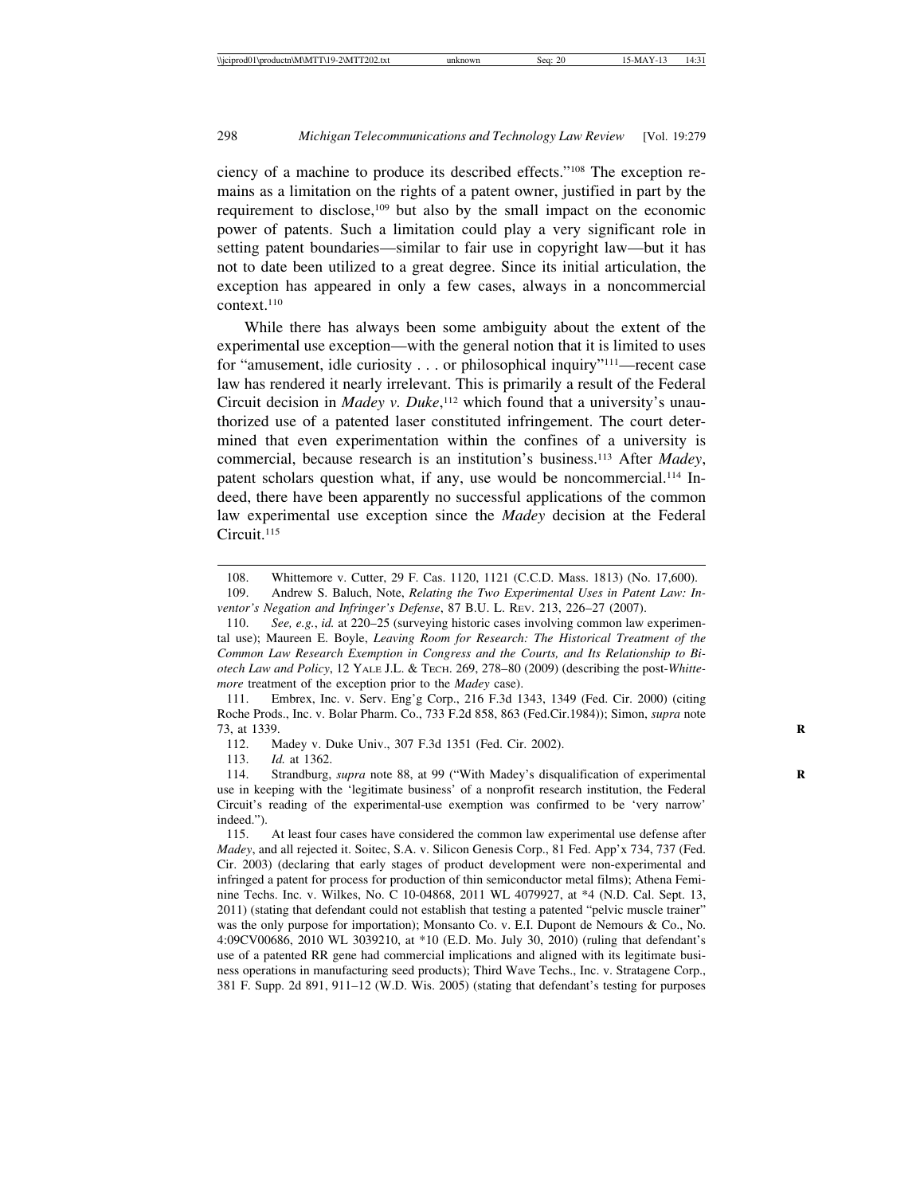ciency of a machine to produce its described effects."[108] The exception remains as a limitation on the rights of a patent owner, justified in part by the requirement to disclose,[109] but also by the small impact on the economic power of patents. Such a limitation could play a very significant role in setting patent boundaries—similar to fair use in copyright law—but it has not to date been utilized to a great degree. Since its initial articulation, the exception has appeared in only a few cases, always in a noncommercial context.[110]

While there has always been some ambiguity about the extent of the experimental use exception—with the general notion that it is limited to uses for "amusement, idle curiosity . . . or philosophical inquiry"[111]—recent case law has rendered it nearly irrelevant. This is primarily a result of the Federal Circuit decision in *Madey v. Duke*,[112] which found that a university's unauthorized use of a patented laser constituted infringement. The court determined that even experimentation within the confines of a university is commercial, because research is an institution's business.[113] After *Madey*, patent scholars question what, if any, use would be noncommercial.[114] Indeed, there have been apparently no successful applications of the common law experimental use exception since the *Madey* decision at the Federal Circuit.[115]

---

108. Whittemore v. Cutter, 29 F. Cas. 1120, 1121 (C.C.D. Mass. 1813) (No. 17,600).

109. Andrew S. Baluch, Note, *Relating the Two Experimental Uses in Patent Law: Inventor's Negation and Infringer's Defense*, 87 B.U. L. Rev. 213, 226–27 (2007).

110. *See, e.g.*, *id.* at 220–25 (surveying historic cases involving common law experimental use); Maureen E. Boyle, *Leaving Room for Research: The Historical Treatment of the Common Law Research Exemption in Congress and the Courts, and Its Relationship to Biotech Law and Policy*, 12 Yale J.L. & Tech. 269, 278–80 (2009) (describing the post-*Whittemore* treatment of the exception prior to the *Madey* case).

111. Embrex, Inc. v. Serv. Eng'g Corp., 216 F.3d 1343, 1349 (Fed. Cir. 2000) (citing Roche Prods., Inc. v. Bolar Pharm. Co., 733 F.2d 858, 863 (Fed.Cir.1984)); Simon, *supra* note 73, at 1339.

112. Madey v. Duke Univ., 307 F.3d 1351 (Fed. Cir. 2002).

113. *Id.* at 1362.

114. Strandburg, *supra* note 88, at 99 ("With Madey's disqualification of experimental use in keeping with the 'legitimate business' of a nonprofit research institution, the Federal Circuit's reading of the experimental-use exemption was confirmed to be 'very narrow' indeed.").

115. At least four cases have considered the common law experimental use defense after *Madey*, and all rejected it. Soitec, S.A. v. Silicon Genesis Corp., 81 Fed. App'x 734, 737 (Fed. Cir. 2003) (declaring that early stages of product development were non-experimental and infringed a patent for process for production of thin semiconductor metal films); Athena Feminine Techs. Inc. v. Wilkes, No. C 10-04868, 2011 WL 4079927, at *4 (N.D. Cal. Sept. 13, 2011) (stating that defendant could not establish that testing a patented "pelvic muscle trainer" was the only purpose for importation); Monsanto Co. v. E.I. Dupont de Nemours & Co., No. 4:09CV00686, 2010 WL 3039210, at *10 (E.D. Mo. July 30, 2010) (ruling that defendant's use of a patented RR gene had commercial implications and aligned with its legitimate business operations in manufacturing seed products); Third Wave Techs., Inc. v. Stratagene Corp., 381 F. Supp. 2d 891, 911–12 (W.D. Wis. 2005) (stating that defendant's testing for purposes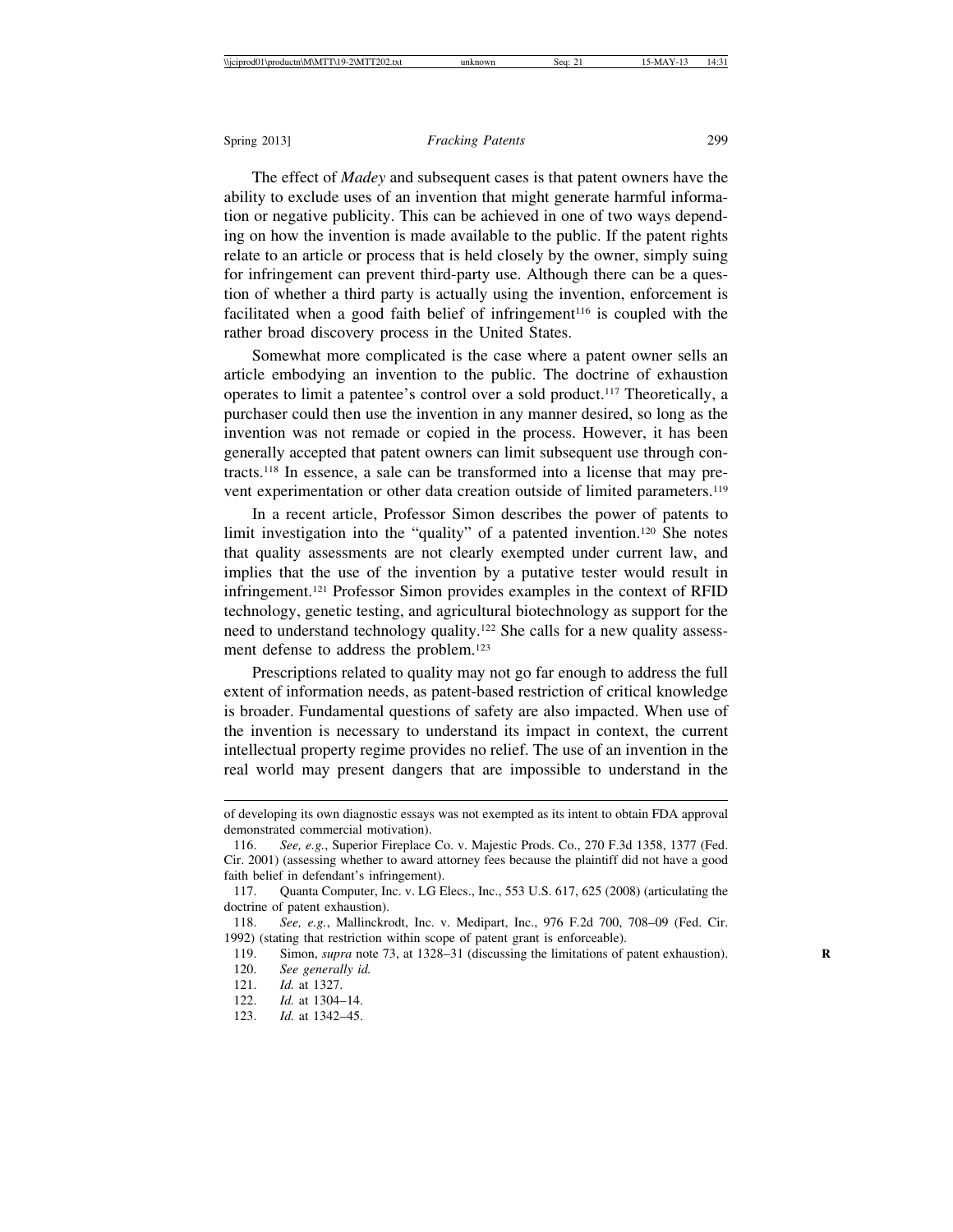The effect of *Madey* and subsequent cases is that patent owners have the ability to exclude uses of an invention that might generate harmful information or negative publicity. This can be achieved in one of two ways depending on how the invention is made available to the public. If the patent rights relate to an article or process that is held closely by the owner, simply suing for infringement can prevent third-party use. Although there can be a question of whether a third party is actually using the invention, enforcement is facilitated when a good faith belief of infringement[116] is coupled with the rather broad discovery process in the United States.

Somewhat more complicated is the case where a patent owner sells an article embodying an invention to the public. The doctrine of exhaustion operates to limit a patentee's control over a sold product.[117] Theoretically, a purchaser could then use the invention in any manner desired, so long as the invention was not remade or copied in the process. However, it has been generally accepted that patent owners can limit subsequent use through contracts.[118] In essence, a sale can be transformed into a license that may prevent experimentation or other data creation outside of limited parameters.[119]

In a recent article, Professor Simon describes the power of patents to limit investigation into the "quality" of a patented invention.[120] She notes that quality assessments are not clearly exempted under current law, and implies that the use of the invention by a putative tester would result in infringement.[121] Professor Simon provides examples in the context of RFID technology, genetic testing, and agricultural biotechnology as support for the need to understand technology quality.[122] She calls for a new quality assessment defense to address the problem.[123]

Prescriptions related to quality may not go far enough to address the full extent of information needs, as patent-based restriction of critical knowledge is broader. Fundamental questions of safety are also impacted. When use of the invention is necessary to understand its impact in context, the current intellectual property regime provides no relief. The use of an invention in the real world may present dangers that are impossible to understand in the

---

of developing its own diagnostic essays was not exempted as its intent to obtain FDA approval demonstrated commercial motivation).

116. *See, e.g.*, Superior Fireplace Co. v. Majestic Prods. Co., 270 F.3d 1358, 1377 (Fed. Cir. 2001) (assessing whether to award attorney fees because the plaintiff did not have a good faith belief in defendant's infringement).

117. Quanta Computer, Inc. v. LG Elecs., Inc., 553 U.S. 617, 625 (2008) (articulating the doctrine of patent exhaustion).

118. *See, e.g.*, Mallinckrodt, Inc. v. Medipart, Inc., 976 F.2d 700, 708–09 (Fed. Cir. 1992) (stating that restriction within scope of patent grant is enforceable).

119. Simon, *supra* note 73, at 1328–31 (discussing the limitations of patent exhaustion).

120. *See generally id.*

121. *Id.* at 1327.

122. *Id.* at 1304–14.

123. *Id.* at 1342–45.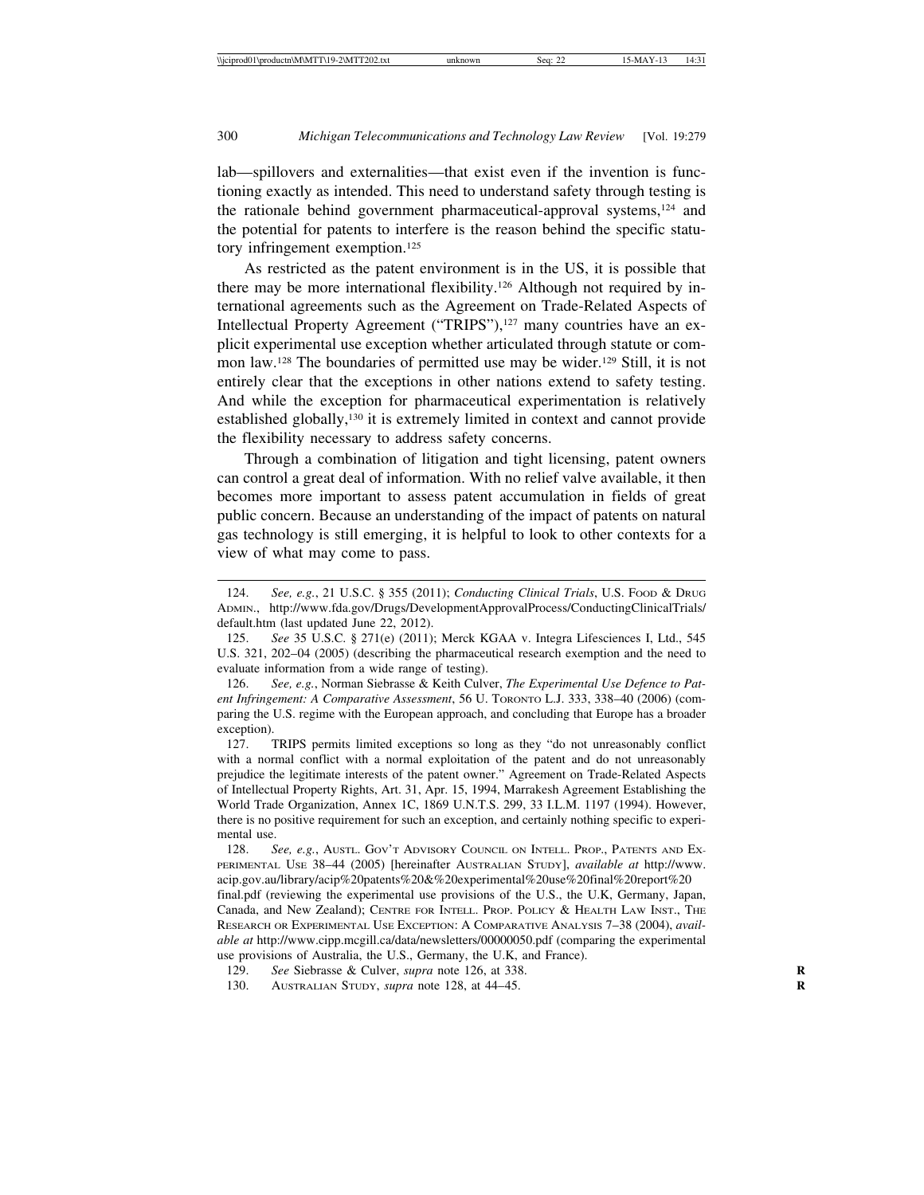lab—spillovers and externalities—that exist even if the invention is functioning exactly as intended. This need to understand safety through testing is the rationale behind government pharmaceutical-approval systems,[124] and the potential for patents to interfere is the reason behind the specific statutory infringement exemption.[125]

As restricted as the patent environment is in the US, it is possible that there may be more international flexibility.[126] Although not required by international agreements such as the Agreement on Trade-Related Aspects of Intellectual Property Agreement ("TRIPS"),[127] many countries have an explicit experimental use exception whether articulated through statute or common law.[128] The boundaries of permitted use may be wider.[129] Still, it is not entirely clear that the exceptions in other nations extend to safety testing. And while the exception for pharmaceutical experimentation is relatively established globally,[130] it is extremely limited in context and cannot provide the flexibility necessary to address safety concerns.

Through a combination of litigation and tight licensing, patent owners can control a great deal of information. With no relief valve available, it then becomes more important to assess patent accumulation in fields of great public concern. Because an understanding of the impact of patents on natural gas technology is still emerging, it is helpful to look to other contexts for a view of what may come to pass.

---

124. *See, e.g.*, 21 U.S.C. § 355 (2011); *Conducting Clinical Trials*, U.S. Food & Drug Admin., http://www.fda.gov/Drugs/DevelopmentApprovalProcess/ConductingClinicalTrials/default.htm (last updated June 22, 2012).

125. *See* 35 U.S.C. § 271(e) (2011); Merck KGAA v. Integra Lifesciences I, Ltd., 545 U.S. 321, 202–04 (2005) (describing the pharmaceutical research exemption and the need to evaluate information from a wide range of testing).

126. *See, e.g.*, Norman Siebrasse & Keith Culver, *The Experimental Use Defence to Patent Infringement: A Comparative Assessment*, 56 U. Toronto L.J. 333, 338–40 (2006) (comparing the U.S. regime with the European approach, and concluding that Europe has a broader exception).

127. TRIPS permits limited exceptions so long as they "do not unreasonably conflict with a normal conflict with a normal exploitation of the patent and do not unreasonably prejudice the legitimate interests of the patent owner." Agreement on Trade-Related Aspects of Intellectual Property Rights, Art. 31, Apr. 15, 1994, Marrakesh Agreement Establishing the World Trade Organization, Annex 1C, 1869 U.N.T.S. 299, 33 I.L.M. 1197 (1994). However, there is no positive requirement for such an exception, and certainly nothing specific to experimental use.

128. *See, e.g.*, Austl. Gov't Advisory Council on Intell. Prop., Patents and Experimental Use 38–44 (2005) [hereinafter Australian Study], *available at* http://www.acip.gov.au/library/acip%20patents%20&%20experimental%20use%20final%20report%20final.pdf (reviewing the experimental use provisions of the U.S., the U.K, Germany, Japan, Canada, and New Zealand); Centre for Intell. Prop. Policy & Health Law Inst., The Research or Experimental Use Exception: A Comparative Analysis 7–38 (2004), *available at* http://www.cipp.mcgill.ca/data/newsletters/00000050.pdf (comparing the experimental use provisions of Australia, the U.S., Germany, the U.K, and France).

129. *See* Siebrasse & Culver, *supra* note 126, at 338.

130. Australian Study, *supra* note 128, at 44–45.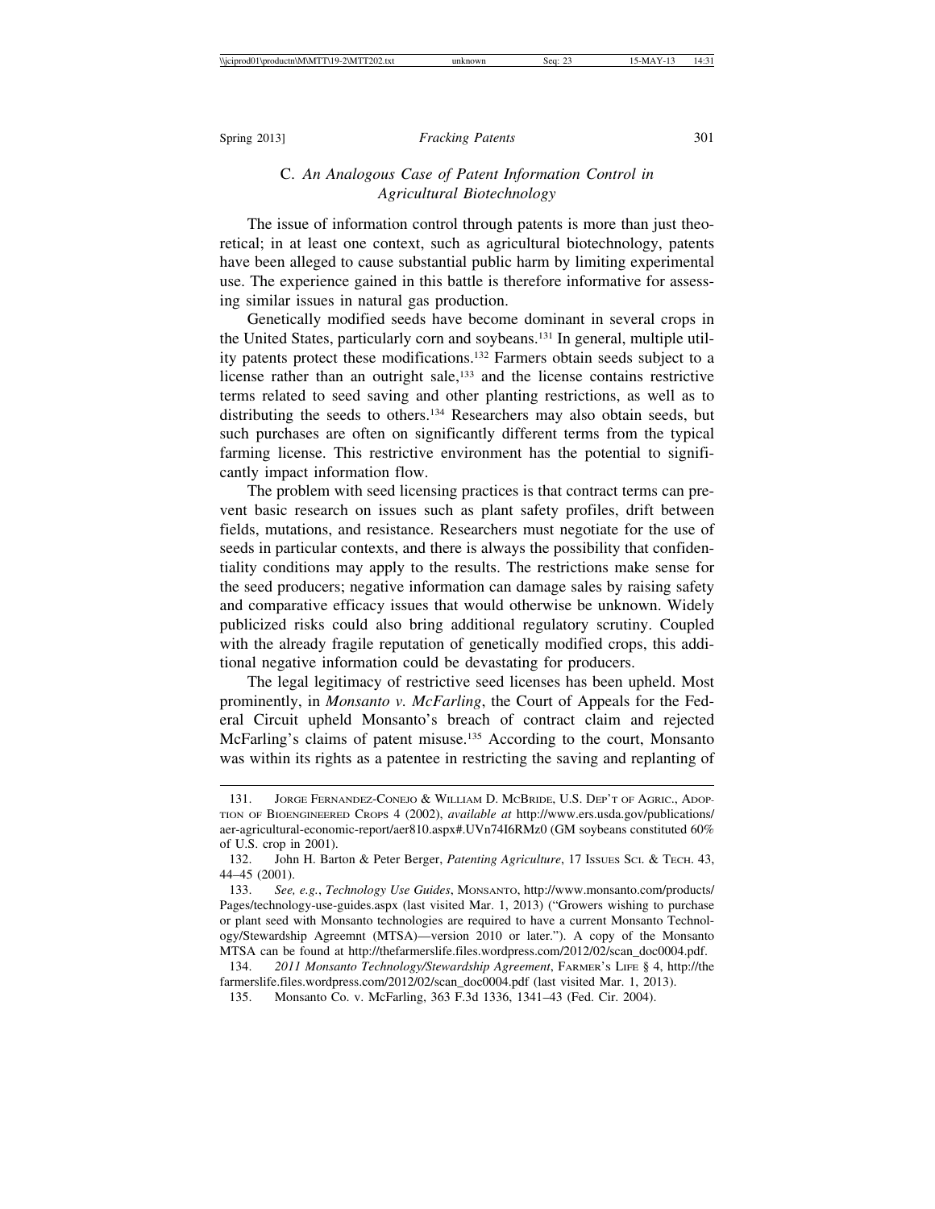### C. *An Analogous Case of Patent Information Control in Agricultural Biotechnology*

The issue of information control through patents is more than just theoretical; in at least one context, such as agricultural biotechnology, patents have been alleged to cause substantial public harm by limiting experimental use. The experience gained in this battle is therefore informative for assessing similar issues in natural gas production.

Genetically modified seeds have become dominant in several crops in the United States, particularly corn and soybeans.[131] In general, multiple utility patents protect these modifications.[132] Farmers obtain seeds subject to a license rather than an outright sale,[133] and the license contains restrictive terms related to seed saving and other planting restrictions, as well as to distributing the seeds to others.[134] Researchers may also obtain seeds, but such purchases are often on significantly different terms from the typical farming license. This restrictive environment has the potential to significantly impact information flow.

The problem with seed licensing practices is that contract terms can prevent basic research on issues such as plant safety profiles, drift between fields, mutations, and resistance. Researchers must negotiate for the use of seeds in particular contexts, and there is always the possibility that confidentiality conditions may apply to the results. The restrictions make sense for the seed producers; negative information can damage sales by raising safety and comparative efficacy issues that would otherwise be unknown. Widely publicized risks could also bring additional regulatory scrutiny. Coupled with the already fragile reputation of genetically modified crops, this additional negative information could be devastating for producers.

The legal legitimacy of restrictive seed licenses has been upheld. Most prominently, in *Monsanto v. McFarling*, the Court of Appeals for the Federal Circuit upheld Monsanto's breach of contract claim and rejected McFarling's claims of patent misuse.[135] According to the court, Monsanto was within its rights as a patentee in restricting the saving and replanting of

---

131. Jorge Fernandez-Conejo & William D. McBride, U.S. Dep't of Agric., Adoption of Bioengineered Crops 4 (2002), *available at* http://www.ers.usda.gov/publications/aer-agricultural-economic-report/aer810.aspx#.UVn74I6RMz0 (GM soybeans constituted 60% of U.S. crop in 2001).

132. John H. Barton & Peter Berger, *Patenting Agriculture*, 17 Issues Sci. & Tech. 43, 44–45 (2001).

133. *See, e.g.*, *Technology Use Guides*, Monsanto, http://www.monsanto.com/products/Pages/technology-use-guides.aspx (last visited Mar. 1, 2013) ("Growers wishing to purchase or plant seed with Monsanto technologies are required to have a current Monsanto Technology/Stewardship Agreemnt (MTSA)—version 2010 or later."). A copy of the Monsanto MTSA can be found at http://thefarmerslife.files.wordpress.com/2012/02/scan_doc0004.pdf.

134. *2011 Monsanto Technology/Stewardship Agreement*, Farmer's Life § 4, http://thefarmerslife.files.wordpress.com/2012/02/scan_doc0004.pdf (last visited Mar. 1, 2013).

135. Monsanto Co. v. McFarling, 363 F.3d 1336, 1341–43 (Fed. Cir. 2004).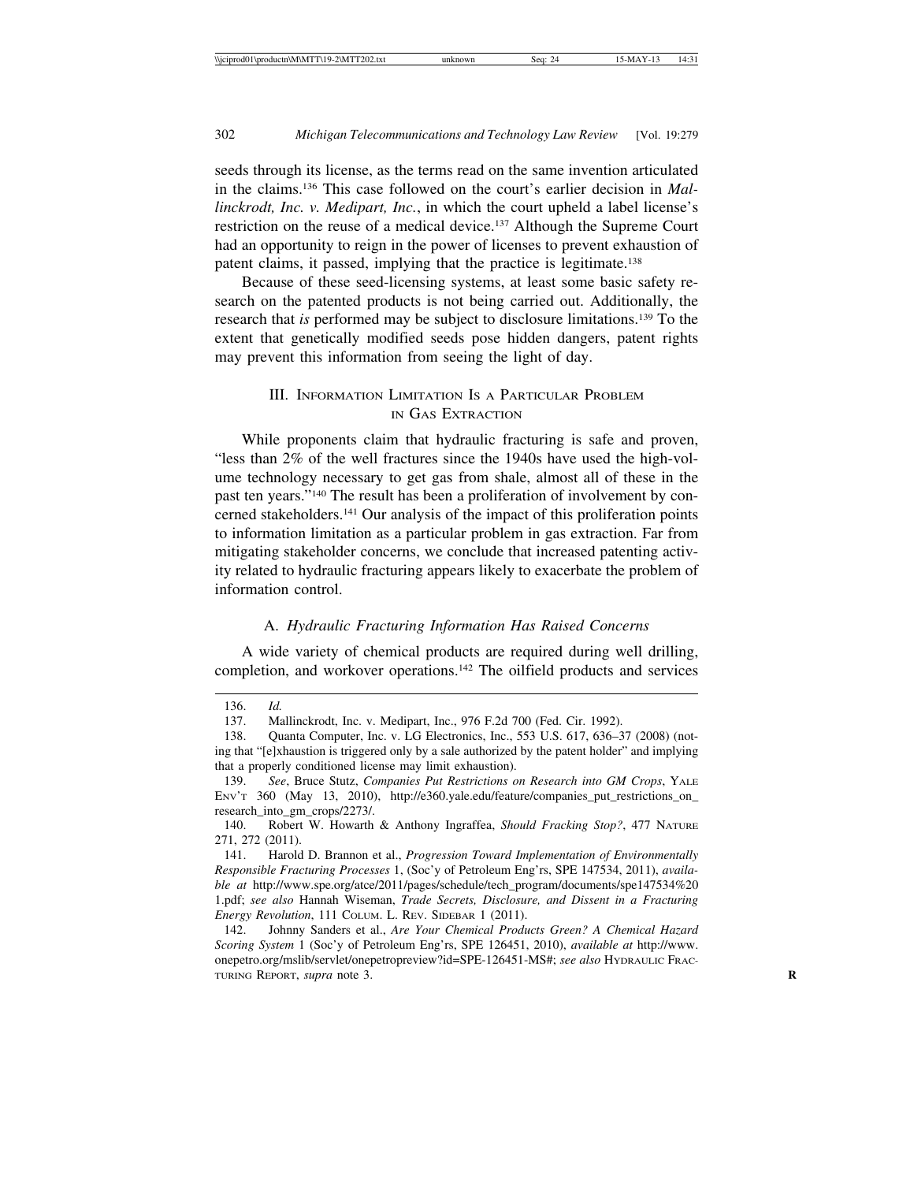seeds through its license, as the terms read on the same invention articulated in the claims.[136] This case followed on the court's earlier decision in *Mallinckrodt, Inc. v. Medipart, Inc.*, in which the court upheld a label license's restriction on the reuse of a medical device.[137] Although the Supreme Court had an opportunity to reign in the power of licenses to prevent exhaustion of patent claims, it passed, implying that the practice is legitimate.[138]

Because of these seed-licensing systems, at least some basic safety research on the patented products is not being carried out. Additionally, the research that *is* performed may be subject to disclosure limitations.[139] To the extent that genetically modified seeds pose hidden dangers, patent rights may prevent this information from seeing the light of day.

## III. Information Limitation Is a Particular Problem in Gas Extraction

While proponents claim that hydraulic fracturing is safe and proven, "less than 2% of the well fractures since the 1940s have used the high-volume technology necessary to get gas from shale, almost all of these in the past ten years."[140] The result has been a proliferation of involvement by concerned stakeholders.[141] Our analysis of the impact of this proliferation points to information limitation as a particular problem in gas extraction. Far from mitigating stakeholder concerns, we conclude that increased patenting activity related to hydraulic fracturing appears likely to exacerbate the problem of information control.

### A. *Hydraulic Fracturing Information Has Raised Concerns*

A wide variety of chemical products are required during well drilling, completion, and workover operations.[142] The oilfield products and services

---

136. *Id.*

137. Mallinckrodt, Inc. v. Medipart, Inc., 976 F.2d 700 (Fed. Cir. 1992).

138. Quanta Computer, Inc. v. LG Electronics, Inc., 553 U.S. 617, 636–37 (2008) (noting that "[e]xhaustion is triggered only by a sale authorized by the patent holder" and implying that a properly conditioned license may limit exhaustion).

139. *See*, Bruce Stutz, *Companies Put Restrictions on Research into GM Crops*, Yale Env't 360 (May 13, 2010), http://e360.yale.edu/feature/companies_put_restrictions_on_research_into_gm_crops/2273/.

140. Robert W. Howarth & Anthony Ingraffea, *Should Fracking Stop?*, 477 Nature 271, 272 (2011).

141. Harold D. Brannon et al., *Progression Toward Implementation of Environmentally Responsible Fracturing Processes* 1, (Soc'y of Petroleum Eng'rs, SPE 147534, 2011), *available at* http://www.spe.org/atce/2011/pages/schedule/tech_program/documents/spe147534%201.pdf; *see also* Hannah Wiseman, *Trade Secrets, Disclosure, and Dissent in a Fracturing Energy Revolution*, 111 Colum. L. Rev. Sidebar 1 (2011).

142. Johnny Sanders et al., *Are Your Chemical Products Green? A Chemical Hazard Scoring System* 1 (Soc'y of Petroleum Eng'rs, SPE 126451, 2010), *available at* http://www.onepetro.org/mslib/servlet/onepetropreview?id=SPE-126451-MS#; *see also* Hydraulic Fracturing Report, *supra* note 3.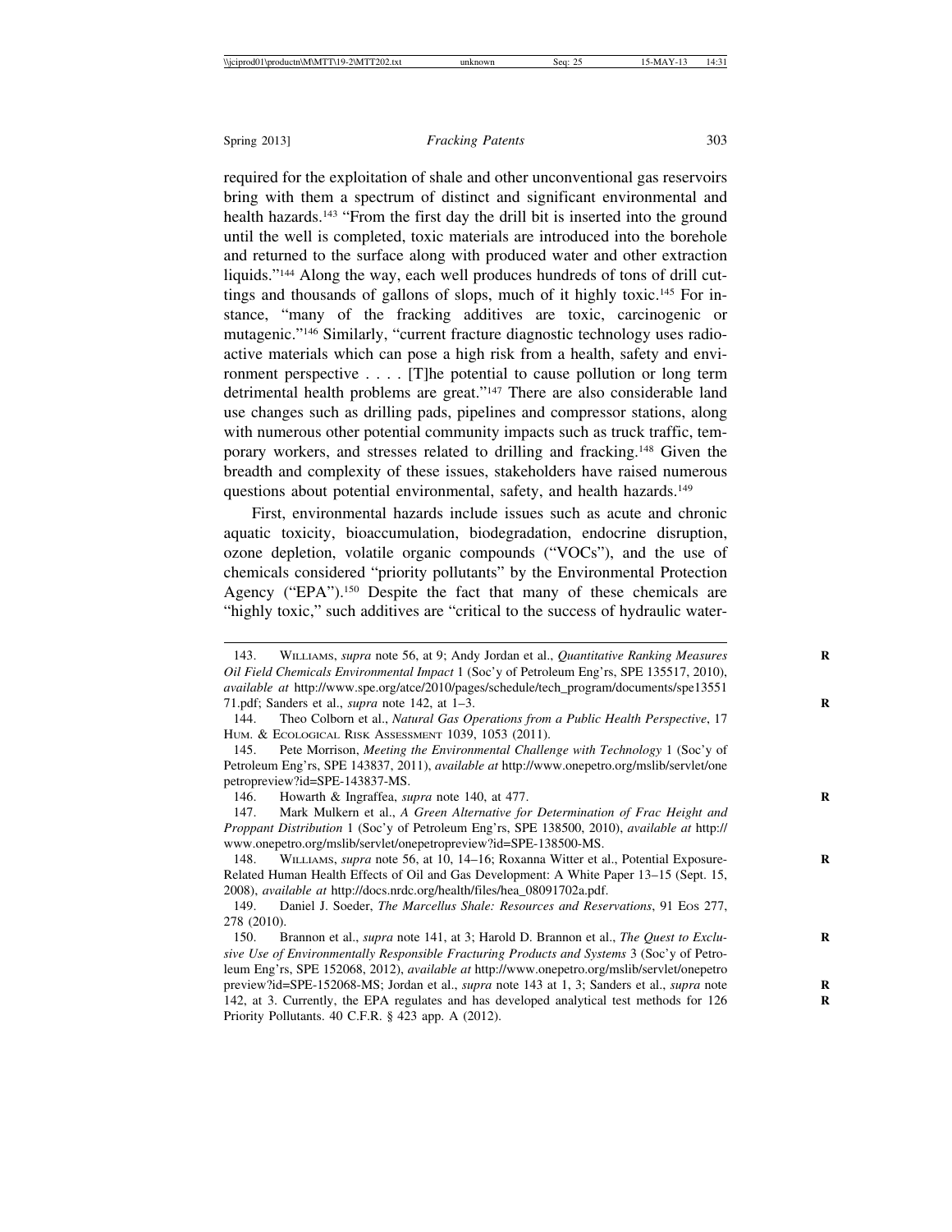required for the exploitation of shale and other unconventional gas reservoirs bring with them a spectrum of distinct and significant environmental and health hazards.[143] "From the first day the drill bit is inserted into the ground until the well is completed, toxic materials are introduced into the borehole and returned to the surface along with produced water and other extraction liquids."[144] Along the way, each well produces hundreds of tons of drill cuttings and thousands of gallons of slops, much of it highly toxic.[145] For instance, "many of the fracking additives are toxic, carcinogenic or mutagenic."[146] Similarly, "current fracture diagnostic technology uses radioactive materials which can pose a high risk from a health, safety and environment perspective . . . . [T]he potential to cause pollution or long term detrimental health problems are great."[147] There are also considerable land use changes such as drilling pads, pipelines and compressor stations, along with numerous other potential community impacts such as truck traffic, temporary workers, and stresses related to drilling and fracking.[148] Given the breadth and complexity of these issues, stakeholders have raised numerous questions about potential environmental, safety, and health hazards.[149]

First, environmental hazards include issues such as acute and chronic aquatic toxicity, bioaccumulation, biodegradation, endocrine disruption, ozone depletion, volatile organic compounds ("VOCs"), and the use of chemicals considered "priority pollutants" by the Environmental Protection Agency ("EPA").[150] Despite the fact that many of these chemicals are "highly toxic," such additives are "critical to the success of hydraulic water-

---

143. WILLIAMS, *supra* note 56, at 9; Andy Jordan et al., *Quantitative Ranking Measures Oil Field Chemicals Environmental Impact* 1 (Soc'y of Petroleum Eng'rs, SPE 135517, 2010), *available at* http://www.spe.org/atce/2010/pages/schedule/tech_program/documents/spe1355171.pdf; Sanders et al., *supra* note 142, at 1–3.

144. Theo Colborn et al., *Natural Gas Operations from a Public Health Perspective*, 17 HUM. & ECOLOGICAL RISK ASSESSMENT 1039, 1053 (2011).

145. Pete Morrison, *Meeting the Environmental Challenge with Technology* 1 (Soc'y of Petroleum Eng'rs, SPE 143837, 2011), *available at* http://www.onepetro.org/mslib/servlet/onepetropreview?id=SPE-143837-MS.

146. Howarth & Ingraffea, *supra* note 140, at 477.

147. Mark Mulkern et al., *A Green Alternative for Determination of Frac Height and Proppant Distribution* 1 (Soc'y of Petroleum Eng'rs, SPE 138500, 2010), *available at* http://www.onepetro.org/mslib/servlet/onepetropreview?id=SPE-138500-MS.

148. WILLIAMS, *supra* note 56, at 10, 14–16; Roxanna Witter et al., Potential Exposure-Related Human Health Effects of Oil and Gas Development: A White Paper 13–15 (Sept. 15, 2008), *available at* http://docs.nrdc.org/health/files/hea_08091702a.pdf.

149. Daniel J. Soeder, *The Marcellus Shale: Resources and Reservations*, 91 EOS 277, 278 (2010).

150. Brannon et al., *supra* note 141, at 3; Harold D. Brannon et al., *The Quest to Exclusive Use of Environmentally Responsible Fracturing Products and Systems* 3 (Soc'y of Petroleum Eng'rs, SPE 152068, 2012), *available at* http://www.onepetro.org/mslib/servlet/onepetropreview?id=SPE-152068-MS; Jordan et al., *supra* note 143 at 1, 3; Sanders et al., *supra* note 142, at 3. Currently, the EPA regulates and has developed analytical test methods for 126 Priority Pollutants. 40 C.F.R. § 423 app. A (2012).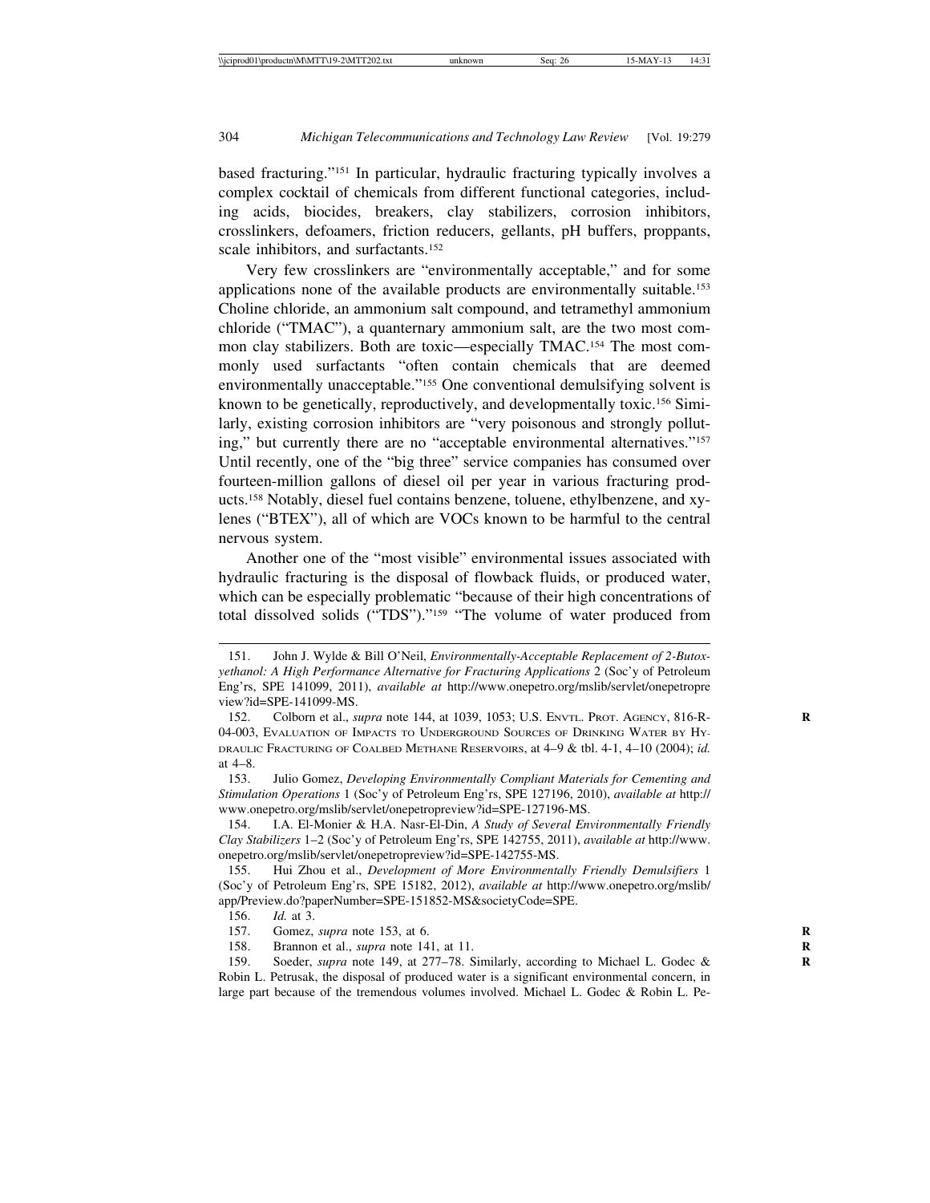based fracturing."[151] In particular, hydraulic fracturing typically involves a complex cocktail of chemicals from different functional categories, including acids, biocides, breakers, clay stabilizers, corrosion inhibitors, crosslinkers, defoamers, friction reducers, gellants, pH buffers, proppants, scale inhibitors, and surfactants.[152]

Very few crosslinkers are "environmentally acceptable," and for some applications none of the available products are environmentally suitable.[153] Choline chloride, an ammonium salt compound, and tetramethyl ammonium chloride ("TMAC"), a quanternary ammonium salt, are the two most common clay stabilizers. Both are toxic—especially TMAC.[154] The most commonly used surfactants "often contain chemicals that are deemed environmentally unacceptable."[155] One conventional demulsifying solvent is known to be genetically, reproductively, and developmentally toxic.[156] Similarly, existing corrosion inhibitors are "very poisonous and strongly polluting," but currently there are no "acceptable environmental alternatives."[157] Until recently, one of the "big three" service companies has consumed over fourteen-million gallons of diesel oil per year in various fracturing products.[158] Notably, diesel fuel contains benzene, toluene, ethylbenzene, and xylenes ("BTEX"), all of which are VOCs known to be harmful to the central nervous system.

Another one of the "most visible" environmental issues associated with hydraulic fracturing is the disposal of flowback fluids, or produced water, which can be especially problematic "because of their high concentrations of total dissolved solids ("TDS")."[159] "The volume of water produced from

---

151. John J. Wylde & Bill O'Neil, *Environmentally-Acceptable Replacement of 2-Butoxyethanol: A High Performance Alternative for Fracturing Applications* 2 (Soc'y of Petroleum Eng'rs, SPE 141099, 2011), *available at* http://www.onepetro.org/mslib/servlet/onepetropreview?id=SPE-141099-MS.

152. Colborn et al., *supra* note 144, at 1039, 1053; U.S. Envtl. Prot. Agency, 816-R-04-003, Evaluation of Impacts to Underground Sources of Drinking Water by Hydraulic Fracturing of Coalbed Methane Reservoirs, at 4–9 & tbl. 4-1, 4–10 (2004); *id.* at 4–8.

153. Julio Gomez, *Developing Environmentally Compliant Materials for Cementing and Stimulation Operations* 1 (Soc'y of Petroleum Eng'rs, SPE 127196, 2010), *available at* http://www.onepetro.org/mslib/servlet/onepetropreview?id=SPE-127196-MS.

154. I.A. El-Monier & H.A. Nasr-El-Din, *A Study of Several Environmentally Friendly Clay Stabilizers* 1–2 (Soc'y of Petroleum Eng'rs, SPE 142755, 2011), *available at* http://www.onepetro.org/mslib/servlet/onepetropreview?id=SPE-142755-MS.

155. Hui Zhou et al., *Development of More Environmentally Friendly Demulsifiers* 1 (Soc'y of Petroleum Eng'rs, SPE 15182, 2012), *available at* http://www.onepetro.org/mslib/app/Preview.do?paperNumber=SPE-151852-MS&societyCode=SPE.

156. *Id.* at 3.

157. Gomez, *supra* note 153, at 6.

158. Brannon et al., *supra* note 141, at 11.

159. Soeder, *supra* note 149, at 277–78. Similarly, according to Michael L. Godec & Robin L. Petrusak, the disposal of produced water is a significant environmental concern, in large part because of the tremendous volumes involved. Michael L. Godec & Robin L. Pe-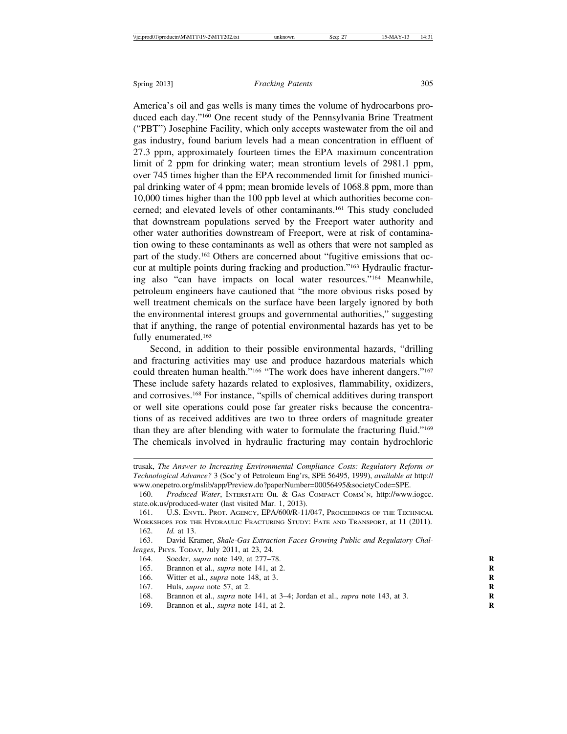America's oil and gas wells is many times the volume of hydrocarbons produced each day."[160] One recent study of the Pennsylvania Brine Treatment ("PBT") Josephine Facility, which only accepts wastewater from the oil and gas industry, found barium levels had a mean concentration in effluent of 27.3 ppm, approximately fourteen times the EPA maximum concentration limit of 2 ppm for drinking water; mean strontium levels of 2981.1 ppm, over 745 times higher than the EPA recommended limit for finished municipal drinking water of 4 ppm; mean bromide levels of 1068.8 ppm, more than 10,000 times higher than the 100 ppb level at which authorities become concerned; and elevated levels of other contaminants.[161] This study concluded that downstream populations served by the Freeport water authority and other water authorities downstream of Freeport, were at risk of contamination owing to these contaminants as well as others that were not sampled as part of the study.[162] Others are concerned about "fugitive emissions that occur at multiple points during fracking and production."[163] Hydraulic fracturing also "can have impacts on local water resources."[164] Meanwhile, petroleum engineers have cautioned that "the more obvious risks posed by well treatment chemicals on the surface have been largely ignored by both the environmental interest groups and governmental authorities," suggesting that if anything, the range of potential environmental hazards has yet to be fully enumerated.[165]

Second, in addition to their possible environmental hazards, "drilling and fracturing activities may use and produce hazardous materials which could threaten human health."[166] "The work does have inherent dangers."[167] These include safety hazards related to explosives, flammability, oxidizers, and corrosives.[168] For instance, "spills of chemical additives during transport or well site operations could pose far greater risks because the concentrations of as received additives are two to three orders of magnitude greater than they are after blending with water to formulate the fracturing fluid."[169] The chemicals involved in hydraulic fracturing may contain hydrochloric

---

trusak, *The Answer to Increasing Environmental Compliance Costs: Regulatory Reform or Technological Advance?* 3 (Soc'y of Petroleum Eng'rs, SPE 56495, 1999), *available at* http://www.onepetro.org/mslib/app/Preview.do?paperNumber=00056495&societyCode=SPE.

160. *Produced Water*, INTERSTATE OIL & GAS COMPACT COMM'N, http://www.iogcc.state.ok.us/produced-water (last visited Mar. 1, 2013).

161. U.S. ENVTL. PROT. AGENCY, EPA/600/R-11/047, PROCEEDINGS OF THE TECHNICAL WORKSHOPS FOR THE HYDRAULIC FRACTURING STUDY: FATE AND TRANSPORT, at 11 (2011).

162. *Id.* at 13.

163. David Kramer, *Shale-Gas Extraction Faces Growing Public and Regulatory Challenges*, PHYS. TODAY, July 2011, at 23, 24.

164. Soeder, *supra* note 149, at 277–78.

165. Brannon et al., *supra* note 141, at 2.

166. Witter et al., *supra* note 148, at 3.

167. Huls, *supra* note 57, at 2.

168. Brannon et al., *supra* note 141, at 3–4; Jordan et al., *supra* note 143, at 3.

169. Brannon et al., *supra* note 141, at 2.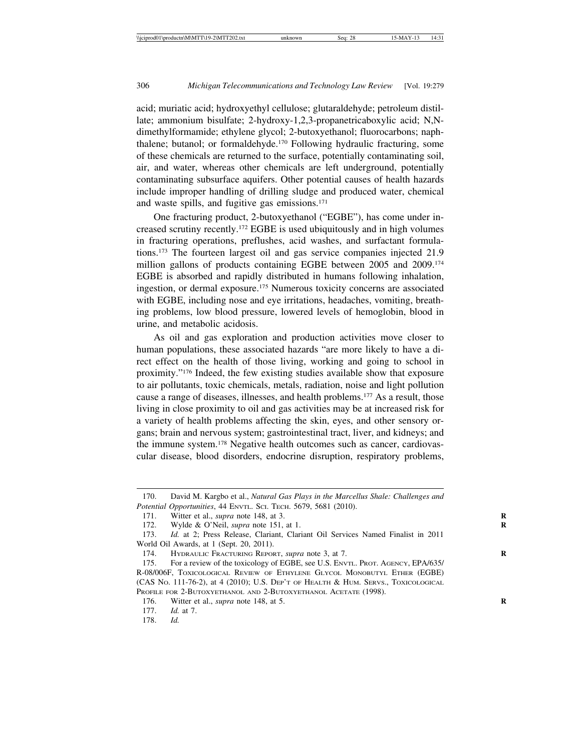acid; muriatic acid; hydroxyethyl cellulose; glutaraldehyde; petroleum distillate; ammonium bisulfate; 2-hydroxy-1,2,3-propanetricaboxylic acid; N,N-dimethylformamide; ethylene glycol; 2-butoxyethanol; fluorocarbons; naphthalene; butanol; or formaldehyde.[170] Following hydraulic fracturing, some of these chemicals are returned to the surface, potentially contaminating soil, air, and water, whereas other chemicals are left underground, potentially contaminating subsurface aquifers. Other potential causes of health hazards include improper handling of drilling sludge and produced water, chemical and waste spills, and fugitive gas emissions.[171]

One fracturing product, 2-butoxyethanol ("EGBE"), has come under increased scrutiny recently.[172] EGBE is used ubiquitously and in high volumes in fracturing operations, preflushes, acid washes, and surfactant formulations.[173] The fourteen largest oil and gas service companies injected 21.9 million gallons of products containing EGBE between 2005 and 2009.[174] EGBE is absorbed and rapidly distributed in humans following inhalation, ingestion, or dermal exposure.[175] Numerous toxicity concerns are associated with EGBE, including nose and eye irritations, headaches, vomiting, breathing problems, low blood pressure, lowered levels of hemoglobin, blood in urine, and metabolic acidosis.

As oil and gas exploration and production activities move closer to human populations, these associated hazards "are more likely to have a direct effect on the health of those living, working and going to school in proximity."[176] Indeed, the few existing studies available show that exposure to air pollutants, toxic chemicals, metals, radiation, noise and light pollution cause a range of diseases, illnesses, and health problems.[177] As a result, those living in close proximity to oil and gas activities may be at increased risk for a variety of health problems affecting the skin, eyes, and other sensory organs; brain and nervous system; gastrointestinal tract, liver, and kidneys; and the immune system.[178] Negative health outcomes such as cancer, cardiovascular disease, blood disorders, endocrine disruption, respiratory problems,

---

170. David M. Kargbo et al., *Natural Gas Plays in the Marcellus Shale: Challenges and Potential Opportunities*, 44 ENVTL. SCI. TECH. 5679, 5681 (2010).

171. Witter et al., *supra* note 148, at 3.

172. Wylde & O'Neil, *supra* note 151, at 1.

173. *Id.* at 2; Press Release, Clariant, Clariant Oil Services Named Finalist in 2011 World Oil Awards, at 1 (Sept. 20, 2011).

174. HYDRAULIC FRACTURING REPORT, *supra* note 3, at 7.

175. For a review of the toxicology of EGBE, see U.S. ENVTL. PROT. AGENCY, EPA/635/R-08/006F, TOXICOLOGICAL REVIEW OF ETHYLENE GLYCOL MONOBUTYL ETHER (EGBE) (CAS NO. 111-76-2), at 4 (2010); U.S. DEP'T OF HEALTH & HUM. SERVS., TOXICOLOGICAL PROFILE FOR 2-BUTOXYETHANOL AND 2-BUTOXYETHANOL ACETATE (1998).

176. Witter et al., *supra* note 148, at 5.

177. *Id.* at 7.

178. *Id.*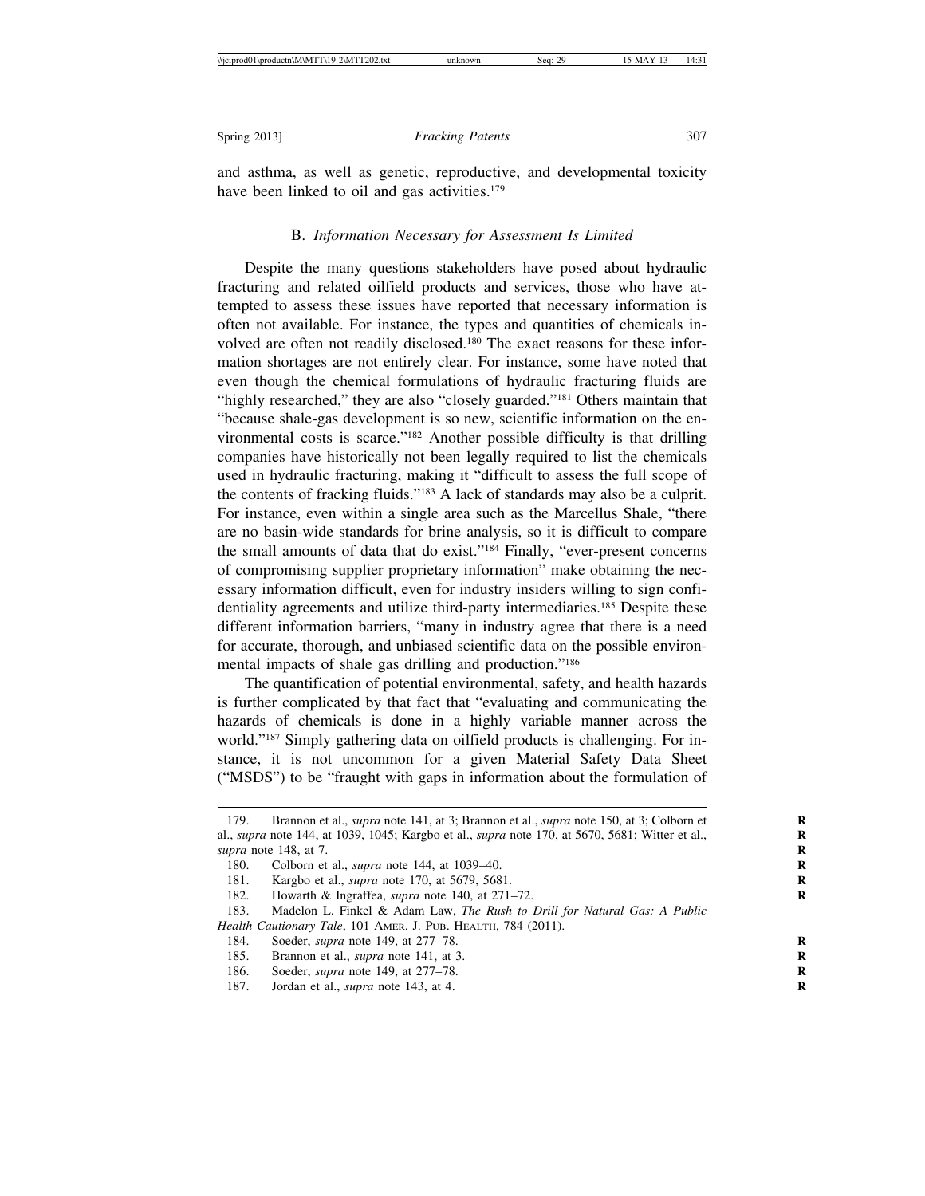and asthma, as well as genetic, reproductive, and developmental toxicity have been linked to oil and gas activities.[179]

### B. *Information Necessary for Assessment Is Limited*

Despite the many questions stakeholders have posed about hydraulic fracturing and related oilfield products and services, those who have attempted to assess these issues have reported that necessary information is often not available. For instance, the types and quantities of chemicals involved are often not readily disclosed.[180] The exact reasons for these information shortages are not entirely clear. For instance, some have noted that even though the chemical formulations of hydraulic fracturing fluids are "highly researched," they are also "closely guarded."[181] Others maintain that "because shale-gas development is so new, scientific information on the environmental costs is scarce."[182] Another possible difficulty is that drilling companies have historically not been legally required to list the chemicals used in hydraulic fracturing, making it "difficult to assess the full scope of the contents of fracking fluids."[183] A lack of standards may also be a culprit. For instance, even within a single area such as the Marcellus Shale, "there are no basin-wide standards for brine analysis, so it is difficult to compare the small amounts of data that do exist."[184] Finally, "ever-present concerns of compromising supplier proprietary information" make obtaining the necessary information difficult, even for industry insiders willing to sign confidentiality agreements and utilize third-party intermediaries.[185] Despite these different information barriers, "many in industry agree that there is a need for accurate, thorough, and unbiased scientific data on the possible environmental impacts of shale gas drilling and production."[186]

The quantification of potential environmental, safety, and health hazards is further complicated by that fact that "evaluating and communicating the hazards of chemicals is done in a highly variable manner across the world."[187] Simply gathering data on oilfield products is challenging. For instance, it is not uncommon for a given Material Safety Data Sheet ("MSDS") to be "fraught with gaps in information about the formulation of

---

179. Brannon et al., *supra* note 141, at 3; Brannon et al., *supra* note 150, at 3; Colborn et al., *supra* note 144, at 1039, 1045; Kargbo et al., *supra* note 170, at 5670, 5681; Witter et al., *supra* note 148, at 7.

180. Colborn et al., *supra* note 144, at 1039–40.

181. Kargbo et al., *supra* note 170, at 5679, 5681.

182. Howarth & Ingraffea, *supra* note 140, at 271–72.

183. Madelon L. Finkel & Adam Law, *The Rush to Drill for Natural Gas: A Public Health Cautionary Tale*, 101 Amer. J. Pub. Health, 784 (2011).

184. Soeder, *supra* note 149, at 277–78.

185. Brannon et al., *supra* note 141, at 3.

186. Soeder, *supra* note 149, at 277–78.

187. Jordan et al., *supra* note 143, at 4.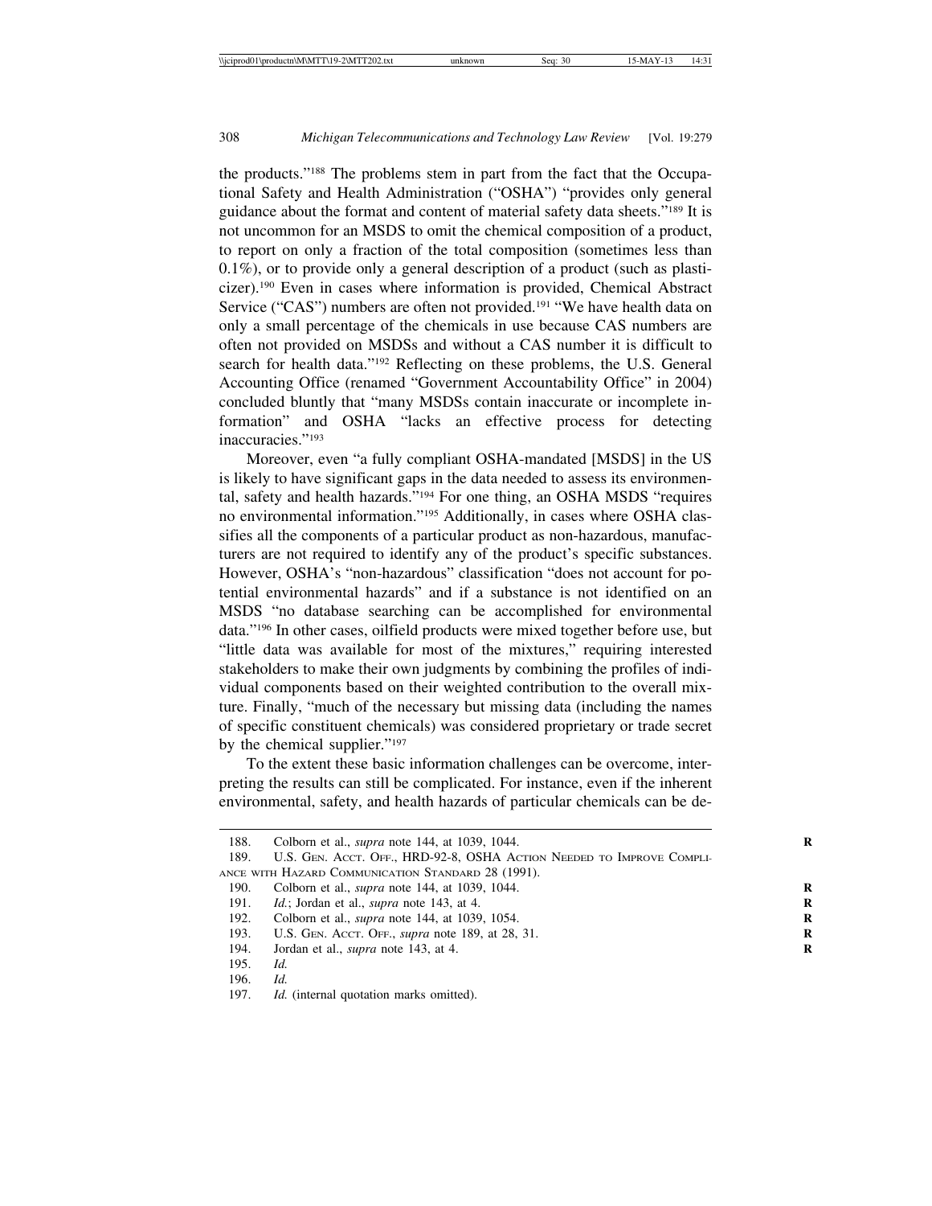the products."[188] The problems stem in part from the fact that the Occupational Safety and Health Administration ("OSHA") "provides only general guidance about the format and content of material safety data sheets."[189] It is not uncommon for an MSDS to omit the chemical composition of a product, to report on only a fraction of the total composition (sometimes less than 0.1%), or to provide only a general description of a product (such as plasticizer).[190] Even in cases where information is provided, Chemical Abstract Service ("CAS") numbers are often not provided.[191] "We have health data on only a small percentage of the chemicals in use because CAS numbers are often not provided on MSDSs and without a CAS number it is difficult to search for health data."[192] Reflecting on these problems, the U.S. General Accounting Office (renamed "Government Accountability Office" in 2004) concluded bluntly that "many MSDSs contain inaccurate or incomplete information" and OSHA "lacks an effective process for detecting inaccuracies."[193]

Moreover, even "a fully compliant OSHA-mandated [MSDS] in the US is likely to have significant gaps in the data needed to assess its environmental, safety and health hazards."[194] For one thing, an OSHA MSDS "requires no environmental information."[195] Additionally, in cases where OSHA classifies all the components of a particular product as non-hazardous, manufacturers are not required to identify any of the product's specific substances. However, OSHA's "non-hazardous" classification "does not account for potential environmental hazards" and if a substance is not identified on an MSDS "no database searching can be accomplished for environmental data."[196] In other cases, oilfield products were mixed together before use, but "little data was available for most of the mixtures," requiring interested stakeholders to make their own judgments by combining the profiles of individual components based on their weighted contribution to the overall mixture. Finally, "much of the necessary but missing data (including the names of specific constituent chemicals) was considered proprietary or trade secret by the chemical supplier."[197]

To the extent these basic information challenges can be overcome, interpreting the results can still be complicated. For instance, even if the inherent environmental, safety, and health hazards of particular chemicals can be de-

---

188. Colborn et al., *supra* note 144, at 1039, 1044.

189. U.S. Gen. Acct. Off., HRD-92-8, OSHA Action Needed to Improve Compliance with Hazard Communication Standard 28 (1991).

190. Colborn et al., *supra* note 144, at 1039, 1044.

191. *Id.*; Jordan et al., *supra* note 143, at 4.

192. Colborn et al., *supra* note 144, at 1039, 1054.

193. U.S. Gen. Acct. Off., *supra* note 189, at 28, 31.

194. Jordan et al., *supra* note 143, at 4.

195. *Id.*

196. *Id.*

197. *Id.* (internal quotation marks omitted).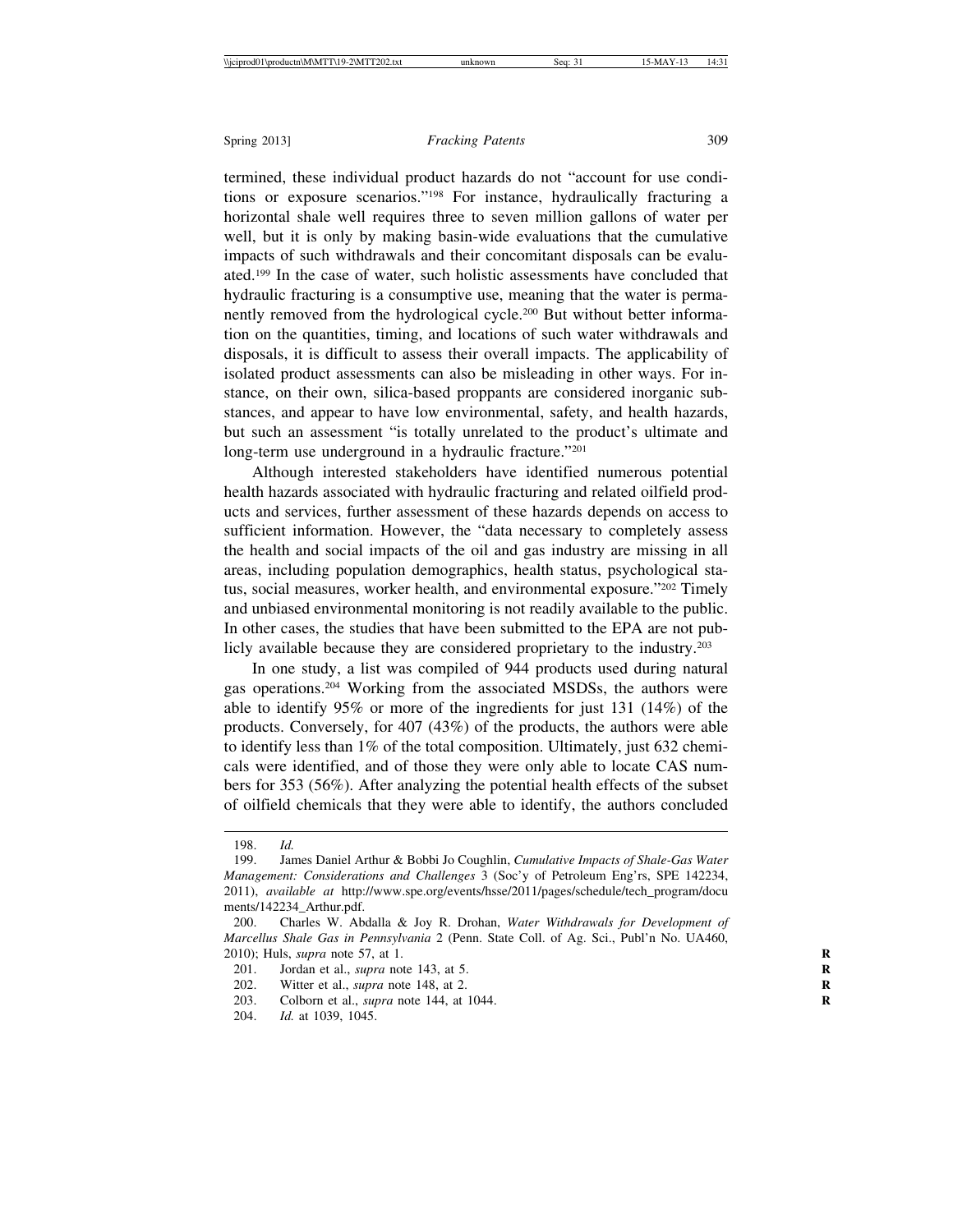termined, these individual product hazards do not "account for use conditions or exposure scenarios."[198] For instance, hydraulically fracturing a horizontal shale well requires three to seven million gallons of water per well, but it is only by making basin-wide evaluations that the cumulative impacts of such withdrawals and their concomitant disposals can be evaluated.[199] In the case of water, such holistic assessments have concluded that hydraulic fracturing is a consumptive use, meaning that the water is permanently removed from the hydrological cycle.[200] But without better information on the quantities, timing, and locations of such water withdrawals and disposals, it is difficult to assess their overall impacts. The applicability of isolated product assessments can also be misleading in other ways. For instance, on their own, silica-based proppants are considered inorganic substances, and appear to have low environmental, safety, and health hazards, but such an assessment "is totally unrelated to the product's ultimate and long-term use underground in a hydraulic fracture."[201]

Although interested stakeholders have identified numerous potential health hazards associated with hydraulic fracturing and related oilfield products and services, further assessment of these hazards depends on access to sufficient information. However, the "data necessary to completely assess the health and social impacts of the oil and gas industry are missing in all areas, including population demographics, health status, psychological status, social measures, worker health, and environmental exposure."[202] Timely and unbiased environmental monitoring is not readily available to the public. In other cases, the studies that have been submitted to the EPA are not publicly available because they are considered proprietary to the industry.[203]

In one study, a list was compiled of 944 products used during natural gas operations.[204] Working from the associated MSDSs, the authors were able to identify 95% or more of the ingredients for just 131 (14%) of the products. Conversely, for 407 (43%) of the products, the authors were able to identify less than 1% of the total composition. Ultimately, just 632 chemicals were identified, and of those they were only able to locate CAS numbers for 353 (56%). After analyzing the potential health effects of the subset of oilfield chemicals that they were able to identify, the authors concluded

---

198. *Id.*

199. James Daniel Arthur & Bobbi Jo Coughlin, *Cumulative Impacts of Shale-Gas Water Management: Considerations and Challenges* 3 (Soc'y of Petroleum Eng'rs, SPE 142234, 2011), *available at* http://www.spe.org/events/hsse/2011/pages/schedule/tech_program/documents/142234_Arthur.pdf.

200. Charles W. Abdalla & Joy R. Drohan, *Water Withdrawals for Development of Marcellus Shale Gas in Pennsylvania* 2 (Penn. State Coll. of Ag. Sci., Publ'n No. UA460, 2010); Huls, *supra* note 57, at 1.

201. Jordan et al., *supra* note 143, at 5.

202. Witter et al., *supra* note 148, at 2.

203. Colborn et al., *supra* note 144, at 1044.

204. *Id.* at 1039, 1045.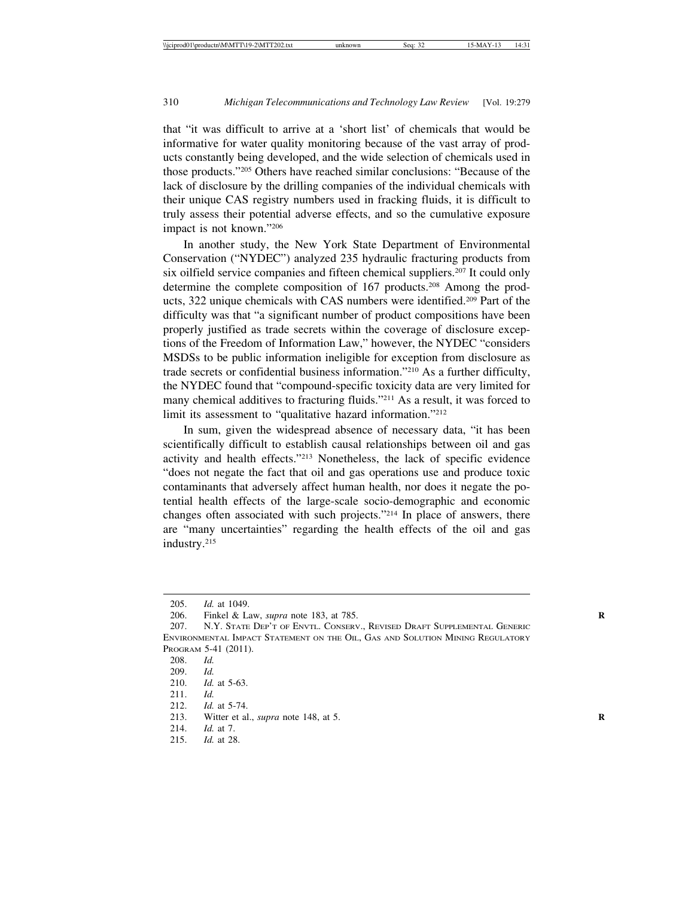that "it was difficult to arrive at a 'short list' of chemicals that would be informative for water quality monitoring because of the vast array of products constantly being developed, and the wide selection of chemicals used in those products."[205] Others have reached similar conclusions: "Because of the lack of disclosure by the drilling companies of the individual chemicals with their unique CAS registry numbers used in fracking fluids, it is difficult to truly assess their potential adverse effects, and so the cumulative exposure impact is not known."[206]

In another study, the New York State Department of Environmental Conservation ("NYDEC") analyzed 235 hydraulic fracturing products from six oilfield service companies and fifteen chemical suppliers.[207] It could only determine the complete composition of 167 products.[208] Among the products, 322 unique chemicals with CAS numbers were identified.[209] Part of the difficulty was that "a significant number of product compositions have been properly justified as trade secrets within the coverage of disclosure exceptions of the Freedom of Information Law," however, the NYDEC "considers MSDSs to be public information ineligible for exception from disclosure as trade secrets or confidential business information."[210] As a further difficulty, the NYDEC found that "compound-specific toxicity data are very limited for many chemical additives to fracturing fluids."[211] As a result, it was forced to limit its assessment to "qualitative hazard information."[212]

In sum, given the widespread absence of necessary data, "it has been scientifically difficult to establish causal relationships between oil and gas activity and health effects."[213] Nonetheless, the lack of specific evidence "does not negate the fact that oil and gas operations use and produce toxic contaminants that adversely affect human health, nor does it negate the potential health effects of the large-scale socio-demographic and economic changes often associated with such projects."[214] In place of answers, there are "many uncertainties" regarding the health effects of the oil and gas industry.[215]

---

205. *Id.* at 1049.

206. Finkel & Law, *supra* note 183, at 785.

207. N.Y. State Dep't of Envtl. Conserv., Revised Draft Supplemental Generic Environmental Impact Statement on the Oil, Gas and Solution Mining Regulatory Program 5-41 (2011).

208. *Id.*

209. *Id.*

210. *Id.* at 5-63.

211. *Id.*

212. *Id.* at 5-74.

213. Witter et al., *supra* note 148, at 5.

214. *Id.* at 7.

215. *Id.* at 28.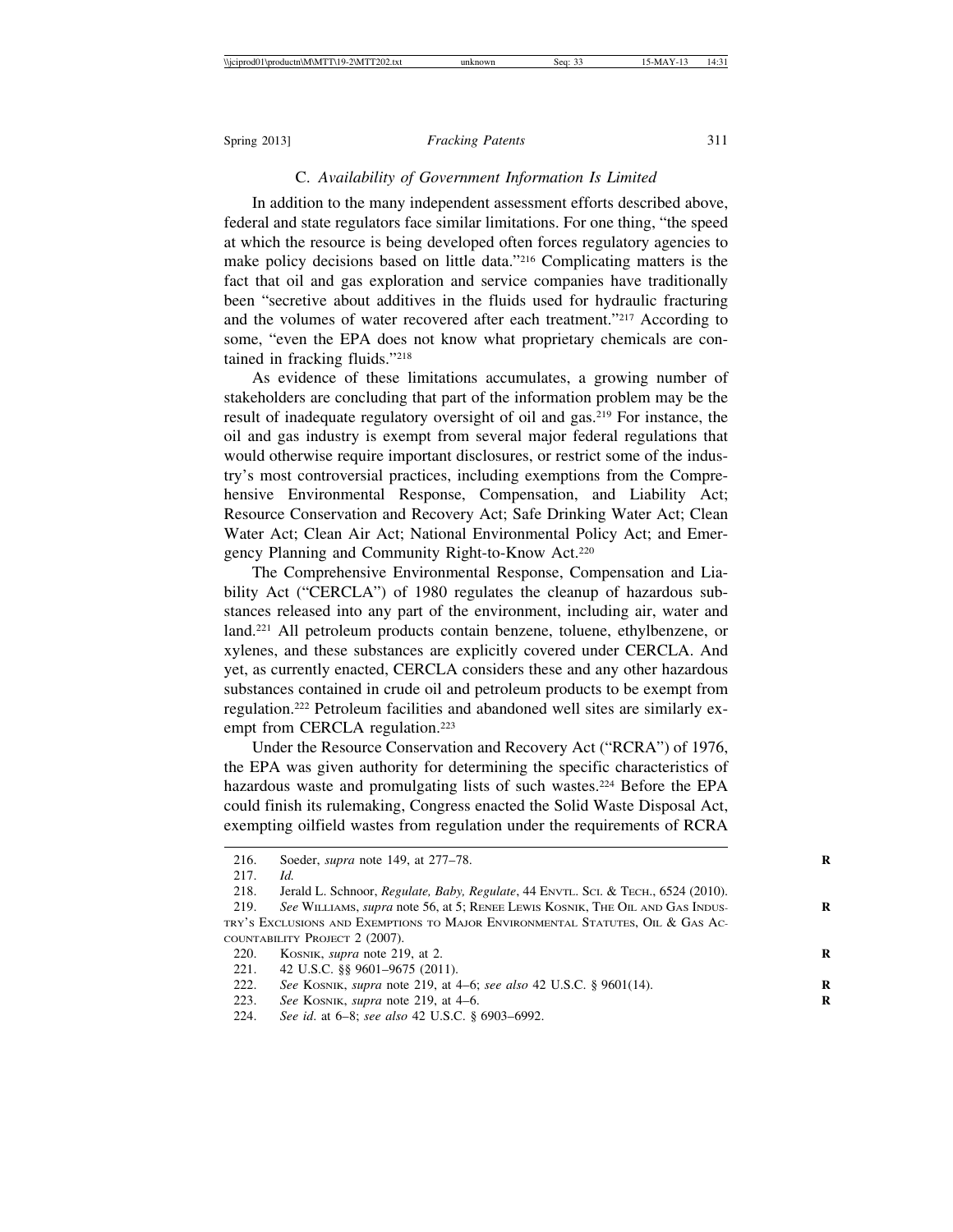### C. *Availability of Government Information Is Limited*

In addition to the many independent assessment efforts described above, federal and state regulators face similar limitations. For one thing, "the speed at which the resource is being developed often forces regulatory agencies to make policy decisions based on little data."[216] Complicating matters is the fact that oil and gas exploration and service companies have traditionally been "secretive about additives in the fluids used for hydraulic fracturing and the volumes of water recovered after each treatment."[217] According to some, "even the EPA does not know what proprietary chemicals are contained in fracking fluids."[218]

As evidence of these limitations accumulates, a growing number of stakeholders are concluding that part of the information problem may be the result of inadequate regulatory oversight of oil and gas.[219] For instance, the oil and gas industry is exempt from several major federal regulations that would otherwise require important disclosures, or restrict some of the industry's most controversial practices, including exemptions from the Comprehensive Environmental Response, Compensation, and Liability Act; Resource Conservation and Recovery Act; Safe Drinking Water Act; Clean Water Act; Clean Air Act; National Environmental Policy Act; and Emergency Planning and Community Right-to-Know Act.[220]

The Comprehensive Environmental Response, Compensation and Liability Act ("CERCLA") of 1980 regulates the cleanup of hazardous substances released into any part of the environment, including air, water and land.[221] All petroleum products contain benzene, toluene, ethylbenzene, or xylenes, and these substances are explicitly covered under CERCLA. And yet, as currently enacted, CERCLA considers these and any other hazardous substances contained in crude oil and petroleum products to be exempt from regulation.[222] Petroleum facilities and abandoned well sites are similarly exempt from CERCLA regulation.[223]

Under the Resource Conservation and Recovery Act ("RCRA") of 1976, the EPA was given authority for determining the specific characteristics of hazardous waste and promulgating lists of such wastes.[224] Before the EPA could finish its rulemaking, Congress enacted the Solid Waste Disposal Act, exempting oilfield wastes from regulation under the requirements of RCRA

---

216. Soeder, *supra* note 149, at 277–78.

217. *Id.*

218. Jerald L. Schnoor, *Regulate, Baby, Regulate*, 44 ENVTL. SCI. & TECH., 6524 (2010).

219. *See* WILLIAMS, *supra* note 56, at 5; RENEE LEWIS KOSNIK, THE OIL AND GAS INDUSTRY'S EXCLUSIONS AND EXEMPTIONS TO MAJOR ENVIRONMENTAL STATUTES, OIL & GAS ACCOUNTABILITY PROJECT 2 (2007).

220. KOSNIK, *supra* note 219, at 2.

221. 42 U.S.C. §§ 9601–9675 (2011).

222. *See* KOSNIK, *supra* note 219, at 4–6; *see also* 42 U.S.C. § 9601(14).

223. *See* KOSNIK, *supra* note 219, at 4–6.

224. *See id*. at 6–8; *see also* 42 U.S.C. § 6903–6992.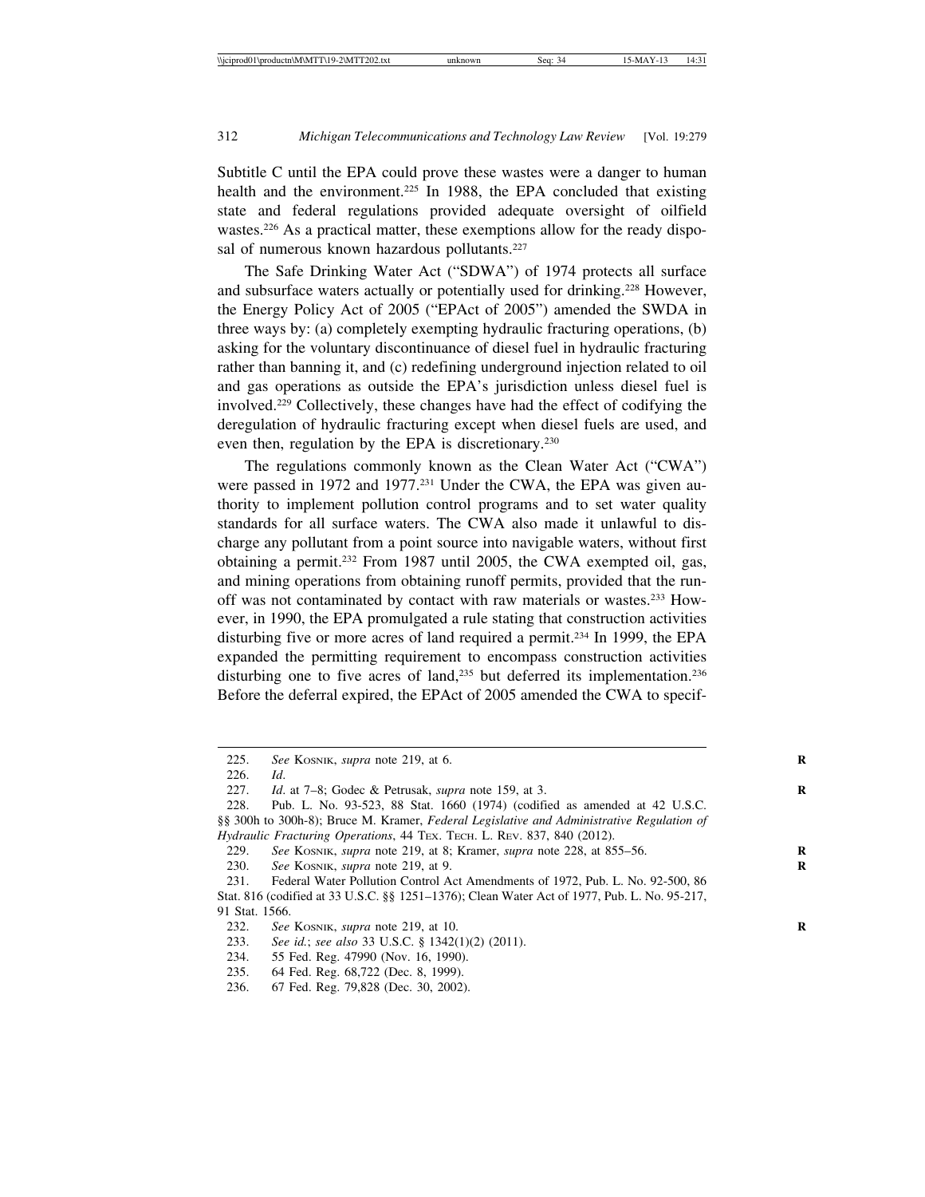Subtitle C until the EPA could prove these wastes were a danger to human health and the environment.[225] In 1988, the EPA concluded that existing state and federal regulations provided adequate oversight of oilfield wastes.[226] As a practical matter, these exemptions allow for the ready disposal of numerous known hazardous pollutants.[227]

The Safe Drinking Water Act ("SDWA") of 1974 protects all surface and subsurface waters actually or potentially used for drinking.[228] However, the Energy Policy Act of 2005 ("EPAct of 2005") amended the SWDA in three ways by: (a) completely exempting hydraulic fracturing operations, (b) asking for the voluntary discontinuance of diesel fuel in hydraulic fracturing rather than banning it, and (c) redefining underground injection related to oil and gas operations as outside the EPA's jurisdiction unless diesel fuel is involved.[229] Collectively, these changes have had the effect of codifying the deregulation of hydraulic fracturing except when diesel fuels are used, and even then, regulation by the EPA is discretionary.[230]

The regulations commonly known as the Clean Water Act ("CWA") were passed in 1972 and 1977.[231] Under the CWA, the EPA was given authority to implement pollution control programs and to set water quality standards for all surface waters. The CWA also made it unlawful to discharge any pollutant from a point source into navigable waters, without first obtaining a permit.[232] From 1987 until 2005, the CWA exempted oil, gas, and mining operations from obtaining runoff permits, provided that the runoff was not contaminated by contact with raw materials or wastes.[233] However, in 1990, the EPA promulgated a rule stating that construction activities disturbing five or more acres of land required a permit.[234] In 1999, the EPA expanded the permitting requirement to encompass construction activities disturbing one to five acres of land,[235] but deferred its implementation.[236] Before the deferral expired, the EPAct of 2005 amended the CWA to specif-

---

225. *See* Kosnik, *supra* note 219, at 6.

226. *Id*.

227. *Id*. at 7–8; Godec & Petrusak, *supra* note 159, at 3.

228. Pub. L. No. 93-523, 88 Stat. 1660 (1974) (codified as amended at 42 U.S.C. §§ 300h to 300h-8); Bruce M. Kramer, *Federal Legislative and Administrative Regulation of Hydraulic Fracturing Operations*, 44 Tex. Tech. L. Rev. 837, 840 (2012).

229. *See* Kosnik, *supra* note 219, at 8; Kramer, *supra* note 228, at 855–56.

230. *See* Kosnik, *supra* note 219, at 9.

231. Federal Water Pollution Control Act Amendments of 1972, Pub. L. No. 92-500, 86 Stat. 816 (codified at 33 U.S.C. §§ 1251–1376); Clean Water Act of 1977, Pub. L. No. 95-217, 91 Stat. 1566.

232. *See* Kosnik, *supra* note 219, at 10.

233. *See id.*; *see also* 33 U.S.C. § 1342(1)(2) (2011).

234. 55 Fed. Reg. 47990 (Nov. 16, 1990).

235. 64 Fed. Reg. 68,722 (Dec. 8, 1999).

236. 67 Fed. Reg. 79,828 (Dec. 30, 2002).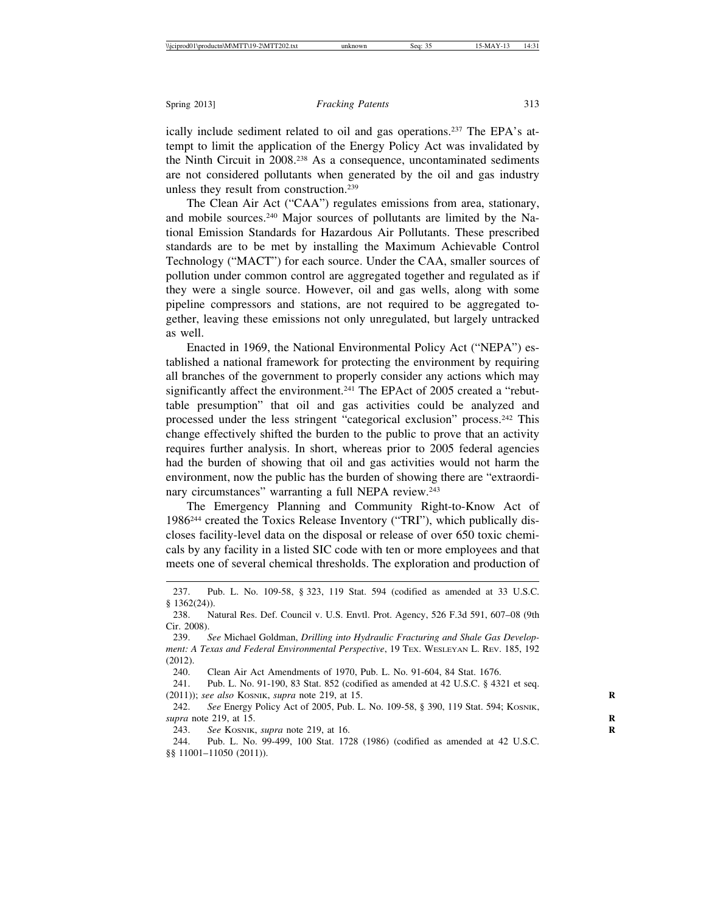ically include sediment related to oil and gas operations.[237] The EPA's attempt to limit the application of the Energy Policy Act was invalidated by the Ninth Circuit in 2008.[238] As a consequence, uncontaminated sediments are not considered pollutants when generated by the oil and gas industry unless they result from construction.[239]

The Clean Air Act ("CAA") regulates emissions from area, stationary, and mobile sources.[240] Major sources of pollutants are limited by the National Emission Standards for Hazardous Air Pollutants. These prescribed standards are to be met by installing the Maximum Achievable Control Technology ("MACT") for each source. Under the CAA, smaller sources of pollution under common control are aggregated together and regulated as if they were a single source. However, oil and gas wells, along with some pipeline compressors and stations, are not required to be aggregated together, leaving these emissions not only unregulated, but largely untracked as well.

Enacted in 1969, the National Environmental Policy Act ("NEPA") established a national framework for protecting the environment by requiring all branches of the government to properly consider any actions which may significantly affect the environment.[241] The EPAct of 2005 created a "rebuttable presumption" that oil and gas activities could be analyzed and processed under the less stringent "categorical exclusion" process.[242] This change effectively shifted the burden to the public to prove that an activity requires further analysis. In short, whereas prior to 2005 federal agencies had the burden of showing that oil and gas activities would not harm the environment, now the public has the burden of showing there are "extraordinary circumstances" warranting a full NEPA review.[243]

The Emergency Planning and Community Right-to-Know Act of 1986[244] created the Toxics Release Inventory ("TRI"), which publically discloses facility-level data on the disposal or release of over 650 toxic chemicals by any facility in a listed SIC code with ten or more employees and that meets one of several chemical thresholds. The exploration and production of

---

237. Pub. L. No. 109-58, § 323, 119 Stat. 594 (codified as amended at 33 U.S.C. § 1362(24)).

238. Natural Res. Def. Council v. U.S. Envtl. Prot. Agency, 526 F.3d 591, 607–08 (9th Cir. 2008).

239. *See* Michael Goldman, *Drilling into Hydraulic Fracturing and Shale Gas Development: A Texas and Federal Environmental Perspective*, 19 TEX. WESLEYAN L. REV. 185, 192 (2012).

240. Clean Air Act Amendments of 1970, Pub. L. No. 91-604, 84 Stat. 1676.

241. Pub. L. No. 91-190, 83 Stat. 852 (codified as amended at 42 U.S.C. § 4321 et seq. (2011)); *see also* KOSNIK, *supra* note 219, at 15.

242. *See* Energy Policy Act of 2005, Pub. L. No. 109-58, § 390, 119 Stat. 594; KOSNIK, *supra* note 219, at 15.

243. *See* KOSNIK, *supra* note 219, at 16.

244. Pub. L. No. 99-499, 100 Stat. 1728 (1986) (codified as amended at 42 U.S.C. §§ 11001–11050 (2011)).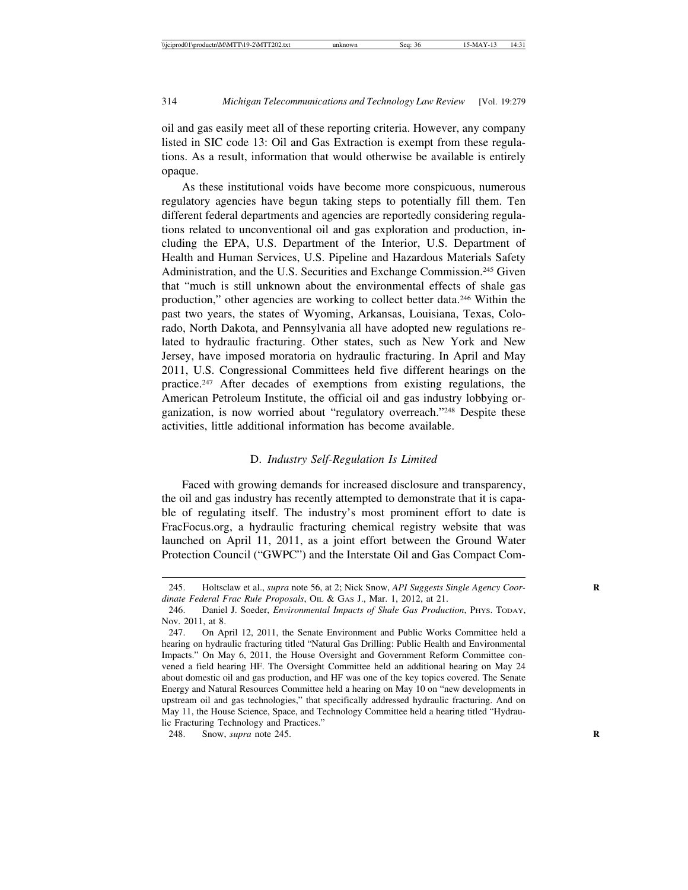oil and gas easily meet all of these reporting criteria. However, any company listed in SIC code 13: Oil and Gas Extraction is exempt from these regulations. As a result, information that would otherwise be available is entirely opaque.

As these institutional voids have become more conspicuous, numerous regulatory agencies have begun taking steps to potentially fill them. Ten different federal departments and agencies are reportedly considering regulations related to unconventional oil and gas exploration and production, including the EPA, U.S. Department of the Interior, U.S. Department of Health and Human Services, U.S. Pipeline and Hazardous Materials Safety Administration, and the U.S. Securities and Exchange Commission.[245] Given that "much is still unknown about the environmental effects of shale gas production," other agencies are working to collect better data.[246] Within the past two years, the states of Wyoming, Arkansas, Louisiana, Texas, Colorado, North Dakota, and Pennsylvania all have adopted new regulations related to hydraulic fracturing. Other states, such as New York and New Jersey, have imposed moratoria on hydraulic fracturing. In April and May 2011, U.S. Congressional Committees held five different hearings on the practice.[247] After decades of exemptions from existing regulations, the American Petroleum Institute, the official oil and gas industry lobbying organization, is now worried about "regulatory overreach."[248] Despite these activities, little additional information has become available.

### D. *Industry Self-Regulation Is Limited*

Faced with growing demands for increased disclosure and transparency, the oil and gas industry has recently attempted to demonstrate that it is capable of regulating itself. The industry's most prominent effort to date is FracFocus.org, a hydraulic fracturing chemical registry website that was launched on April 11, 2011, as a joint effort between the Ground Water Protection Council ("GWPC") and the Interstate Oil and Gas Compact Com-

---

245. Holtsclaw et al., *supra* note 56, at 2; Nick Snow, *API Suggests Single Agency Coordinate Federal Frac Rule Proposals*, OIL & GAS J., Mar. 1, 2012, at 21.

246. Daniel J. Soeder, *Environmental Impacts of Shale Gas Production*, PHYS. TODAY, Nov. 2011, at 8.

247. On April 12, 2011, the Senate Environment and Public Works Committee held a hearing on hydraulic fracturing titled "Natural Gas Drilling: Public Health and Environmental Impacts." On May 6, 2011, the House Oversight and Government Reform Committee convened a field hearing HF. The Oversight Committee held an additional hearing on May 24 about domestic oil and gas production, and HF was one of the key topics covered. The Senate Energy and Natural Resources Committee held a hearing on May 10 on "new developments in upstream oil and gas technologies," that specifically addressed hydraulic fracturing. And on May 11, the House Science, Space, and Technology Committee held a hearing titled "Hydraulic Fracturing Technology and Practices."

248. Snow, *supra* note 245.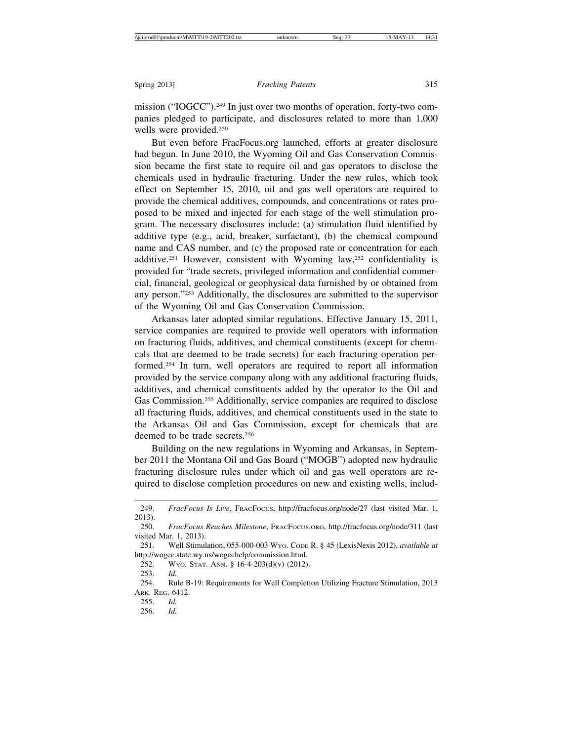mission ("IOGCC").[249] In just over two months of operation, forty-two companies pledged to participate, and disclosures related to more than 1,000 wells were provided.[250]

But even before FracFocus.org launched, efforts at greater disclosure had begun. In June 2010, the Wyoming Oil and Gas Conservation Commission became the first state to require oil and gas operators to disclose the chemicals used in hydraulic fracturing. Under the new rules, which took effect on September 15, 2010, oil and gas well operators are required to provide the chemical additives, compounds, and concentrations or rates proposed to be mixed and injected for each stage of the well stimulation program. The necessary disclosures include: (a) stimulation fluid identified by additive type (e.g., acid, breaker, surfactant), (b) the chemical compound name and CAS number, and (c) the proposed rate or concentration for each additive.[251] However, consistent with Wyoming law,[252] confidentiality is provided for "trade secrets, privileged information and confidential commercial, financial, geological or geophysical data furnished by or obtained from any person."[253] Additionally, the disclosures are submitted to the supervisor of the Wyoming Oil and Gas Conservation Commission.

Arkansas later adopted similar regulations. Effective January 15, 2011, service companies are required to provide well operators with information on fracturing fluids, additives, and chemical constituents (except for chemicals that are deemed to be trade secrets) for each fracturing operation performed.[254] In turn, well operators are required to report all information provided by the service company along with any additional fracturing fluids, additives, and chemical constituents added by the operator to the Oil and Gas Commission.[255] Additionally, service companies are required to disclose all fracturing fluids, additives, and chemical constituents used in the state to the Arkansas Oil and Gas Commission, except for chemicals that are deemed to be trade secrets.[256]

Building on the new regulations in Wyoming and Arkansas, in September 2011 the Montana Oil and Gas Board ("MOGB") adopted new hydraulic fracturing disclosure rules under which oil and gas well operators are required to disclose completion procedures on new and existing wells, includ-

---

249. *FracFocus Is Live*, FracFocus, http://fracfocus.org/node/27 (last visited Mar. 1, 2013).

250. *FracFocus Reaches Milestone*, FracFocus.org, http://fracfocus.org/node/311 (last visited Mar. 1, 2013).

251. Well Stimulation, 055-000-003 Wyo. Code R. § 45 (LexisNexis 2012), *available at* http://wogcc.state.wy.us/wogcchelp/commission.html.

252. Wyo. Stat. Ann. § 16-4-203(d)(v) (2012).

253. *Id.*

254. Rule B-19: Requirements for Well Completion Utilizing Fracture Stimulation, 2013 Ark. Reg. 6412.

255. *Id.*

256. *Id.*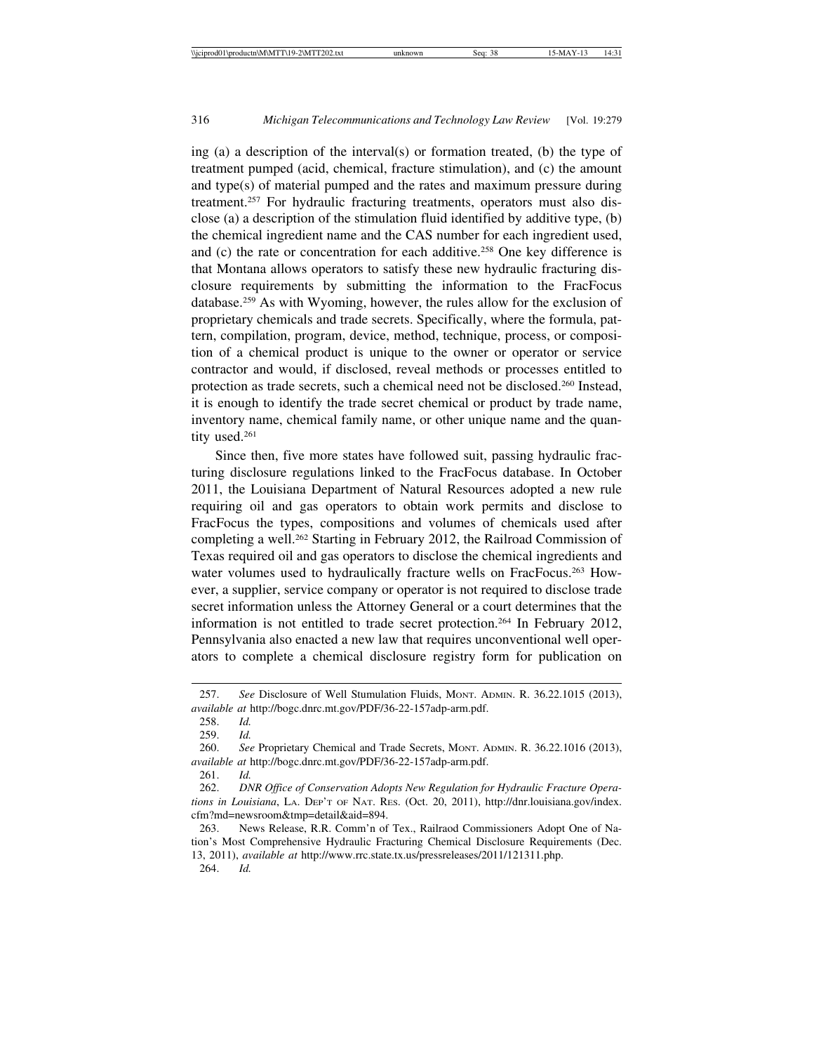ing (a) a description of the interval(s) or formation treated, (b) the type of treatment pumped (acid, chemical, fracture stimulation), and (c) the amount and type(s) of material pumped and the rates and maximum pressure during treatment.[257] For hydraulic fracturing treatments, operators must also disclose (a) a description of the stimulation fluid identified by additive type, (b) the chemical ingredient name and the CAS number for each ingredient used, and (c) the rate or concentration for each additive.[258] One key difference is that Montana allows operators to satisfy these new hydraulic fracturing disclosure requirements by submitting the information to the FracFocus database.[259] As with Wyoming, however, the rules allow for the exclusion of proprietary chemicals and trade secrets. Specifically, where the formula, pattern, compilation, program, device, method, technique, process, or composition of a chemical product is unique to the owner or operator or service contractor and would, if disclosed, reveal methods or processes entitled to protection as trade secrets, such a chemical need not be disclosed.[260] Instead, it is enough to identify the trade secret chemical or product by trade name, inventory name, chemical family name, or other unique name and the quantity used.[261]

Since then, five more states have followed suit, passing hydraulic fracturing disclosure regulations linked to the FracFocus database. In October 2011, the Louisiana Department of Natural Resources adopted a new rule requiring oil and gas operators to obtain work permits and disclose to FracFocus the types, compositions and volumes of chemicals used after completing a well.[262] Starting in February 2012, the Railroad Commission of Texas required oil and gas operators to disclose the chemical ingredients and water volumes used to hydraulically fracture wells on FracFocus.[263] However, a supplier, service company or operator is not required to disclose trade secret information unless the Attorney General or a court determines that the information is not entitled to trade secret protection.[264] In February 2012, Pennsylvania also enacted a new law that requires unconventional well operators to complete a chemical disclosure registry form for publication on

---

257. *See* Disclosure of Well Stumulation Fluids, Mont. Admin. R. 36.22.1015 (2013), *available at* http://bogc.dnrc.mt.gov/PDF/36-22-157adp-arm.pdf.

258. *Id.*

259. *Id.*

260. *See* Proprietary Chemical and Trade Secrets, Mont. Admin. R. 36.22.1016 (2013), *available at* http://bogc.dnrc.mt.gov/PDF/36-22-157adp-arm.pdf.

261. *Id.*

262. *DNR Office of Conservation Adopts New Regulation for Hydraulic Fracture Operations in Louisiana*, La. Dep't of Nat. Res. (Oct. 20, 2011), http://dnr.louisiana.gov/index.cfm?md=newsroom&tmp=detail&aid=894.

263. News Release, R.R. Comm'n of Tex., Railraod Commissioners Adopt One of Nation's Most Comprehensive Hydraulic Fracturing Chemical Disclosure Requirements (Dec. 13, 2011), *available at* http://www.rrc.state.tx.us/pressreleases/2011/121311.php.

264. *Id.*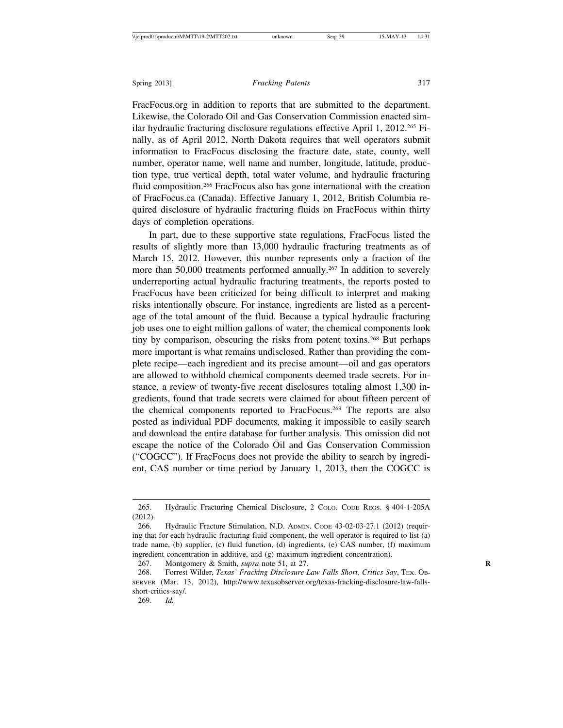FracFocus.org in addition to reports that are submitted to the department. Likewise, the Colorado Oil and Gas Conservation Commission enacted similar hydraulic fracturing disclosure regulations effective April 1, 2012.[265] Finally, as of April 2012, North Dakota requires that well operators submit information to FracFocus disclosing the fracture date, state, county, well number, operator name, well name and number, longitude, latitude, production type, true vertical depth, total water volume, and hydraulic fracturing fluid composition.[266] FracFocus also has gone international with the creation of FracFocus.ca (Canada). Effective January 1, 2012, British Columbia required disclosure of hydraulic fracturing fluids on FracFocus within thirty days of completion operations.

In part, due to these supportive state regulations, FracFocus listed the results of slightly more than 13,000 hydraulic fracturing treatments as of March 15, 2012. However, this number represents only a fraction of the more than 50,000 treatments performed annually.[267] In addition to severely underreporting actual hydraulic fracturing treatments, the reports posted to FracFocus have been criticized for being difficult to interpret and making risks intentionally obscure. For instance, ingredients are listed as a percentage of the total amount of the fluid. Because a typical hydraulic fracturing job uses one to eight million gallons of water, the chemical components look tiny by comparison, obscuring the risks from potent toxins.[268] But perhaps more important is what remains undisclosed. Rather than providing the complete recipe—each ingredient and its precise amount—oil and gas operators are allowed to withhold chemical components deemed trade secrets. For instance, a review of twenty-five recent disclosures totaling almost 1,300 ingredients, found that trade secrets were claimed for about fifteen percent of the chemical components reported to FracFocus.[269] The reports are also posted as individual PDF documents, making it impossible to easily search and download the entire database for further analysis. This omission did not escape the notice of the Colorado Oil and Gas Conservation Commission ("COGCC"). If FracFocus does not provide the ability to search by ingredient, CAS number or time period by January 1, 2013, then the COGCC is

---

265. Hydraulic Fracturing Chemical Disclosure, 2 Colo. Code Regs. § 404-1-205A (2012).

266. Hydraulic Fracture Stimulation, N.D. Admin. Code 43-02-03-27.1 (2012) (requiring that for each hydraulic fracturing fluid component, the well operator is required to list (a) trade name, (b) supplier, (c) fluid function, (d) ingredients, (e) CAS number, (f) maximum ingredient concentration in additive, and (g) maximum ingredient concentration).

267. Montgomery & Smith, *supra* note 51, at 27.

268. Forrest Wilder, *Texas' Fracking Disclosure Law Falls Short, Critics Say*, Tex. Observer (Mar. 13, 2012), http://www.texasobserver.org/texas-fracking-disclosure-law-falls-short-critics-say/.

269. *Id.*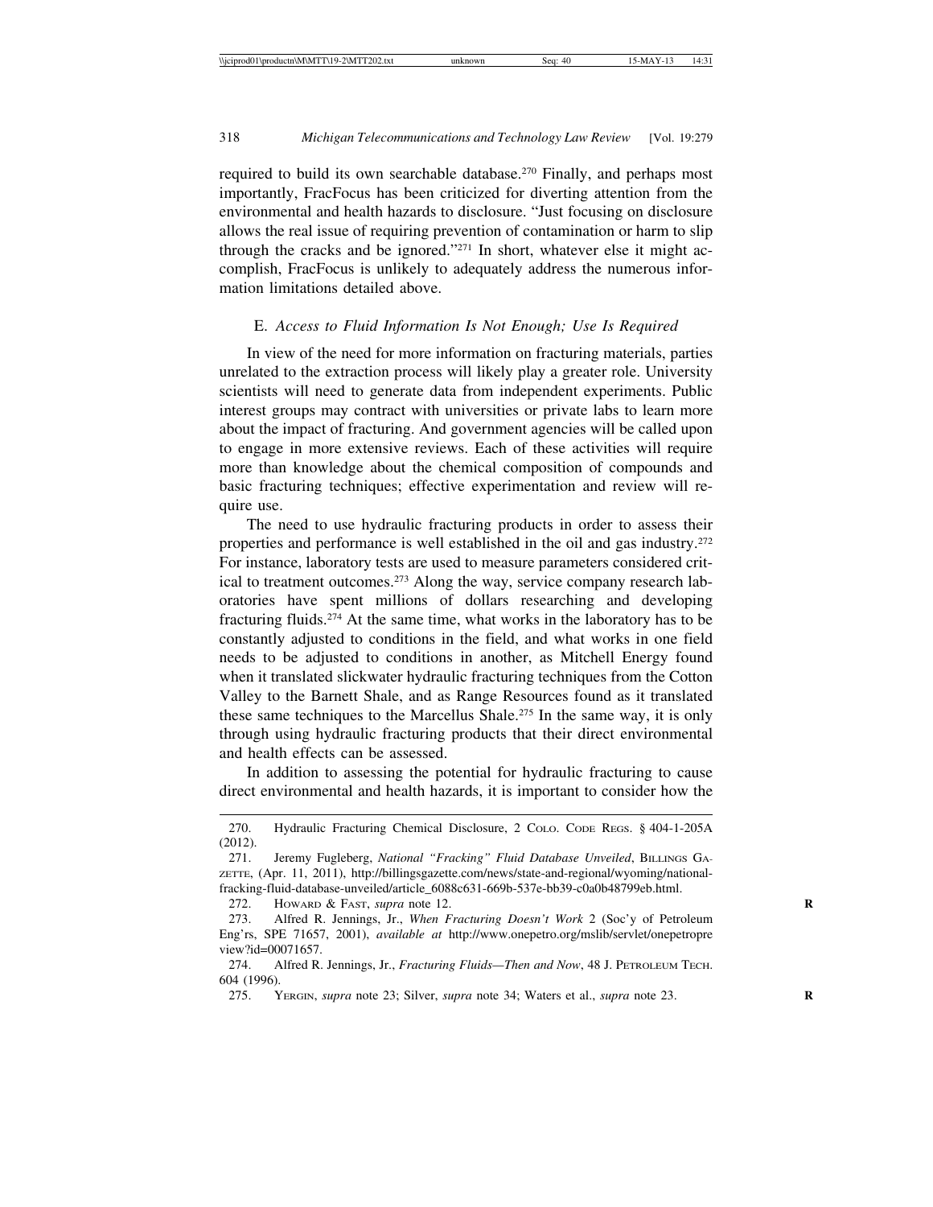required to build its own searchable database.[270] Finally, and perhaps most importantly, FracFocus has been criticized for diverting attention from the environmental and health hazards to disclosure. "Just focusing on disclosure allows the real issue of requiring prevention of contamination or harm to slip through the cracks and be ignored."[271] In short, whatever else it might accomplish, FracFocus is unlikely to adequately address the numerous information limitations detailed above.

### E. *Access to Fluid Information Is Not Enough; Use Is Required*

In view of the need for more information on fracturing materials, parties unrelated to the extraction process will likely play a greater role. University scientists will need to generate data from independent experiments. Public interest groups may contract with universities or private labs to learn more about the impact of fracturing. And government agencies will be called upon to engage in more extensive reviews. Each of these activities will require more than knowledge about the chemical composition of compounds and basic fracturing techniques; effective experimentation and review will require use.

The need to use hydraulic fracturing products in order to assess their properties and performance is well established in the oil and gas industry.[272] For instance, laboratory tests are used to measure parameters considered critical to treatment outcomes.[273] Along the way, service company research laboratories have spent millions of dollars researching and developing fracturing fluids.[274] At the same time, what works in the laboratory has to be constantly adjusted to conditions in the field, and what works in one field needs to be adjusted to conditions in another, as Mitchell Energy found when it translated slickwater hydraulic fracturing techniques from the Cotton Valley to the Barnett Shale, and as Range Resources found as it translated these same techniques to the Marcellus Shale.[275] In the same way, it is only through using hydraulic fracturing products that their direct environmental and health effects can be assessed.

In addition to assessing the potential for hydraulic fracturing to cause direct environmental and health hazards, it is important to consider how the

---

270. Hydraulic Fracturing Chemical Disclosure, 2 Colo. Code Regs. § 404-1-205A (2012).

271. Jeremy Fugleberg, *National "Fracking" Fluid Database Unveiled*, Billings Gazette, (Apr. 11, 2011), http://billingsgazette.com/news/state-and-regional/wyoming/national-fracking-fluid-database-unveiled/article_6088c631-669b-537e-bb39-c0a0b48799eb.html.

272. Howard & Fast, *supra* note 12.

273. Alfred R. Jennings, Jr., *When Fracturing Doesn't Work* 2 (Soc'y of Petroleum Eng'rs, SPE 71657, 2001), *available at* http://www.onepetro.org/mslib/servlet/onepetropreview?id=00071657.

274. Alfred R. Jennings, Jr., *Fracturing Fluids—Then and Now*, 48 J. Petroleum Tech. 604 (1996).

275. Yergin, *supra* note 23; Silver, *supra* note 34; Waters et al., *supra* note 23.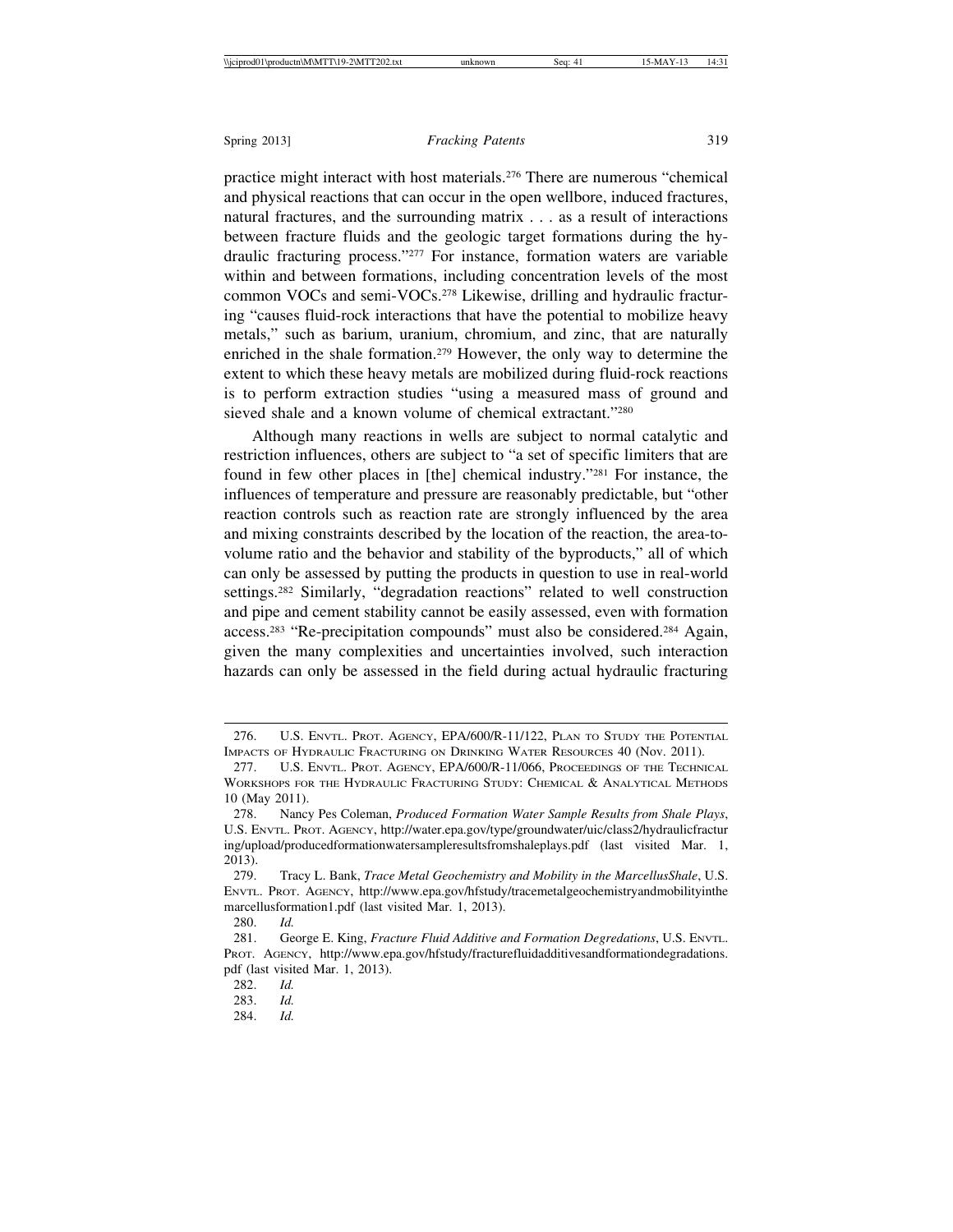practice might interact with host materials.[276] There are numerous "chemical and physical reactions that can occur in the open wellbore, induced fractures, natural fractures, and the surrounding matrix . . . as a result of interactions between fracture fluids and the geologic target formations during the hydraulic fracturing process."[277] For instance, formation waters are variable within and between formations, including concentration levels of the most common VOCs and semi-VOCs.[278] Likewise, drilling and hydraulic fracturing "causes fluid-rock interactions that have the potential to mobilize heavy metals," such as barium, uranium, chromium, and zinc, that are naturally enriched in the shale formation.[279] However, the only way to determine the extent to which these heavy metals are mobilized during fluid-rock reactions is to perform extraction studies "using a measured mass of ground and sieved shale and a known volume of chemical extractant."[280]

Although many reactions in wells are subject to normal catalytic and restriction influences, others are subject to "a set of specific limiters that are found in few other places in [the] chemical industry."[281] For instance, the influences of temperature and pressure are reasonably predictable, but "other reaction controls such as reaction rate are strongly influenced by the area and mixing constraints described by the location of the reaction, the area-to-volume ratio and the behavior and stability of the byproducts," all of which can only be assessed by putting the products in question to use in real-world settings.[282] Similarly, "degradation reactions" related to well construction and pipe and cement stability cannot be easily assessed, even with formation access.[283] "Re-precipitation compounds" must also be considered.[284] Again, given the many complexities and uncertainties involved, such interaction hazards can only be assessed in the field during actual hydraulic fracturing

---

276. U.S. ENVTL. PROT. AGENCY, EPA/600/R-11/122, PLAN TO STUDY THE POTENTIAL IMPACTS OF HYDRAULIC FRACTURING ON DRINKING WATER RESOURCES 40 (Nov. 2011).

277. U.S. ENVTL. PROT. AGENCY, EPA/600/R-11/066, PROCEEDINGS OF THE TECHNICAL WORKSHOPS FOR THE HYDRAULIC FRACTURING STUDY: CHEMICAL & ANALYTICAL METHODS 10 (May 2011).

278. Nancy Pes Coleman, *Produced Formation Water Sample Results from Shale Plays*, U.S. ENVTL. PROT. AGENCY, http://water.epa.gov/type/groundwater/uic/class2/hydraulicfracturing/upload/producedformationwatersampleresultsfromshaleplays.pdf (last visited Mar. 1, 2013).

279. Tracy L. Bank, *Trace Metal Geochemistry and Mobility in the MarcellusShale*, U.S. ENVTL. PROT. AGENCY, http://www.epa.gov/hfstudy/tracemetalgeochemistryandmobilityinthemarcellusformation1.pdf (last visited Mar. 1, 2013).

280. *Id.*

281. George E. King, *Fracture Fluid Additive and Formation Degredations*, U.S. ENVTL. PROT. AGENCY, http://www.epa.gov/hfstudy/fracturefluidadditivesandformationdegradations.pdf (last visited Mar. 1, 2013).

282. *Id.*

283. *Id.*

284. *Id.*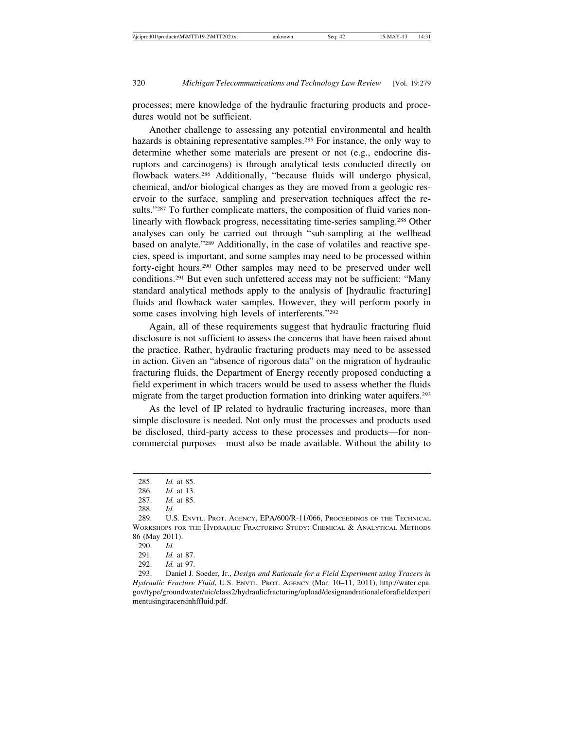processes; mere knowledge of the hydraulic fracturing products and procedures would not be sufficient.

Another challenge to assessing any potential environmental and health hazards is obtaining representative samples.[285] For instance, the only way to determine whether some materials are present or not (e.g., endocrine disruptors and carcinogens) is through analytical tests conducted directly on flowback waters.[286] Additionally, "because fluids will undergo physical, chemical, and/or biological changes as they are moved from a geologic reservoir to the surface, sampling and preservation techniques affect the results."[287] To further complicate matters, the composition of fluid varies nonlinearly with flowback progress, necessitating time-series sampling.[288] Other analyses can only be carried out through "sub-sampling at the wellhead based on analyte."[289] Additionally, in the case of volatiles and reactive species, speed is important, and some samples may need to be processed within forty-eight hours.[290] Other samples may need to be preserved under well conditions.[291] But even such unfettered access may not be sufficient: "Many standard analytical methods apply to the analysis of [hydraulic fracturing] fluids and flowback water samples. However, they will perform poorly in some cases involving high levels of interferents."[292]

Again, all of these requirements suggest that hydraulic fracturing fluid disclosure is not sufficient to assess the concerns that have been raised about the practice. Rather, hydraulic fracturing products may need to be assessed in action. Given an "absence of rigorous data" on the migration of hydraulic fracturing fluids, the Department of Energy recently proposed conducting a field experiment in which tracers would be used to assess whether the fluids migrate from the target production formation into drinking water aquifers.[293]

As the level of IP related to hydraulic fracturing increases, more than simple disclosure is needed. Not only must the processes and products used be disclosed, third-party access to these processes and products—for noncommercial purposes—must also be made available. Without the ability to

---

285. *Id.* at 85.

286. *Id.* at 13.

287. *Id.* at 85.

288. *Id.*

289. U.S. Envtl. Prot. Agency, EPA/600/R-11/066, Proceedings of the Technical Workshops for the Hydraulic Fracturing Study: Chemical & Analytical Methods 86 (May 2011).

290. *Id.*

291. *Id.* at 87.

292. *Id.* at 97.

293. Daniel J. Soeder, Jr., *Design and Rationale for a Field Experiment using Tracers in Hydraulic Fracture Fluid*, U.S. Envtl. Prot. Agency (Mar. 10–11, 2011), http://water.epa.gov/type/groundwater/uic/class2/hydraulicfracturing/upload/designandrationaleforafieldexperimentusingtracersinhffluid.pdf.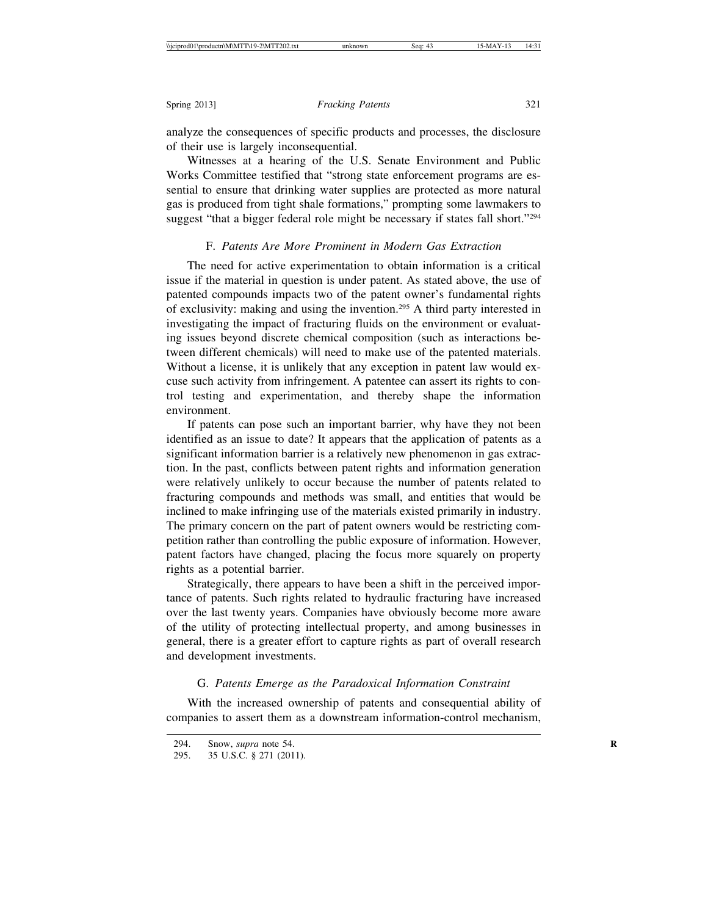analyze the consequences of specific products and processes, the disclosure of their use is largely inconsequential.

Witnesses at a hearing of the U.S. Senate Environment and Public Works Committee testified that "strong state enforcement programs are essential to ensure that drinking water supplies are protected as more natural gas is produced from tight shale formations," prompting some lawmakers to suggest "that a bigger federal role might be necessary if states fall short."[294]

### F. *Patents Are More Prominent in Modern Gas Extraction*

The need for active experimentation to obtain information is a critical issue if the material in question is under patent. As stated above, the use of patented compounds impacts two of the patent owner's fundamental rights of exclusivity: making and using the invention.[295] A third party interested in investigating the impact of fracturing fluids on the environment or evaluating issues beyond discrete chemical composition (such as interactions between different chemicals) will need to make use of the patented materials. Without a license, it is unlikely that any exception in patent law would excuse such activity from infringement. A patentee can assert its rights to control testing and experimentation, and thereby shape the information environment.

If patents can pose such an important barrier, why have they not been identified as an issue to date? It appears that the application of patents as a significant information barrier is a relatively new phenomenon in gas extraction. In the past, conflicts between patent rights and information generation were relatively unlikely to occur because the number of patents related to fracturing compounds and methods was small, and entities that would be inclined to make infringing use of the materials existed primarily in industry. The primary concern on the part of patent owners would be restricting competition rather than controlling the public exposure of information. However, patent factors have changed, placing the focus more squarely on property rights as a potential barrier.

Strategically, there appears to have been a shift in the perceived importance of patents. Such rights related to hydraulic fracturing have increased over the last twenty years. Companies have obviously become more aware of the utility of protecting intellectual property, and among businesses in general, there is a greater effort to capture rights as part of overall research and development investments.

### G. *Patents Emerge as the Paradoxical Information Constraint*

With the increased ownership of patents and consequential ability of companies to assert them as a downstream information-control mechanism,

294. Snow, *supra* note 54.

295. 35 U.S.C. § 271 (2011).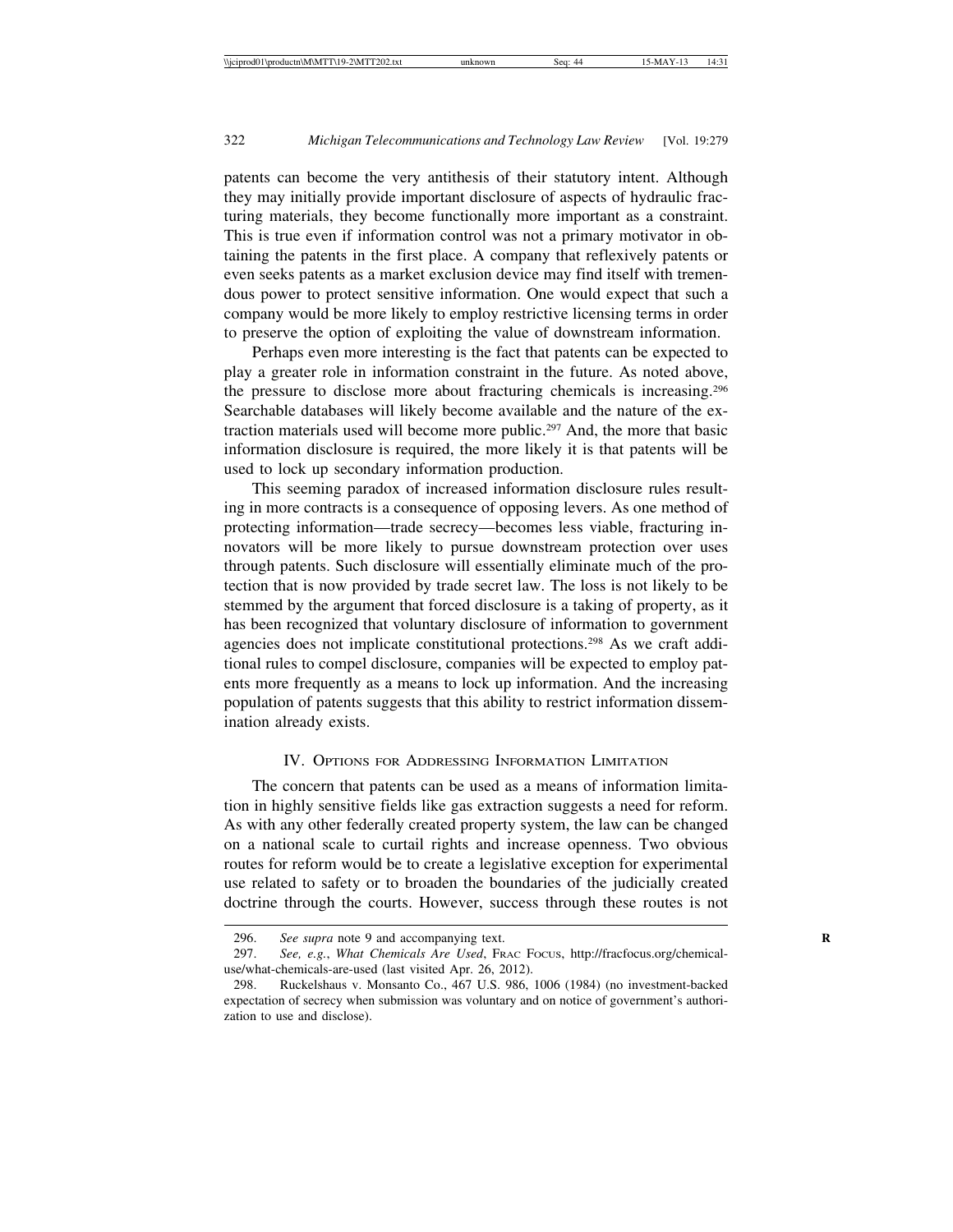patents can become the very antithesis of their statutory intent. Although they may initially provide important disclosure of aspects of hydraulic fracturing materials, they become functionally more important as a constraint. This is true even if information control was not a primary motivator in obtaining the patents in the first place. A company that reflexively patents or even seeks patents as a market exclusion device may find itself with tremendous power to protect sensitive information. One would expect that such a company would be more likely to employ restrictive licensing terms in order to preserve the option of exploiting the value of downstream information.

Perhaps even more interesting is the fact that patents can be expected to play a greater role in information constraint in the future. As noted above, the pressure to disclose more about fracturing chemicals is increasing.[296] Searchable databases will likely become available and the nature of the extraction materials used will become more public.[297] And, the more that basic information disclosure is required, the more likely it is that patents will be used to lock up secondary information production.

This seeming paradox of increased information disclosure rules resulting in more contracts is a consequence of opposing levers. As one method of protecting information—trade secrecy—becomes less viable, fracturing innovators will be more likely to pursue downstream protection over uses through patents. Such disclosure will essentially eliminate much of the protection that is now provided by trade secret law. The loss is not likely to be stemmed by the argument that forced disclosure is a taking of property, as it has been recognized that voluntary disclosure of information to government agencies does not implicate constitutional protections.[298] As we craft additional rules to compel disclosure, companies will be expected to employ patents more frequently as a means to lock up information. And the increasing population of patents suggests that this ability to restrict information dissemination already exists.

## IV. Options for Addressing Information Limitation

The concern that patents can be used as a means of information limitation in highly sensitive fields like gas extraction suggests a need for reform. As with any other federally created property system, the law can be changed on a national scale to curtail rights and increase openness. Two obvious routes for reform would be to create a legislative exception for experimental use related to safety or to broaden the boundaries of the judicially created doctrine through the courts. However, success through these routes is not

296. *See supra* note 9 and accompanying text.

297. *See, e.g.*, *What Chemicals Are Used*, Frac Focus, http://fracfocus.org/chemical-use/what-chemicals-are-used (last visited Apr. 26, 2012).

298. Ruckelshaus v. Monsanto Co., 467 U.S. 986, 1006 (1984) (no investment-backed expectation of secrecy when submission was voluntary and on notice of government's authorization to use and disclose).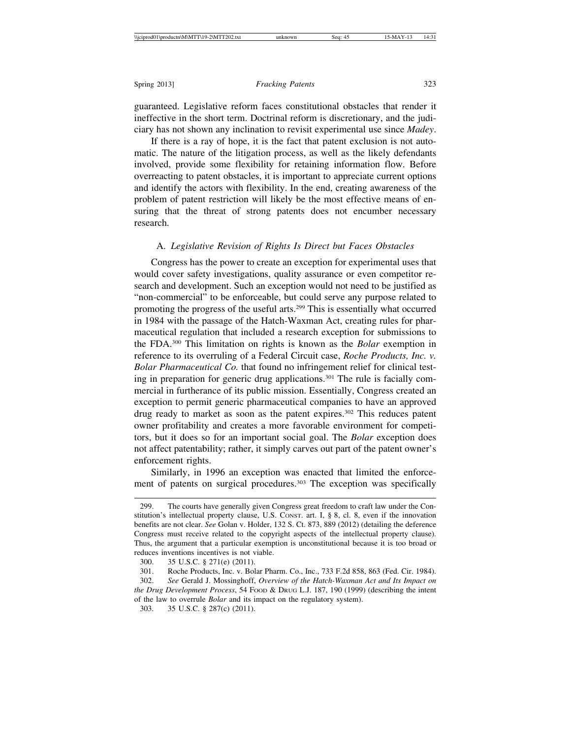guaranteed. Legislative reform faces constitutional obstacles that render it ineffective in the short term. Doctrinal reform is discretionary, and the judiciary has not shown any inclination to revisit experimental use since *Madey*.

If there is a ray of hope, it is the fact that patent exclusion is not automatic. The nature of the litigation process, as well as the likely defendants involved, provide some flexibility for retaining information flow. Before overreacting to patent obstacles, it is important to appreciate current options and identify the actors with flexibility. In the end, creating awareness of the problem of patent restriction will likely be the most effective means of ensuring that the threat of strong patents does not encumber necessary research.

### A. *Legislative Revision of Rights Is Direct but Faces Obstacles*

Congress has the power to create an exception for experimental uses that would cover safety investigations, quality assurance or even competitor research and development. Such an exception would not need to be justified as "non-commercial" to be enforceable, but could serve any purpose related to promoting the progress of the useful arts.[299] This is essentially what occurred in 1984 with the passage of the Hatch-Waxman Act, creating rules for pharmaceutical regulation that included a research exception for submissions to the FDA.[300] This limitation on rights is known as the *Bolar* exemption in reference to its overruling of a Federal Circuit case, *Roche Products, Inc. v. Bolar Pharmaceutical Co.* that found no infringement relief for clinical testing in preparation for generic drug applications.[301] The rule is facially commercial in furtherance of its public mission. Essentially, Congress created an exception to permit generic pharmaceutical companies to have an approved drug ready to market as soon as the patent expires.[302] This reduces patent owner profitability and creates a more favorable environment for competitors, but it does so for an important social goal. The *Bolar* exception does not affect patentability; rather, it simply carves out part of the patent owner's enforcement rights.

Similarly, in 1996 an exception was enacted that limited the enforcement of patents on surgical procedures.[303] The exception was specifically

---

299. The courts have generally given Congress great freedom to craft law under the Constitution's intellectual property clause, U.S. Const. art. I, § 8, cl. 8, even if the innovation benefits are not clear. *See* Golan v. Holder, 132 S. Ct. 873, 889 (2012) (detailing the deference Congress must receive related to the copyright aspects of the intellectual property clause). Thus, the argument that a particular exemption is unconstitutional because it is too broad or reduces inventions incentives is not viable.

300. 35 U.S.C. § 271(e) (2011).

301. Roche Products, Inc. v. Bolar Pharm. Co., Inc., 733 F.2d 858, 863 (Fed. Cir. 1984).

302. *See* Gerald J. Mossinghoff, *Overview of the Hatch-Waxman Act and Its Impact on the Drug Development Process*, 54 Food & Drug L.J. 187, 190 (1999) (describing the intent of the law to overrule *Bolar* and its impact on the regulatory system).

303. 35 U.S.C. § 287(c) (2011).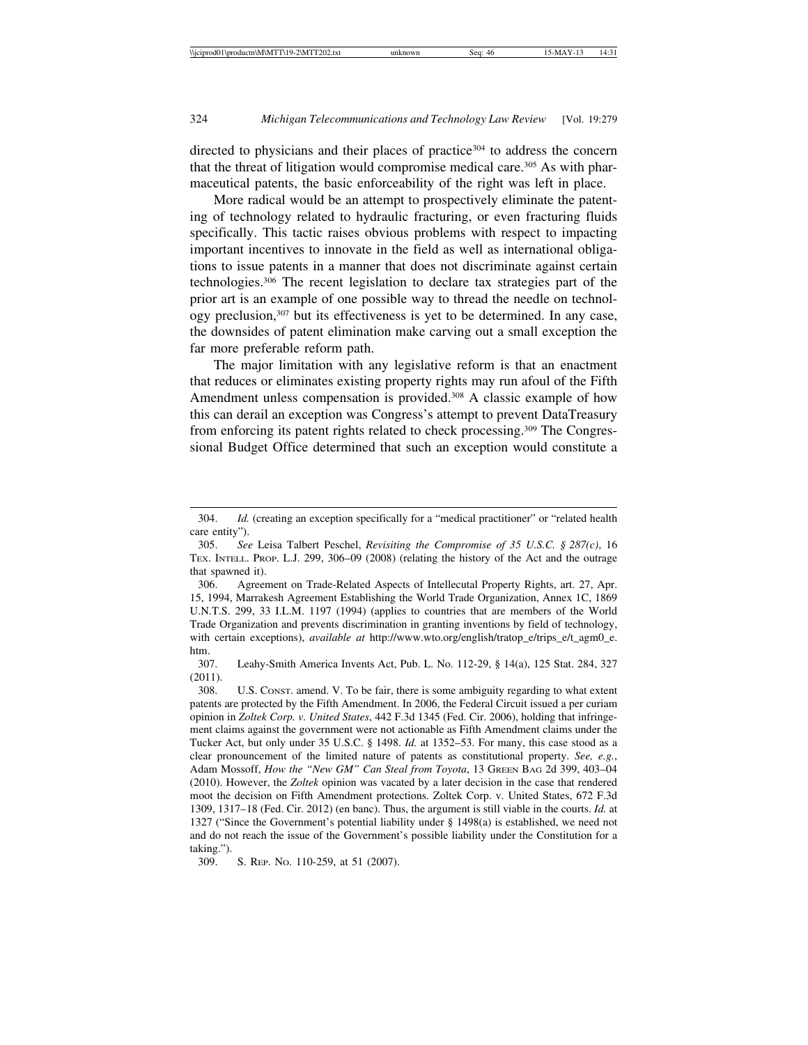directed to physicians and their places of practice[304] to address the concern that the threat of litigation would compromise medical care.[305] As with pharmaceutical patents, the basic enforceability of the right was left in place.

More radical would be an attempt to prospectively eliminate the patenting of technology related to hydraulic fracturing, or even fracturing fluids specifically. This tactic raises obvious problems with respect to impacting important incentives to innovate in the field as well as international obligations to issue patents in a manner that does not discriminate against certain technologies.[306] The recent legislation to declare tax strategies part of the prior art is an example of one possible way to thread the needle on technology preclusion,[307] but its effectiveness is yet to be determined. In any case, the downsides of patent elimination make carving out a small exception the far more preferable reform path.

The major limitation with any legislative reform is that an enactment that reduces or eliminates existing property rights may run afoul of the Fifth Amendment unless compensation is provided.[308] A classic example of how this can derail an exception was Congress's attempt to prevent DataTreasury from enforcing its patent rights related to check processing.[309] The Congressional Budget Office determined that such an exception would constitute a

---

304. *Id.* (creating an exception specifically for a "medical practitioner" or "related health care entity").

305. *See* Leisa Talbert Peschel, *Revisiting the Compromise of 35 U.S.C. § 287(c)*, 16 Tex. Intell. Prop. L.J. 299, 306–09 (2008) (relating the history of the Act and the outrage that spawned it).

306. Agreement on Trade-Related Aspects of Intellecutal Property Rights, art. 27, Apr. 15, 1994, Marrakesh Agreement Establishing the World Trade Organization, Annex 1C, 1869 U.N.T.S. 299, 33 I.L.M. 1197 (1994) (applies to countries that are members of the World Trade Organization and prevents discrimination in granting inventions by field of technology, with certain exceptions), *available at* http://www.wto.org/english/tratop_e/trips_e/t_agm0_e.htm.

307. Leahy-Smith America Invents Act, Pub. L. No. 112-29, § 14(a), 125 Stat. 284, 327 (2011).

308. U.S. Const. amend. V. To be fair, there is some ambiguity regarding to what extent patents are protected by the Fifth Amendment. In 2006, the Federal Circuit issued a per curiam opinion in *Zoltek Corp. v. United States*, 442 F.3d 1345 (Fed. Cir. 2006), holding that infringement claims against the government were not actionable as Fifth Amendment claims under the Tucker Act, but only under 35 U.S.C. § 1498. *Id.* at 1352–53. For many, this case stood as a clear pronouncement of the limited nature of patents as constitutional property. *See, e.g.*, Adam Mossoff, *How the "New GM" Can Steal from Toyota*, 13 Green Bag 2d 399, 403–04 (2010). However, the *Zoltek* opinion was vacated by a later decision in the case that rendered moot the decision on Fifth Amendment protections. Zoltek Corp. v. United States, 672 F.3d 1309, 1317–18 (Fed. Cir. 2012) (en banc). Thus, the argument is still viable in the courts. *Id.* at 1327 ("Since the Government's potential liability under § 1498(a) is established, we need not and do not reach the issue of the Government's possible liability under the Constitution for a taking.").

309. S. Rep. No. 110-259, at 51 (2007).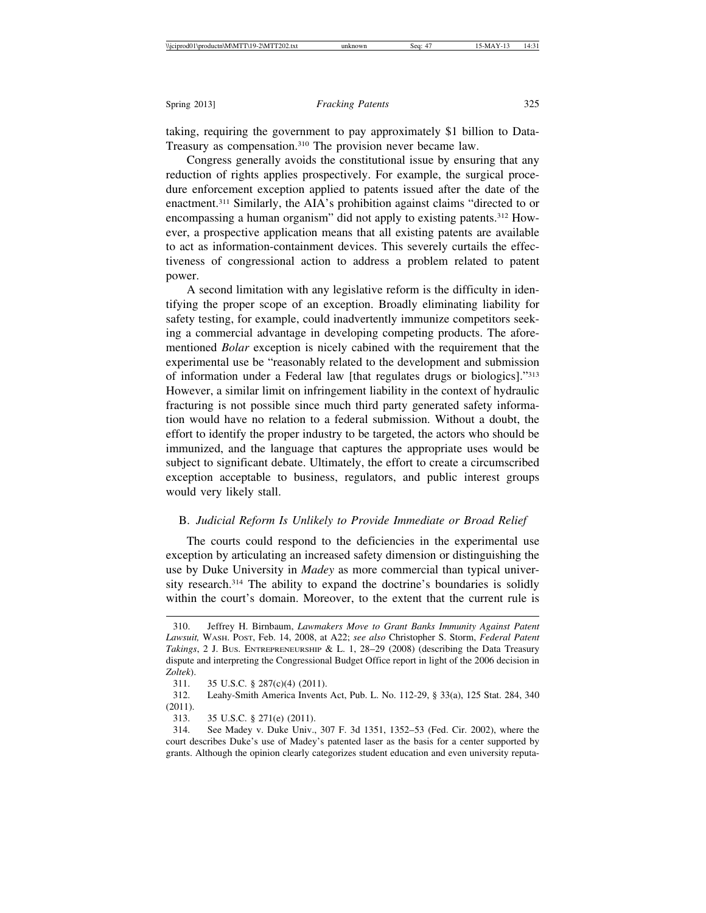taking, requiring the government to pay approximately $1 billion to Data-Treasury as compensation.[310] The provision never became law.

Congress generally avoids the constitutional issue by ensuring that any reduction of rights applies prospectively. For example, the surgical procedure enforcement exception applied to patents issued after the date of the enactment.[311] Similarly, the AIA's prohibition against claims "directed to or encompassing a human organism" did not apply to existing patents.[312] However, a prospective application means that all existing patents are available to act as information-containment devices. This severely curtails the effectiveness of congressional action to address a problem related to patent power.

A second limitation with any legislative reform is the difficulty in identifying the proper scope of an exception. Broadly eliminating liability for safety testing, for example, could inadvertently immunize competitors seeking a commercial advantage in developing competing products. The aforementioned *Bolar* exception is nicely cabined with the requirement that the experimental use be "reasonably related to the development and submission of information under a Federal law [that regulates drugs or biologics]."[313] However, a similar limit on infringement liability in the context of hydraulic fracturing is not possible since much third party generated safety information would have no relation to a federal submission. Without a doubt, the effort to identify the proper industry to be targeted, the actors who should be immunized, and the language that captures the appropriate uses would be subject to significant debate. Ultimately, the effort to create a circumscribed exception acceptable to business, regulators, and public interest groups would very likely stall.

### B. *Judicial Reform Is Unlikely to Provide Immediate or Broad Relief*

The courts could respond to the deficiencies in the experimental use exception by articulating an increased safety dimension or distinguishing the use by Duke University in *Madey* as more commercial than typical university research.[314] The ability to expand the doctrine's boundaries is solidly within the court's domain. Moreover, to the extent that the current rule is

---

310. Jeffrey H. Birnbaum, *Lawmakers Move to Grant Banks Immunity Against Patent Lawsuit,* WASH. POST, Feb. 14, 2008, at A22; *see also* Christopher S. Storm, *Federal Patent Takings*, 2 J. BUS. ENTREPRENEURSHIP & L. 1, 28–29 (2008) (describing the Data Treasury dispute and interpreting the Congressional Budget Office report in light of the 2006 decision in *Zoltek*).

311. 35 U.S.C. § 287(c)(4) (2011).

312. Leahy-Smith America Invents Act, Pub. L. No. 112-29, § 33(a), 125 Stat. 284, 340 (2011).

313. 35 U.S.C. § 271(e) (2011).

314. See Madey v. Duke Univ., 307 F. 3d 1351, 1352–53 (Fed. Cir. 2002), where the court describes Duke's use of Madey's patented laser as the basis for a center supported by grants. Although the opinion clearly categorizes student education and even university reputa-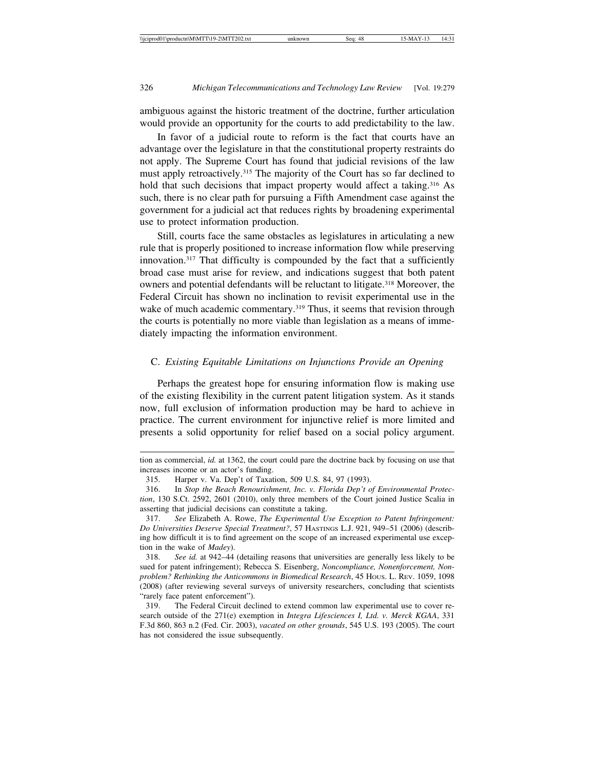ambiguous against the historic treatment of the doctrine, further articulation would provide an opportunity for the courts to add predictability to the law.

In favor of a judicial route to reform is the fact that courts have an advantage over the legislature in that the constitutional property restraints do not apply. The Supreme Court has found that judicial revisions of the law must apply retroactively.[315] The majority of the Court has so far declined to hold that such decisions that impact property would affect a taking.[316] As such, there is no clear path for pursuing a Fifth Amendment case against the government for a judicial act that reduces rights by broadening experimental use to protect information production.

Still, courts face the same obstacles as legislatures in articulating a new rule that is properly positioned to increase information flow while preserving innovation.[317] That difficulty is compounded by the fact that a sufficiently broad case must arise for review, and indications suggest that both patent owners and potential defendants will be reluctant to litigate.[318] Moreover, the Federal Circuit has shown no inclination to revisit experimental use in the wake of much academic commentary.[319] Thus, it seems that revision through the courts is potentially no more viable than legislation as a means of immediately impacting the information environment.

### C. *Existing Equitable Limitations on Injunctions Provide an Opening*

Perhaps the greatest hope for ensuring information flow is making use of the existing flexibility in the current patent litigation system. As it stands now, full exclusion of information production may be hard to achieve in practice. The current environment for injunctive relief is more limited and presents a solid opportunity for relief based on a social policy argument.

---

tion as commercial, *id.* at 1362, the court could pare the doctrine back by focusing on use that increases income or an actor's funding.

315. Harper v. Va. Dep't of Taxation, 509 U.S. 84, 97 (1993).

316. In *Stop the Beach Renourishment, Inc. v. Florida Dep't of Environmental Protection*, 130 S.Ct. 2592, 2601 (2010), only three members of the Court joined Justice Scalia in asserting that judicial decisions can constitute a taking.

317. *See* Elizabeth A. Rowe, *The Experimental Use Exception to Patent Infringement: Do Universities Deserve Special Treatment?*, 57 Hastings L.J. 921, 949–51 (2006) (describing how difficult it is to find agreement on the scope of an increased experimental use exception in the wake of *Madey*).

318. *See id.* at 942–44 (detailing reasons that universities are generally less likely to be sued for patent infringement); Rebecca S. Eisenberg, *Noncompliance, Nonenforcement, Nonproblem? Rethinking the Anticommons in Biomedical Research*, 45 Hous. L. Rev. 1059, 1098 (2008) (after reviewing several surveys of university researchers, concluding that scientists "rarely face patent enforcement").

319. The Federal Circuit declined to extend common law experimental use to cover research outside of the 271(e) exemption in *Integra Lifesciences I, Ltd. v. Merck KGAA*, 331 F.3d 860, 863 n.2 (Fed. Cir. 2003), *vacated on other grounds*, 545 U.S. 193 (2005). The court has not considered the issue subsequently.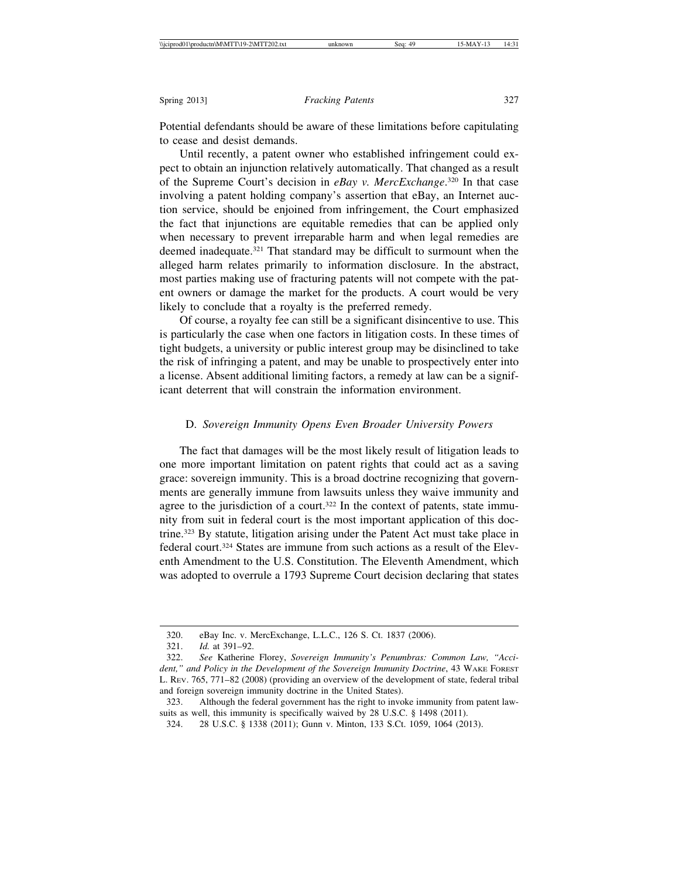Potential defendants should be aware of these limitations before capitulating to cease and desist demands.

Until recently, a patent owner who established infringement could expect to obtain an injunction relatively automatically. That changed as a result of the Supreme Court's decision in *eBay v. MercExchange*.[320] In that case involving a patent holding company's assertion that eBay, an Internet auction service, should be enjoined from infringement, the Court emphasized the fact that injunctions are equitable remedies that can be applied only when necessary to prevent irreparable harm and when legal remedies are deemed inadequate.[321] That standard may be difficult to surmount when the alleged harm relates primarily to information disclosure. In the abstract, most parties making use of fracturing patents will not compete with the patent owners or damage the market for the products. A court would be very likely to conclude that a royalty is the preferred remedy.

Of course, a royalty fee can still be a significant disincentive to use. This is particularly the case when one factors in litigation costs. In these times of tight budgets, a university or public interest group may be disinclined to take the risk of infringing a patent, and may be unable to prospectively enter into a license. Absent additional limiting factors, a remedy at law can be a significant deterrent that will constrain the information environment.

### D. *Sovereign Immunity Opens Even Broader University Powers*

The fact that damages will be the most likely result of litigation leads to one more important limitation on patent rights that could act as a saving grace: sovereign immunity. This is a broad doctrine recognizing that governments are generally immune from lawsuits unless they waive immunity and agree to the jurisdiction of a court.[322] In the context of patents, state immunity from suit in federal court is the most important application of this doctrine.[323] By statute, litigation arising under the Patent Act must take place in federal court.[324] States are immune from such actions as a result of the Eleventh Amendment to the U.S. Constitution. The Eleventh Amendment, which was adopted to overrule a 1793 Supreme Court decision declaring that states

---

320. eBay Inc. v. MercExchange, L.L.C., 126 S. Ct. 1837 (2006).

321. *Id.* at 391–92.

322. *See* Katherine Florey, *Sovereign Immunity's Penumbras: Common Law, "Accident," and Policy in the Development of the Sovereign Immunity Doctrine*, 43 Wake Forest L. Rev. 765, 771–82 (2008) (providing an overview of the development of state, federal tribal and foreign sovereign immunity doctrine in the United States).

323. Although the federal government has the right to invoke immunity from patent lawsuits as well, this immunity is specifically waived by 28 U.S.C. § 1498 (2011).

324. 28 U.S.C. § 1338 (2011); Gunn v. Minton, 133 S.Ct. 1059, 1064 (2013).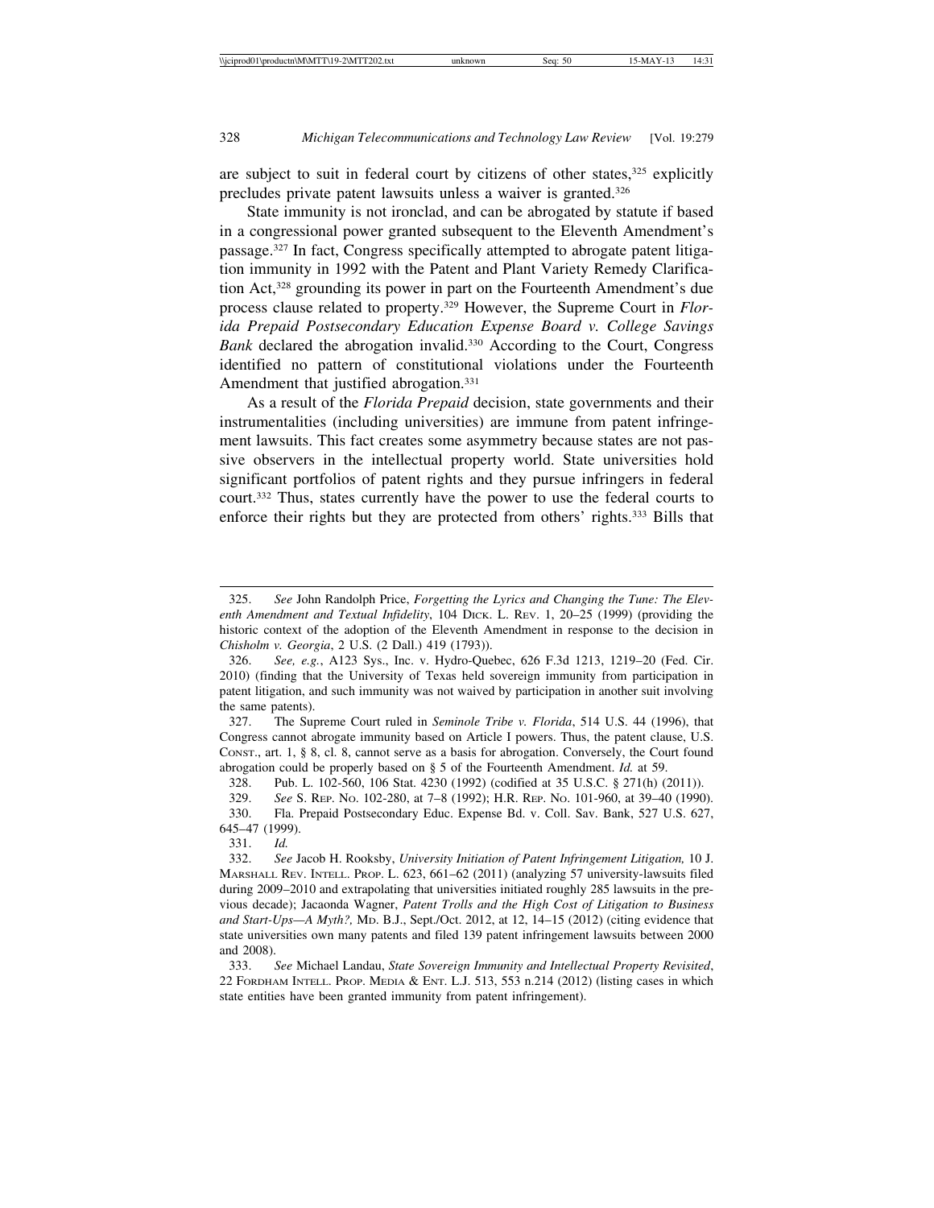are subject to suit in federal court by citizens of other states,[325] explicitly precludes private patent lawsuits unless a waiver is granted.[326]

State immunity is not ironclad, and can be abrogated by statute if based in a congressional power granted subsequent to the Eleventh Amendment's passage.[327] In fact, Congress specifically attempted to abrogate patent litigation immunity in 1992 with the Patent and Plant Variety Remedy Clarification Act,[328] grounding its power in part on the Fourteenth Amendment's due process clause related to property.[329] However, the Supreme Court in *Florida Prepaid Postsecondary Education Expense Board v. College Savings Bank* declared the abrogation invalid.[330] According to the Court, Congress identified no pattern of constitutional violations under the Fourteenth Amendment that justified abrogation.[331]

As a result of the *Florida Prepaid* decision, state governments and their instrumentalities (including universities) are immune from patent infringement lawsuits. This fact creates some asymmetry because states are not passive observers in the intellectual property world. State universities hold significant portfolios of patent rights and they pursue infringers in federal court.[332] Thus, states currently have the power to use the federal courts to enforce their rights but they are protected from others' rights.[333] Bills that

---

325. *See* John Randolph Price, *Forgetting the Lyrics and Changing the Tune: The Eleventh Amendment and Textual Infidelity*, 104 Dick. L. Rev. 1, 20–25 (1999) (providing the historic context of the adoption of the Eleventh Amendment in response to the decision in *Chisholm v. Georgia*, 2 U.S. (2 Dall.) 419 (1793)).

326. *See, e.g.*, A123 Sys., Inc. v. Hydro-Quebec, 626 F.3d 1213, 1219–20 (Fed. Cir. 2010) (finding that the University of Texas held sovereign immunity from participation in patent litigation, and such immunity was not waived by participation in another suit involving the same patents).

327. The Supreme Court ruled in *Seminole Tribe v. Florida*, 514 U.S. 44 (1996), that Congress cannot abrogate immunity based on Article I powers. Thus, the patent clause, U.S. Const., art. 1, § 8, cl. 8, cannot serve as a basis for abrogation. Conversely, the Court found abrogation could be properly based on § 5 of the Fourteenth Amendment. *Id.* at 59.

328. Pub. L. 102-560, 106 Stat. 4230 (1992) (codified at 35 U.S.C. § 271(h) (2011)).

329. *See* S. Rep. No. 102-280, at 7–8 (1992); H.R. Rep. No. 101-960, at 39–40 (1990).

330. Fla. Prepaid Postsecondary Educ. Expense Bd. v. Coll. Sav. Bank, 527 U.S. 627, 645–47 (1999).

331. *Id.*

332. *See* Jacob H. Rooksby, *University Initiation of Patent Infringement Litigation,* 10 J. Marshall Rev. Intell. Prop. L. 623, 661–62 (2011) (analyzing 57 university-lawsuits filed during 2009–2010 and extrapolating that universities initiated roughly 285 lawsuits in the previous decade); Jacaonda Wagner, *Patent Trolls and the High Cost of Litigation to Business and Start-Ups—A Myth?,* Md. B.J., Sept./Oct. 2012, at 12, 14–15 (2012) (citing evidence that state universities own many patents and filed 139 patent infringement lawsuits between 2000 and 2008).

333. *See* Michael Landau, *State Sovereign Immunity and Intellectual Property Revisited*, 22 Fordham Intell. Prop. Media & Ent. L.J. 513, 553 n.214 (2012) (listing cases in which state entities have been granted immunity from patent infringement).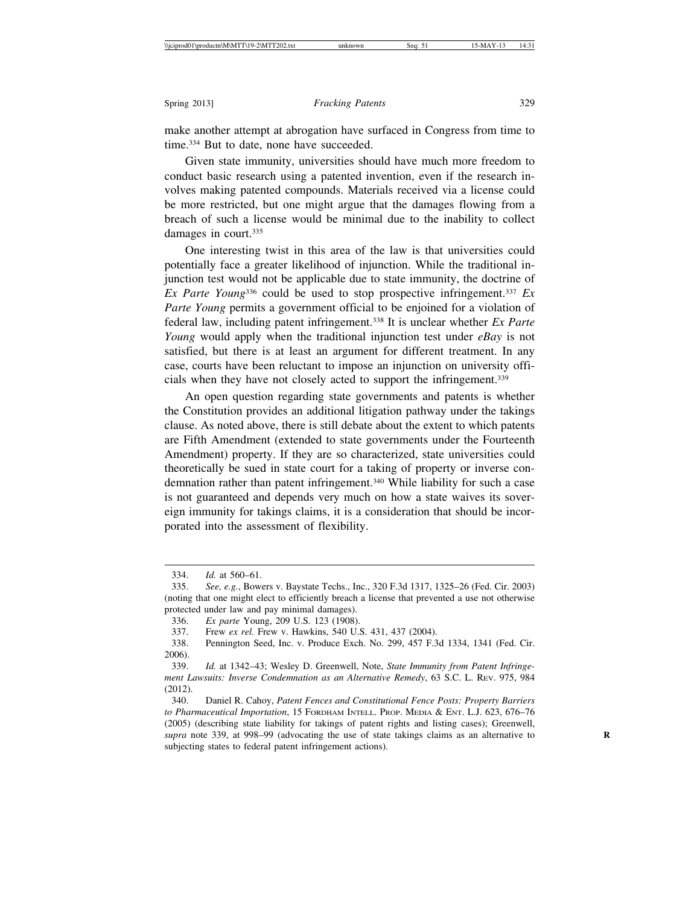make another attempt at abrogation have surfaced in Congress from time to time.[334] But to date, none have succeeded.

Given state immunity, universities should have much more freedom to conduct basic research using a patented invention, even if the research involves making patented compounds. Materials received via a license could be more restricted, but one might argue that the damages flowing from a breach of such a license would be minimal due to the inability to collect damages in court.[335]

One interesting twist in this area of the law is that universities could potentially face a greater likelihood of injunction. While the traditional injunction test would not be applicable due to state immunity, the doctrine of *Ex Parte Young*[336] could be used to stop prospective infringement.[337] *Ex Parte Young* permits a government official to be enjoined for a violation of federal law, including patent infringement.[338] It is unclear whether *Ex Parte Young* would apply when the traditional injunction test under *eBay* is not satisfied, but there is at least an argument for different treatment. In any case, courts have been reluctant to impose an injunction on university officials when they have not closely acted to support the infringement.[339]

An open question regarding state governments and patents is whether the Constitution provides an additional litigation pathway under the takings clause. As noted above, there is still debate about the extent to which patents are Fifth Amendment (extended to state governments under the Fourteenth Amendment) property. If they are so characterized, state universities could theoretically be sued in state court for a taking of property or inverse condemnation rather than patent infringement.[340] While liability for such a case is not guaranteed and depends very much on how a state waives its sovereign immunity for takings claims, it is a consideration that should be incorporated into the assessment of flexibility.

---

334. *Id.* at 560–61.

335. *See, e.g.*, Bowers v. Baystate Techs., Inc., 320 F.3d 1317, 1325–26 (Fed. Cir. 2003) (noting that one might elect to efficiently breach a license that prevented a use not otherwise protected under law and pay minimal damages).

336. *Ex parte* Young, 209 U.S. 123 (1908).

337. Frew *ex rel.* Frew v. Hawkins, 540 U.S. 431, 437 (2004).

338. Pennington Seed, Inc. v. Produce Exch. No. 299, 457 F.3d 1334, 1341 (Fed. Cir. 2006).

339. *Id.* at 1342–43; Wesley D. Greenwell, Note, *State Immunity from Patent Infringement Lawsuits: Inverse Condemnation as an Alternative Remedy*, 63 S.C. L. Rev. 975, 984 (2012).

340. Daniel R. Cahoy, *Patent Fences and Constitutional Fence Posts: Property Barriers to Pharmaceutical Importation*, 15 Fordham Intell. Prop. Media & Ent. L.J. 623, 676–76 (2005) (describing state liability for takings of patent rights and listing cases); Greenwell, *supra* note 339, at 998–99 (advocating the use of state takings claims as an alternative to subjecting states to federal patent infringement actions).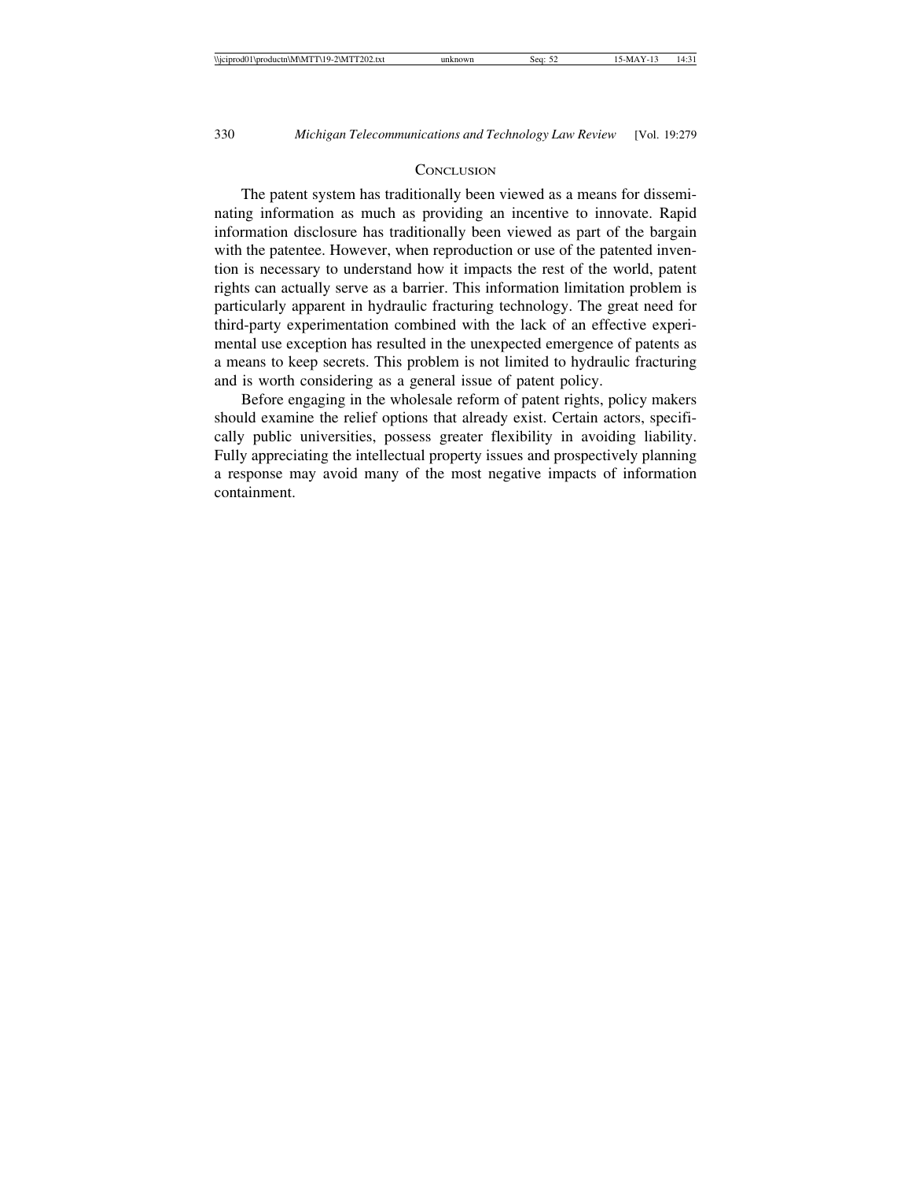## Conclusion

The patent system has traditionally been viewed as a means for disseminating information as much as providing an incentive to innovate. Rapid information disclosure has traditionally been viewed as part of the bargain with the patentee. However, when reproduction or use of the patented invention is necessary to understand how it impacts the rest of the world, patent rights can actually serve as a barrier. This information limitation problem is particularly apparent in hydraulic fracturing technology. The great need for third-party experimentation combined with the lack of an effective experimental use exception has resulted in the unexpected emergence of patents as a means to keep secrets. This problem is not limited to hydraulic fracturing and is worth considering as a general issue of patent policy.

Before engaging in the wholesale reform of patent rights, policy makers should examine the relief options that already exist. Certain actors, specifically public universities, possess greater flexibility in avoiding liability. Fully appreciating the intellectual property issues and prospectively planning a response may avoid many of the most negative impacts of information containment.